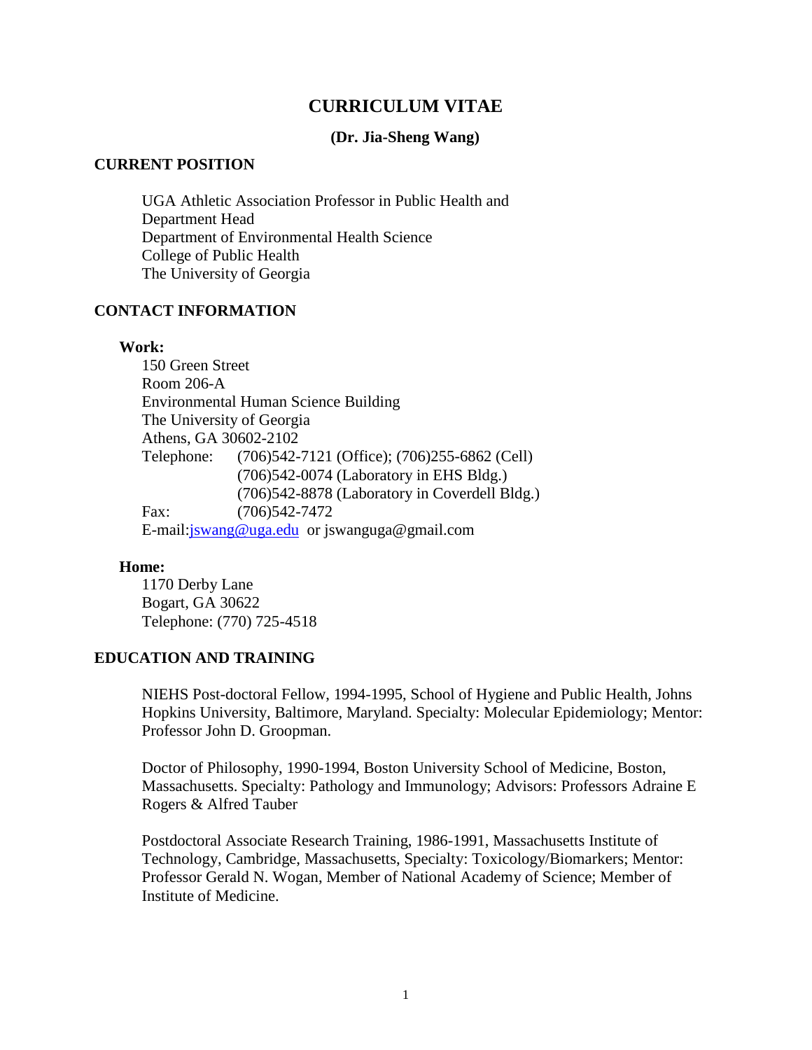# CURRICULUM VITAE

**(Dr. Jia-Sheng Wang)**

## CURRENT POSITION

UGA Athletic Association Professor in Public Health and
Department Head
Department of Environmental Health Science
College of Public Health
The University of Georgia

## CONTACT INFORMATION

**Work:**

150 Green Street
Room 206-A
Environmental Human Science Building
The University of Georgia
Athens, GA 30602-2102
Telephone: (706)542-7121 (Office); (706)255-6862 (Cell)
(706)542-0074 (Laboratory in EHS Bldg.)
(706)542-8878 (Laboratory in Coverdell Bldg.)
Fax: (706)542-7472
E-mail:jswang@uga.edu or jswanguga@gmail.com

**Home:**

1170 Derby Lane
Bogart, GA 30622
Telephone: (770) 725-4518

## EDUCATION AND TRAINING

NIEHS Post-doctoral Fellow, 1994-1995, School of Hygiene and Public Health, Johns Hopkins University, Baltimore, Maryland. Specialty: Molecular Epidemiology; Mentor: Professor John D. Groopman.

Doctor of Philosophy, 1990-1994, Boston University School of Medicine, Boston, Massachusetts. Specialty: Pathology and Immunology; Advisors: Professors Adraine E Rogers & Alfred Tauber

Postdoctoral Associate Research Training, 1986-1991, Massachusetts Institute of Technology, Cambridge, Massachusetts, Specialty: Toxicology/Biomarkers; Mentor: Professor Gerald N. Wogan, Member of National Academy of Science; Member of Institute of Medicine.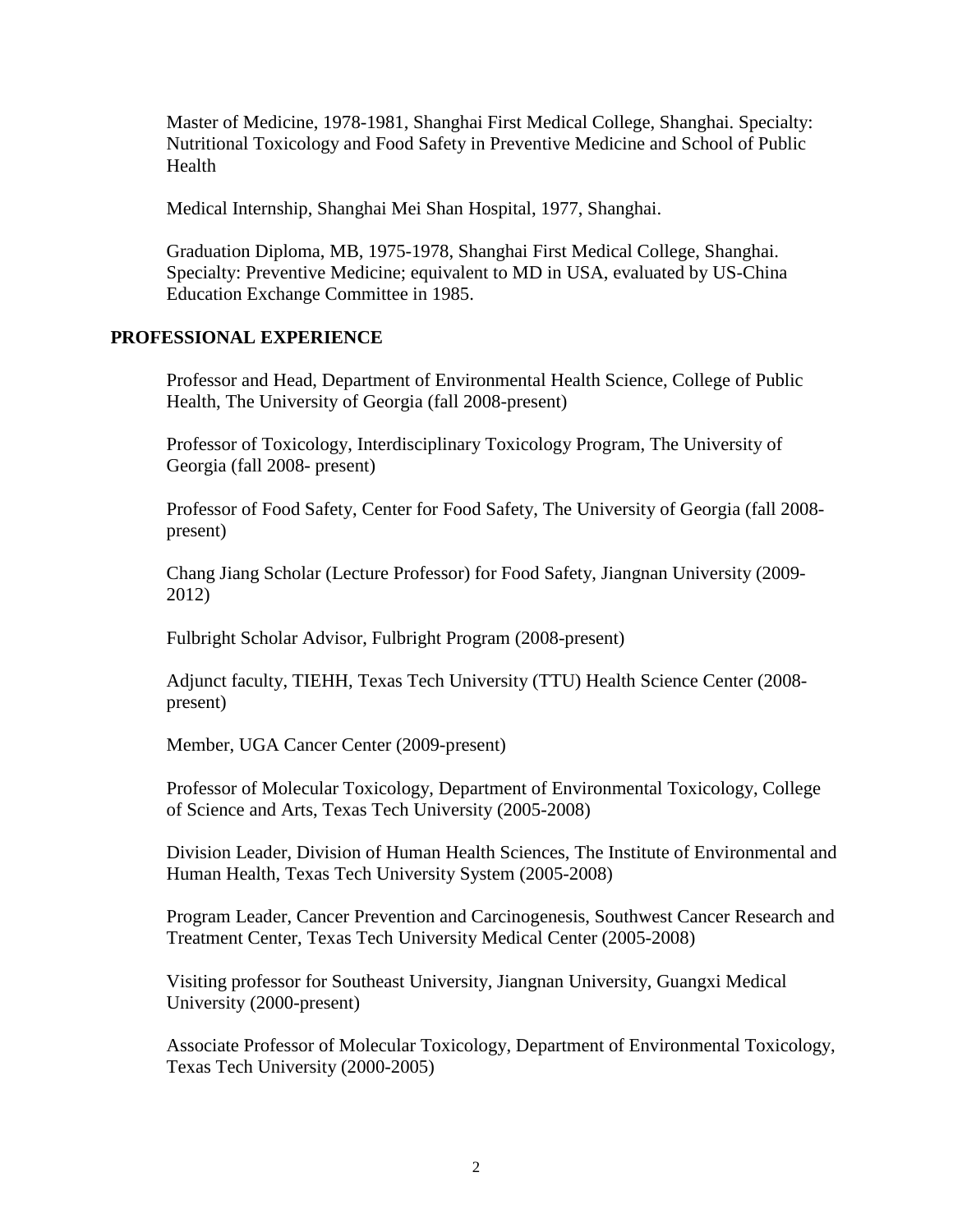Master of Medicine, 1978-1981, Shanghai First Medical College, Shanghai. Specialty: Nutritional Toxicology and Food Safety in Preventive Medicine and School of Public Health

Medical Internship, Shanghai Mei Shan Hospital, 1977, Shanghai.

Graduation Diploma, MB, 1975-1978, Shanghai First Medical College, Shanghai. Specialty: Preventive Medicine; equivalent to MD in USA, evaluated by US-China Education Exchange Committee in 1985.

## PROFESSIONAL EXPERIENCE

Professor and Head, Department of Environmental Health Science, College of Public Health, The University of Georgia (fall 2008-present)

Professor of Toxicology, Interdisciplinary Toxicology Program, The University of Georgia (fall 2008- present)

Professor of Food Safety, Center for Food Safety, The University of Georgia (fall 2008-present)

Chang Jiang Scholar (Lecture Professor) for Food Safety, Jiangnan University (2009-2012)

Fulbright Scholar Advisor, Fulbright Program (2008-present)

Adjunct faculty, TIEHH, Texas Tech University (TTU) Health Science Center (2008-present)

Member, UGA Cancer Center (2009-present)

Professor of Molecular Toxicology, Department of Environmental Toxicology, College of Science and Arts, Texas Tech University (2005-2008)

Division Leader, Division of Human Health Sciences, The Institute of Environmental and Human Health, Texas Tech University System (2005-2008)

Program Leader, Cancer Prevention and Carcinogenesis, Southwest Cancer Research and Treatment Center, Texas Tech University Medical Center (2005-2008)

Visiting professor for Southeast University, Jiangnan University, Guangxi Medical University (2000-present)

Associate Professor of Molecular Toxicology, Department of Environmental Toxicology, Texas Tech University (2000-2005)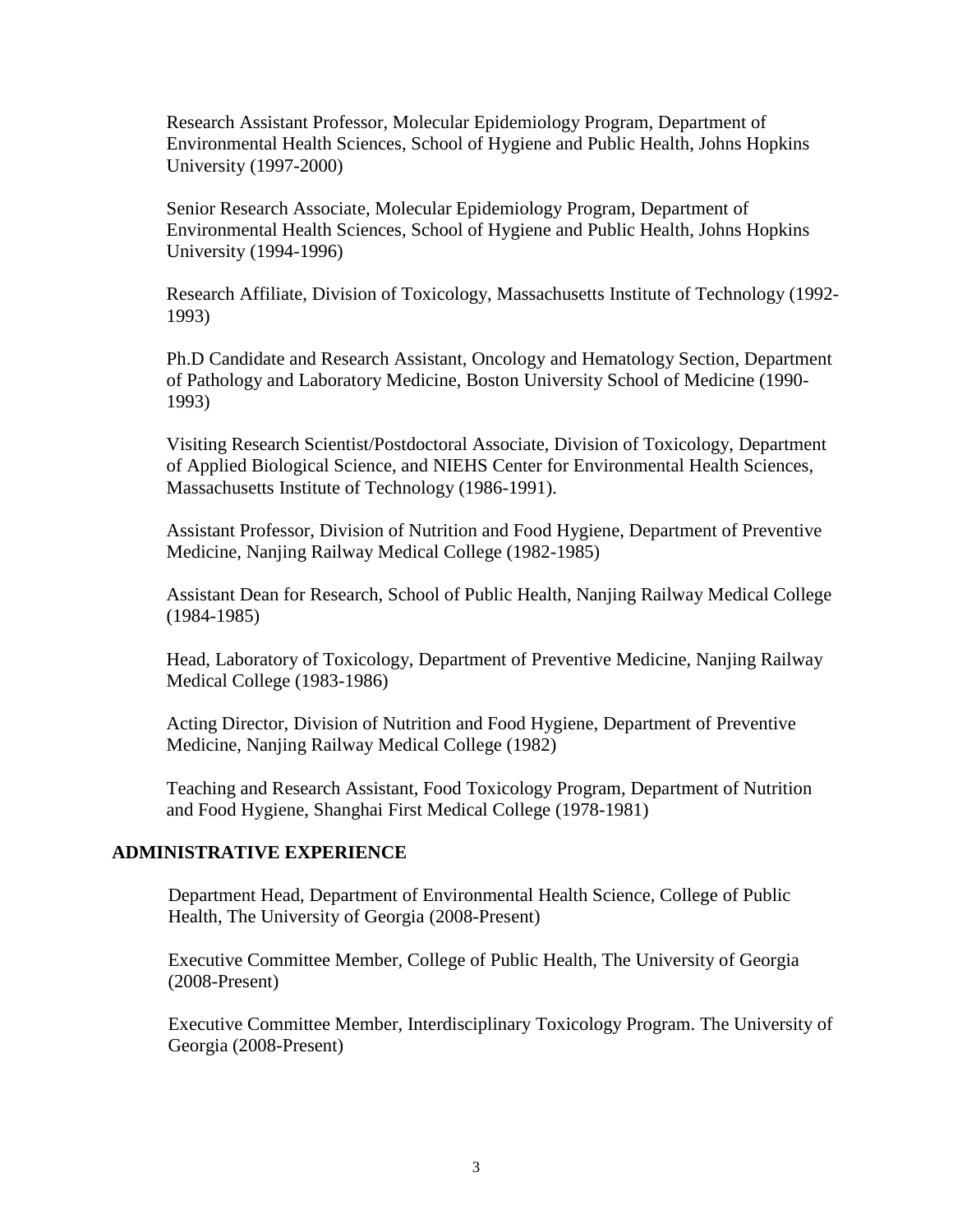Research Assistant Professor, Molecular Epidemiology Program, Department of Environmental Health Sciences, School of Hygiene and Public Health, Johns Hopkins University (1997-2000)

Senior Research Associate, Molecular Epidemiology Program, Department of Environmental Health Sciences, School of Hygiene and Public Health, Johns Hopkins University (1994-1996)

Research Affiliate, Division of Toxicology, Massachusetts Institute of Technology (1992-1993)

Ph.D Candidate and Research Assistant, Oncology and Hematology Section, Department of Pathology and Laboratory Medicine, Boston University School of Medicine (1990-1993)

Visiting Research Scientist/Postdoctoral Associate, Division of Toxicology, Department of Applied Biological Science, and NIEHS Center for Environmental Health Sciences, Massachusetts Institute of Technology (1986-1991).

Assistant Professor, Division of Nutrition and Food Hygiene, Department of Preventive Medicine, Nanjing Railway Medical College (1982-1985)

Assistant Dean for Research, School of Public Health, Nanjing Railway Medical College (1984-1985)

Head, Laboratory of Toxicology, Department of Preventive Medicine, Nanjing Railway Medical College (1983-1986)

Acting Director, Division of Nutrition and Food Hygiene, Department of Preventive Medicine, Nanjing Railway Medical College (1982)

Teaching and Research Assistant, Food Toxicology Program, Department of Nutrition and Food Hygiene, Shanghai First Medical College (1978-1981)

## ADMINISTRATIVE EXPERIENCE

Department Head, Department of Environmental Health Science, College of Public Health, The University of Georgia (2008-Present)

Executive Committee Member, College of Public Health, The University of Georgia (2008-Present)

Executive Committee Member, Interdisciplinary Toxicology Program. The University of Georgia (2008-Present)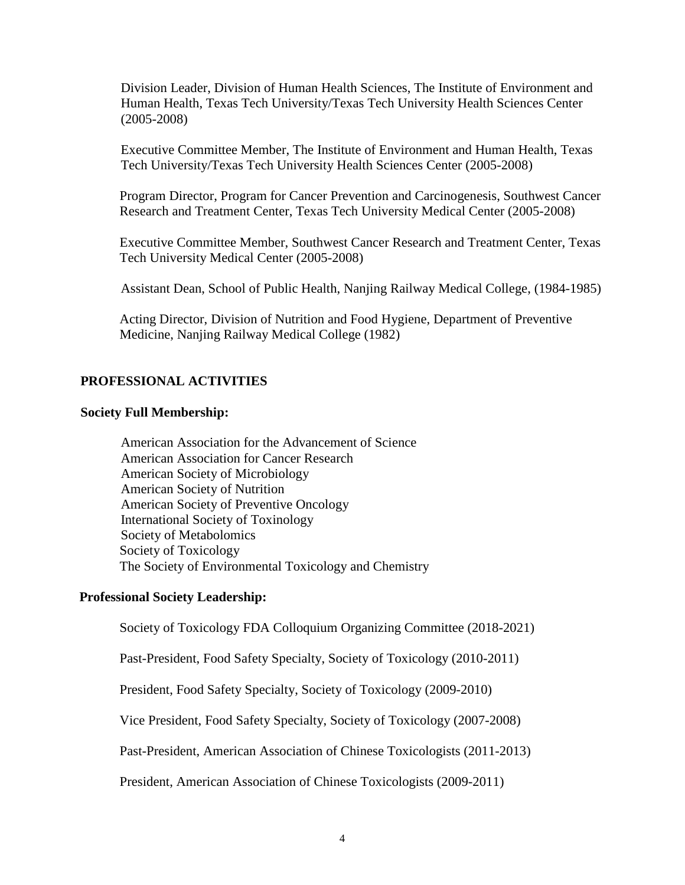Division Leader, Division of Human Health Sciences, The Institute of Environment and Human Health, Texas Tech University/Texas Tech University Health Sciences Center (2005-2008)

Executive Committee Member, The Institute of Environment and Human Health, Texas Tech University/Texas Tech University Health Sciences Center (2005-2008)

Program Director, Program for Cancer Prevention and Carcinogenesis, Southwest Cancer Research and Treatment Center, Texas Tech University Medical Center (2005-2008)

Executive Committee Member, Southwest Cancer Research and Treatment Center, Texas Tech University Medical Center (2005-2008)

Assistant Dean, School of Public Health, Nanjing Railway Medical College, (1984-1985)

Acting Director, Division of Nutrition and Food Hygiene, Department of Preventive Medicine, Nanjing Railway Medical College (1982)

## PROFESSIONAL ACTIVITIES

### Society Full Membership:

American Association for the Advancement of Science
American Association for Cancer Research
American Society of Microbiology
American Society of Nutrition
American Society of Preventive Oncology
International Society of Toxinology
Society of Metabolomics
Society of Toxicology
The Society of Environmental Toxicology and Chemistry

### Professional Society Leadership:

Society of Toxicology FDA Colloquium Organizing Committee (2018-2021)

Past-President, Food Safety Specialty, Society of Toxicology (2010-2011)

President, Food Safety Specialty, Society of Toxicology (2009-2010)

Vice President, Food Safety Specialty, Society of Toxicology (2007-2008)

Past-President, American Association of Chinese Toxicologists (2011-2013)

President, American Association of Chinese Toxicologists (2009-2011)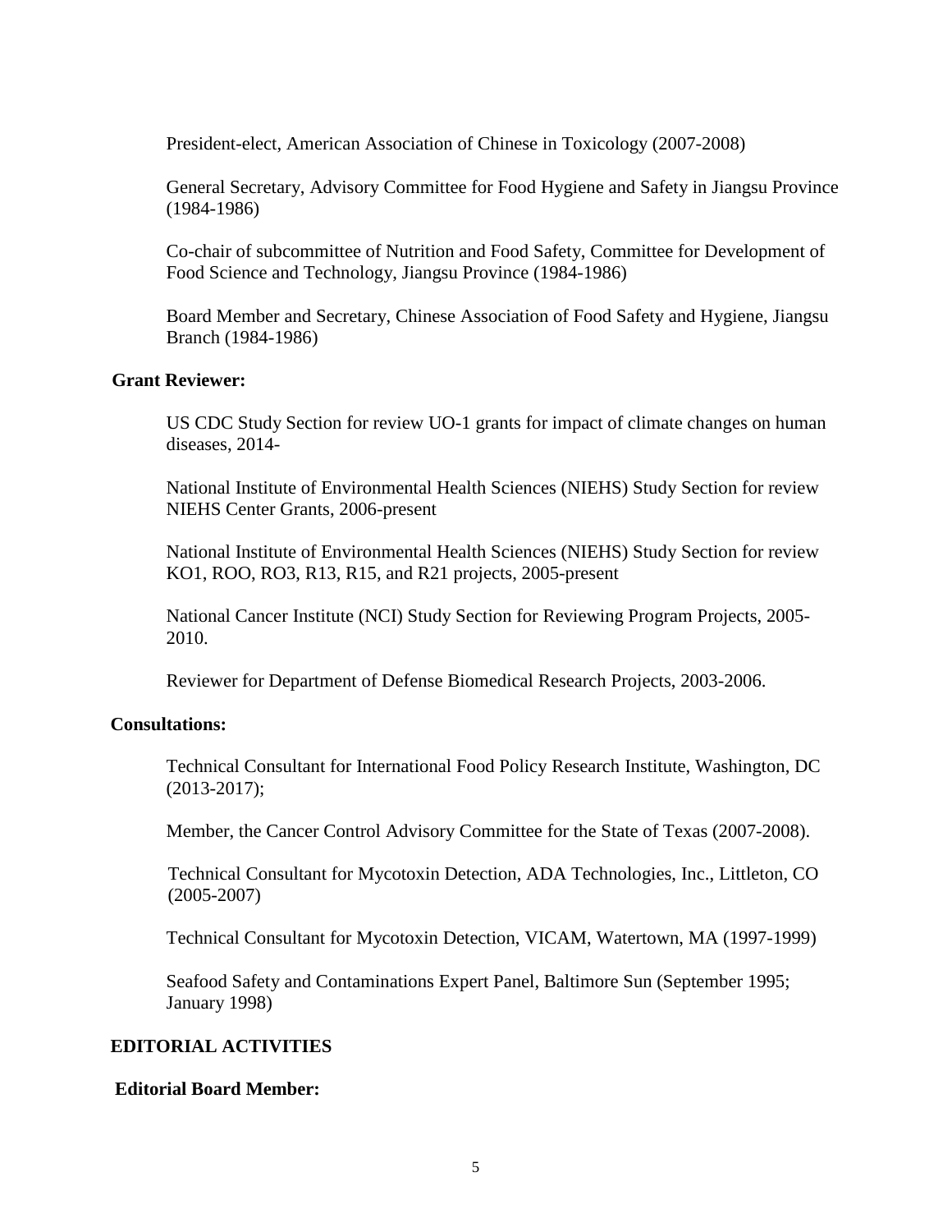President-elect, American Association of Chinese in Toxicology (2007-2008)

General Secretary, Advisory Committee for Food Hygiene and Safety in Jiangsu Province (1984-1986)

Co-chair of subcommittee of Nutrition and Food Safety, Committee for Development of Food Science and Technology, Jiangsu Province (1984-1986)

Board Member and Secretary, Chinese Association of Food Safety and Hygiene, Jiangsu Branch (1984-1986)

**Grant Reviewer:**

US CDC Study Section for review UO-1 grants for impact of climate changes on human diseases, 2014-

National Institute of Environmental Health Sciences (NIEHS) Study Section for review NIEHS Center Grants, 2006-present

National Institute of Environmental Health Sciences (NIEHS) Study Section for review KO1, ROO, RO3, R13, R15, and R21 projects, 2005-present

National Cancer Institute (NCI) Study Section for Reviewing Program Projects, 2005-2010.

Reviewer for Department of Defense Biomedical Research Projects, 2003-2006.

**Consultations:**

Technical Consultant for International Food Policy Research Institute, Washington, DC (2013-2017);

Member, the Cancer Control Advisory Committee for the State of Texas (2007-2008).

Technical Consultant for Mycotoxin Detection, ADA Technologies, Inc., Littleton, CO (2005-2007)

Technical Consultant for Mycotoxin Detection, VICAM, Watertown, MA (1997-1999)

Seafood Safety and Contaminations Expert Panel, Baltimore Sun (September 1995; January 1998)

## EDITORIAL ACTIVITIES

**Editorial Board Member:**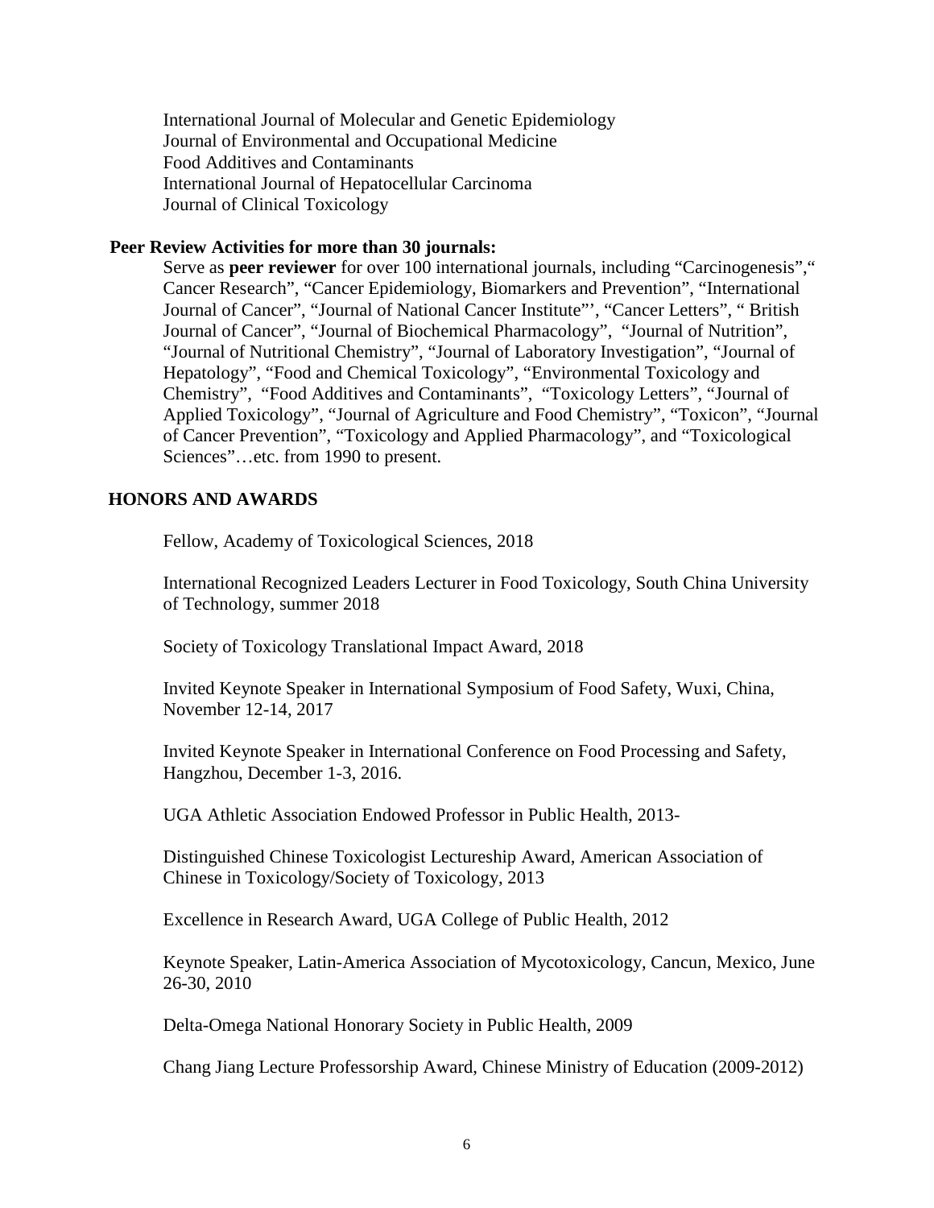International Journal of Molecular and Genetic Epidemiology
Journal of Environmental and Occupational Medicine
Food Additives and Contaminants
International Journal of Hepatocellular Carcinoma
Journal of Clinical Toxicology

**Peer Review Activities for more than 30 journals:**

Serve as **peer reviewer** for over 100 international journals, including “Carcinogenesis”,“ Cancer Research”, “Cancer Epidemiology, Biomarkers and Prevention”, “International Journal of Cancer”, “Journal of National Cancer Institute”’, “Cancer Letters”, “ British Journal of Cancer”, “Journal of Biochemical Pharmacology”, “Journal of Nutrition”, “Journal of Nutritional Chemistry”, “Journal of Laboratory Investigation”, “Journal of Hepatology”, “Food and Chemical Toxicology”, “Environmental Toxicology and Chemistry”, “Food Additives and Contaminants”, “Toxicology Letters”, “Journal of Applied Toxicology”, “Journal of Agriculture and Food Chemistry”, “Toxicon”, “Journal of Cancer Prevention”, “Toxicology and Applied Pharmacology”, and “Toxicological Sciences”…etc. from 1990 to present.

## HONORS AND AWARDS

Fellow, Academy of Toxicological Sciences, 2018

International Recognized Leaders Lecturer in Food Toxicology, South China University of Technology, summer 2018

Society of Toxicology Translational Impact Award, 2018

Invited Keynote Speaker in International Symposium of Food Safety, Wuxi, China, November 12-14, 2017

Invited Keynote Speaker in International Conference on Food Processing and Safety, Hangzhou, December 1-3, 2016.

UGA Athletic Association Endowed Professor in Public Health, 2013-

Distinguished Chinese Toxicologist Lectureship Award, American Association of Chinese in Toxicology/Society of Toxicology, 2013

Excellence in Research Award, UGA College of Public Health, 2012

Keynote Speaker, Latin-America Association of Mycotoxicology, Cancun, Mexico, June 26-30, 2010

Delta-Omega National Honorary Society in Public Health, 2009

Chang Jiang Lecture Professorship Award, Chinese Ministry of Education (2009-2012)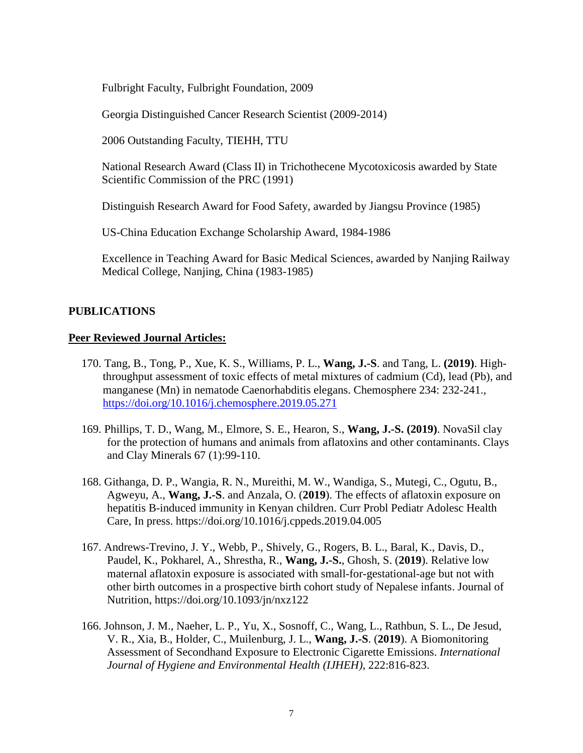Fulbright Faculty, Fulbright Foundation, 2009

Georgia Distinguished Cancer Research Scientist (2009-2014)

2006 Outstanding Faculty, TIEHH, TTU

National Research Award (Class II) in Trichothecene Mycotoxicosis awarded by State Scientific Commission of the PRC (1991)

Distinguish Research Award for Food Safety, awarded by Jiangsu Province (1985)

US-China Education Exchange Scholarship Award, 1984-1986

Excellence in Teaching Award for Basic Medical Sciences, awarded by Nanjing Railway Medical College, Nanjing, China (1983-1985)

## PUBLICATIONS

### Peer Reviewed Journal Articles:

170. Tang, B., Tong, P., Xue, K. S., Williams, P. L., **Wang, J.-S**. and Tang, L. **(2019)**. High-throughput assessment of toxic effects of metal mixtures of cadmium (Cd), lead (Pb), and manganese (Mn) in nematode Caenorhabditis elegans. Chemosphere 234: 232-241., https://doi.org/10.1016/j.chemosphere.2019.05.271

169. Phillips, T. D., Wang, M., Elmore, S. E., Hearon, S., **Wang, J.-S. (2019)**. NovaSil clay for the protection of humans and animals from aflatoxins and other contaminants. Clays and Clay Minerals 67 (1):99-110.

168. Githanga, D. P., Wangia, R. N., Mureithi, M. W., Wandiga, S., Mutegi, C., Ogutu, B., Agweyu, A., **Wang, J.-S**. and Anzala, O. (**2019**). The effects of aflatoxin exposure on hepatitis B-induced immunity in Kenyan children. Curr Probl Pediatr Adolesc Health Care, In press. https://doi.org/10.1016/j.cppeds.2019.04.005

167. Andrews-Trevino, J. Y., Webb, P., Shively, G., Rogers, B. L., Baral, K., Davis, D., Paudel, K., Pokharel, A., Shrestha, R., **Wang, J.-S.**, Ghosh, S. (**2019**). Relative low maternal aflatoxin exposure is associated with small-for-gestational-age but not with other birth outcomes in a prospective birth cohort study of Nepalese infants. Journal of Nutrition, https://doi.org/10.1093/jn/nxz122

166. Johnson, J. M., Naeher, L. P., Yu, X., Sosnoff, C., Wang, L., Rathbun, S. L., De Jesud, V. R., Xia, B., Holder, C., Muilenburg, J. L., **Wang, J.-S**. (**2019**). A Biomonitoring Assessment of Secondhand Exposure to Electronic Cigarette Emissions. *International Journal of Hygiene and Environmental Health (IJHEH)*, 222:816-823.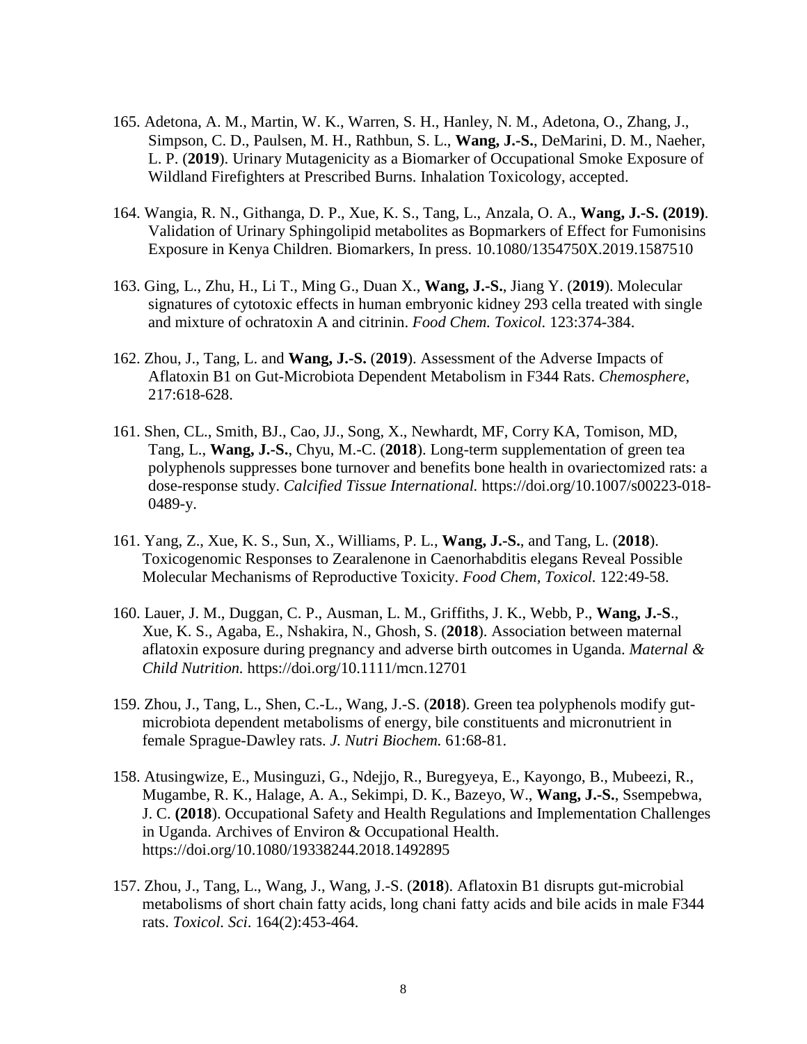165. Adetona, A. M., Martin, W. K., Warren, S. H., Hanley, N. M., Adetona, O., Zhang, J., Simpson, C. D., Paulsen, M. H., Rathbun, S. L., **Wang, J.-S.**, DeMarini, D. M., Naeher, L. P. (**2019**). Urinary Mutagenicity as a Biomarker of Occupational Smoke Exposure of Wildland Firefighters at Prescribed Burns. Inhalation Toxicology, accepted.

164. Wangia, R. N., Githanga, D. P., Xue, K. S., Tang, L., Anzala, O. A., **Wang, J.-S. (2019)**. Validation of Urinary Sphingolipid metabolites as Bopmarkers of Effect for Fumonisins Exposure in Kenya Children. Biomarkers, In press. 10.1080/1354750X.2019.1587510

163. Ging, L., Zhu, H., Li T., Ming G., Duan X., **Wang, J.-S.**, Jiang Y. (**2019**). Molecular signatures of cytotoxic effects in human embryonic kidney 293 cella treated with single and mixture of ochratoxin A and citrinin. *Food Chem. Toxicol.* 123:374-384.

162. Zhou, J., Tang, L. and **Wang, J.-S.** (**2019**). Assessment of the Adverse Impacts of Aflatoxin B1 on Gut-Microbiota Dependent Metabolism in F344 Rats. *Chemosphere*, 217:618-628.

161. Shen, CL., Smith, BJ., Cao, JJ., Song, X., Newhardt, MF, Corry KA, Tomison, MD, Tang, L., **Wang, J.-S.**, Chyu, M.-C. (**2018**). Long-term supplementation of green tea polyphenols suppresses bone turnover and benefits bone health in ovariectomized rats: a dose-response study. *Calcified Tissue International.* https://doi.org/10.1007/s00223-018-0489-y.

161. Yang, Z., Xue, K. S., Sun, X., Williams, P. L., **Wang, J.-S.**, and Tang, L. (**2018**). Toxicogenomic Responses to Zearalenone in Caenorhabditis elegans Reveal Possible Molecular Mechanisms of Reproductive Toxicity. *Food Chem, Toxicol.* 122:49-58.

160. Lauer, J. M., Duggan, C. P., Ausman, L. M., Griffiths, J. K., Webb, P., **Wang, J.-S**., Xue, K. S., Agaba, E., Nshakira, N., Ghosh, S. (**2018**). Association between maternal aflatoxin exposure during pregnancy and adverse birth outcomes in Uganda. *Maternal & Child Nutrition.* https://doi.org/10.1111/mcn.12701

159. Zhou, J., Tang, L., Shen, C.-L., Wang, J.-S. (**2018**). Green tea polyphenols modify gut-microbiota dependent metabolisms of energy, bile constituents and micronutrient in female Sprague-Dawley rats. *J. Nutri Biochem.* 61:68-81.

158. Atusingwize, E., Musinguzi, G., Ndejjo, R., Buregyeya, E., Kayongo, B., Mubeezi, R., Mugambe, R. K., Halage, A. A., Sekimpi, D. K., Bazeyo, W., **Wang, J.-S.**, Ssempebwa, J. C. **(2018**). Occupational Safety and Health Regulations and Implementation Challenges in Uganda. Archives of Environ & Occupational Health. https://doi.org/10.1080/19338244.2018.1492895

157. Zhou, J., Tang, L., Wang, J., Wang, J.-S. (**2018**). Aflatoxin B1 disrupts gut-microbial metabolisms of short chain fatty acids, long chani fatty acids and bile acids in male F344 rats. *Toxicol. Sci*. 164(2):453-464.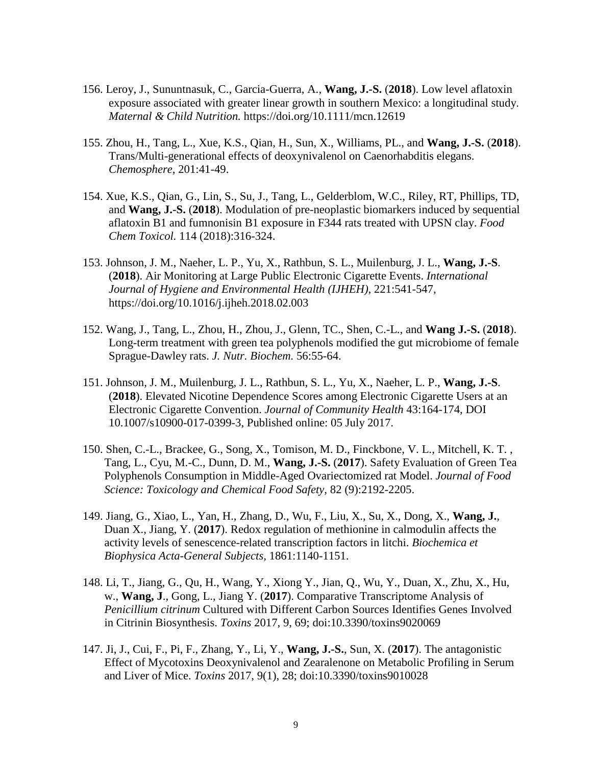156. Leroy, J., Sununtnasuk, C., Garcia-Guerra, A., **Wang, J.-S.** (**2018**). Low level aflatoxin exposure associated with greater linear growth in southern Mexico: a longitudinal study. *Maternal & Child Nutrition.* https://doi.org/10.1111/mcn.12619

155. Zhou, H., Tang, L., Xue, K.S., Qian, H., Sun, X., Williams, PL., and **Wang, J.-S.** (**2018**). Trans/Multi-generational effects of deoxynivalenol on Caenorhabditis elegans. *Chemosphere*, 201:41-49.

154. Xue, K.S., Qian, G., Lin, S., Su, J., Tang, L., Gelderblom, W.C., Riley, RT, Phillips, TD, and **Wang, J.-S.** (**2018**). Modulation of pre-neoplastic biomarkers induced by sequential aflatoxin B1 and fumnonisin B1 exposure in F344 rats treated with UPSN clay. *Food Chem Toxicol.* 114 (2018):316-324.

153. Johnson, J. M., Naeher, L. P., Yu, X., Rathbun, S. L., Muilenburg, J. L., **Wang, J.-S**. (**2018**). Air Monitoring at Large Public Electronic Cigarette Events. *International Journal of Hygiene and Environmental Health (IJHEH)*, 221:541-547, https://doi.org/10.1016/j.ijheh.2018.02.003

152. Wang, J., Tang, L., Zhou, H., Zhou, J., Glenn, TC., Shen, C.-L., and **Wang J.-S.** (**2018**). Long-term treatment with green tea polyphenols modified the gut microbiome of female Sprague-Dawley rats. *J. Nutr. Biochem.* 56:55-64.

151. Johnson, J. M., Muilenburg, J. L., Rathbun, S. L., Yu, X., Naeher, L. P., **Wang, J.-S**. (**2018**). Elevated Nicotine Dependence Scores among Electronic Cigarette Users at an Electronic Cigarette Convention. *Journal of Community Health* 43:164-174, DOI 10.1007/s10900-017-0399-3, Published online: 05 July 2017.

150. Shen, C.-L., Brackee, G., Song, X., Tomison, M. D., Finckbone, V. L., Mitchell, K. T. , Tang, L., Cyu, M.-C., Dunn, D. M., **Wang, J.-S.** (**2017**). Safety Evaluation of Green Tea Polyphenols Consumption in Middle-Aged Ovariectomized rat Model. *Journal of Food Science: Toxicology and Chemical Food Safety*, 82 (9):2192-2205.

149. Jiang, G., Xiao, L., Yan, H., Zhang, D., Wu, F., Liu, X., Su, X., Dong, X., **Wang, J.**, Duan X., Jiang, Y. (**2017**). Redox regulation of methionine in calmodulin affects the activity levels of senescence-related transcription factors in litchi. *Biochemica et Biophysica Acta-General Subjects,* 1861:1140-1151.

148. Li, T., Jiang, G., Qu, H., Wang, Y., Xiong Y., Jian, Q., Wu, Y., Duan, X., Zhu, X., Hu, w., **Wang, J**., Gong, L., Jiang Y. (**2017**). Comparative Transcriptome Analysis of *Penicillium citrinum* Cultured with Different Carbon Sources Identifies Genes Involved in Citrinin Biosynthesis. *Toxins* 2017, 9, 69; doi:10.3390/toxins9020069

147. Ji, J., Cui, F., Pi, F., Zhang, Y., Li, Y., **Wang, J.-S.**, Sun, X. (**2017**). The antagonistic Effect of Mycotoxins Deoxynivalenol and Zearalenone on Metabolic Profiling in Serum and Liver of Mice. *Toxins* 2017, 9(1), 28; doi:10.3390/toxins9010028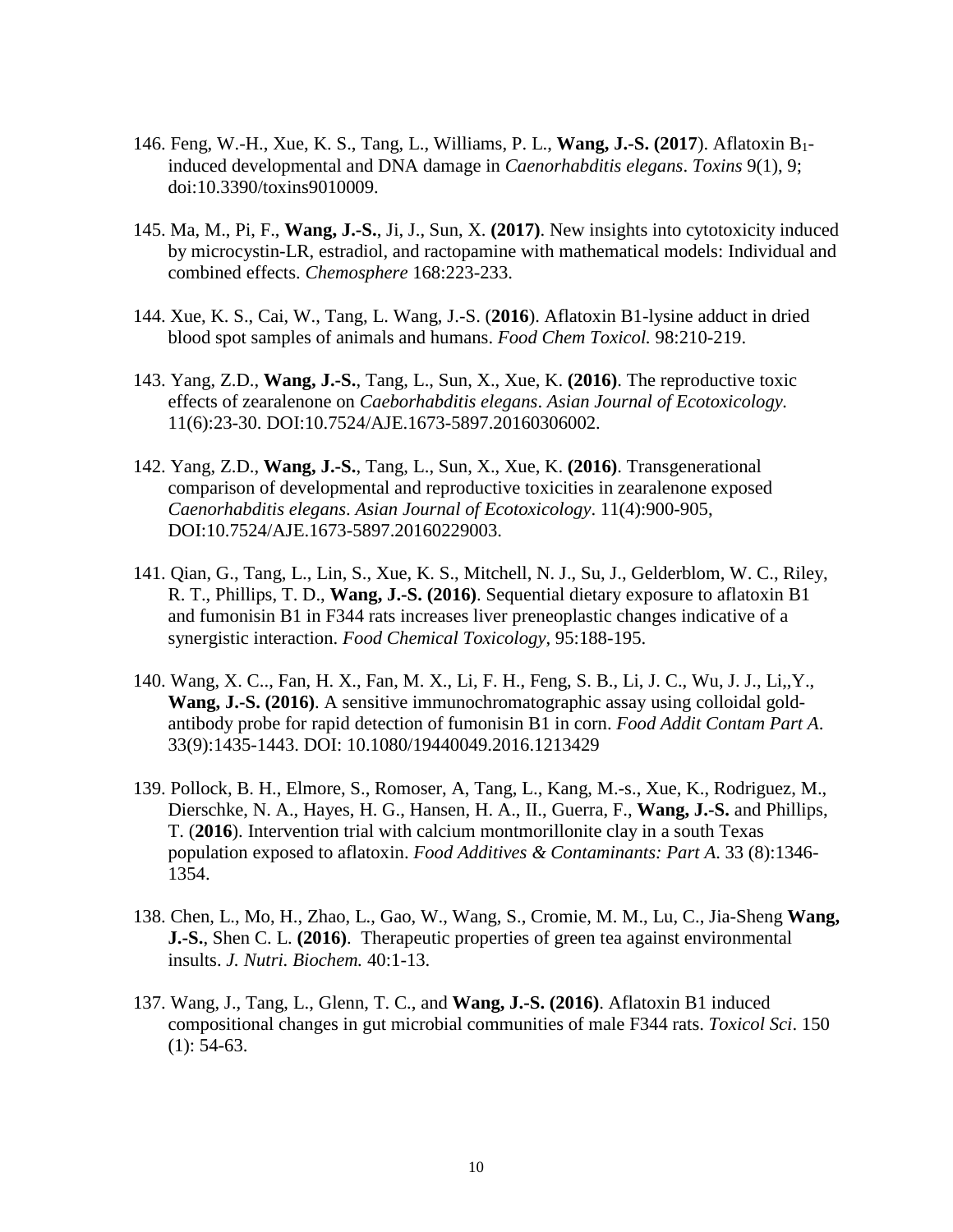146. Feng, W.-H., Xue, K. S., Tang, L., Williams, P. L., **Wang, J.-S. (2017**). Aflatoxin $B_1$-induced developmental and DNA damage in *Caenorhabditis elegans*. *Toxins* 9(1), 9; doi:10.3390/toxins9010009.

145. Ma, M., Pi, F., **Wang, J.-S.**, Ji, J., Sun, X. **(2017)**. New insights into cytotoxicity induced by microcystin-LR, estradiol, and ractopamine with mathematical models: Individual and combined effects. *Chemosphere* 168:223-233.

144. Xue, K. S., Cai, W., Tang, L. Wang, J.-S. (**2016**). Aflatoxin B1-lysine adduct in dried blood spot samples of animals and humans. *Food Chem Toxicol.* 98:210-219.

143. Yang, Z.D., **Wang, J.-S.**, Tang, L., Sun, X., Xue, K. **(2016)**. The reproductive toxic effects of zearalenone on *Caeborhabditis elegans*. *Asian Journal of Ecotoxicology.* 11(6):23-30. DOI:10.7524/AJE.1673-5897.20160306002.

142. Yang, Z.D., **Wang, J.-S.**, Tang, L., Sun, X., Xue, K. **(2016)**. Transgenerational comparison of developmental and reproductive toxicities in zearalenone exposed *Caenorhabditis elegans*. *Asian Journal of Ecotoxicology*. 11(4):900-905, DOI:10.7524/AJE.1673-5897.20160229003.

141. Qian, G., Tang, L., Lin, S., Xue, K. S., Mitchell, N. J., Su, J., Gelderblom, W. C., Riley, R. T., Phillips, T. D., **Wang, J.-S. (2016)**. Sequential dietary exposure to aflatoxin B1 and fumonisin B1 in F344 rats increases liver preneoplastic changes indicative of a synergistic interaction. *Food Chemical Toxicology,* 95:188-195.

140. Wang, X. C.., Fan, H. X., Fan, M. X., Li, F. H., Feng, S. B., Li, J. C., Wu, J. J., Li,,Y., **Wang, J.-S. (2016)**. A sensitive immunochromatographic assay using colloidal gold-antibody probe for rapid detection of fumonisin B1 in corn. *Food Addit Contam Part A*. 33(9):1435-1443. DOI: 10.1080/19440049.2016.1213429

139. Pollock, B. H., Elmore, S., Romoser, A, Tang, L., Kang, M.-s., Xue, K., Rodriguez, M., Dierschke, N. A., Hayes, H. G., Hansen, H. A., II., Guerra, F., **Wang, J.-S.** and Phillips, T. (**2016**). Intervention trial with calcium montmorillonite clay in a south Texas population exposed to aflatoxin. *Food Additives & Contaminants: Part A*. 33 (8):1346-1354.

138. Chen, L., Mo, H., Zhao, L., Gao, W., Wang, S., Cromie, M. M., Lu, C., Jia-Sheng **Wang, J.-S.**, Shen C. L. **(2016)**. Therapeutic properties of green tea against environmental insults. *J. Nutri. Biochem.* 40:1-13.

137. Wang, J., Tang, L., Glenn, T. C., and **Wang, J.-S. (2016)**. Aflatoxin B1 induced compositional changes in gut microbial communities of male F344 rats. *Toxicol Sci*. 150 (1): 54-63.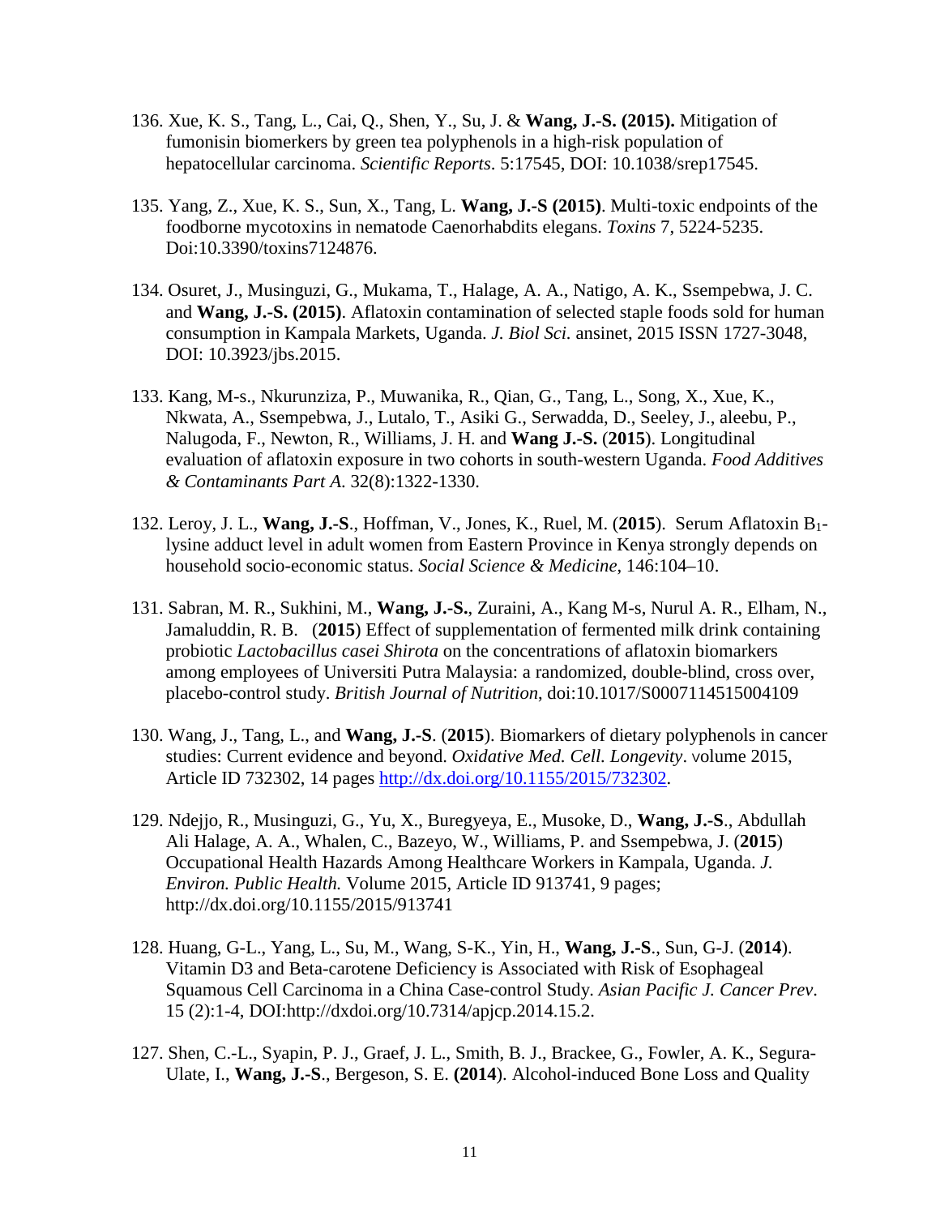136. Xue, K. S., Tang, L., Cai, Q., Shen, Y., Su, J. & **Wang, J.-S. (2015).** Mitigation of fumonisin biomerkers by green tea polyphenols in a high-risk population of hepatocellular carcinoma. *Scientific Reports*. 5:17545, DOI: 10.1038/srep17545.

135. Yang, Z., Xue, K. S., Sun, X., Tang, L. **Wang, J.-S (2015)**. Multi-toxic endpoints of the foodborne mycotoxins in nematode Caenorhabdits elegans. *Toxins* 7, 5224-5235. Doi:10.3390/toxins7124876.

134. Osuret, J., Musinguzi, G., Mukama, T., Halage, A. A., Natigo, A. K., Ssempebwa, J. C. and **Wang, J.-S. (2015)**. Aflatoxin contamination of selected staple foods sold for human consumption in Kampala Markets, Uganda. *J. Biol Sci.* ansinet, 2015 ISSN 1727-3048, DOI: 10.3923/jbs.2015.

133. Kang, M-s., Nkurunziza, P., Muwanika, R., Qian, G., Tang, L., Song, X., Xue, K., Nkwata, A., Ssempebwa, J., Lutalo, T., Asiki G., Serwadda, D., Seeley, J., aleebu, P., Nalugoda, F., Newton, R., Williams, J. H. and **Wang J.-S.** (**2015**). Longitudinal evaluation of aflatoxin exposure in two cohorts in south-western Uganda. *Food Additives & Contaminants Part A.* 32(8):1322-1330.

132. Leroy, J. L., **Wang, J.-S**., Hoffman, V., Jones, K., Ruel, M. (**2015**). Serum Aflatoxin $B_1$-lysine adduct level in adult women from Eastern Province in Kenya strongly depends on household socio-economic status. *Social Science & Medicine*, 146:104–10.

131. Sabran, M. R., Sukhini, M., **Wang, J.-S.**, Zuraini, A., Kang M-s, Nurul A. R., Elham, N., Jamaluddin, R. B. (**2015**) Effect of supplementation of fermented milk drink containing probiotic *Lactobacillus casei Shirota* on the concentrations of aflatoxin biomarkers among employees of Universiti Putra Malaysia: a randomized, double-blind, cross over, placebo-control study. *British Journal of Nutrition*, doi:10.1017/S0007114515004109

130. Wang, J., Tang, L., and **Wang, J.-S**. (**2015**). Biomarkers of dietary polyphenols in cancer studies: Current evidence and beyond. *Oxidative Med. Cell. Longevity*. volume 2015, Article ID 732302, 14 pages http://dx.doi.org/10.1155/2015/732302.

129. Ndejjo, R., Musinguzi, G., Yu, X., Buregyeya, E., Musoke, D., **Wang, J.-S**., Abdullah Ali Halage, A. A., Whalen, C., Bazeyo, W., Williams, P. and Ssempebwa, J. (**2015**) Occupational Health Hazards Among Healthcare Workers in Kampala, Uganda. *J. Environ. Public Health.* Volume 2015, Article ID 913741, 9 pages; http://dx.doi.org/10.1155/2015/913741

128. Huang, G-L., Yang, L., Su, M., Wang, S-K., Yin, H., **Wang, J.-S**., Sun, G-J. (**2014**). Vitamin D3 and Beta-carotene Deficiency is Associated with Risk of Esophageal Squamous Cell Carcinoma in a China Case-control Study. *Asian Pacific J. Cancer Prev*. 15 (2):1-4, DOI:http://dxdoi.org/10.7314/apjcp.2014.15.2.

127. Shen, C.-L., Syapin, P. J., Graef, J. L., Smith, B. J., Brackee, G., Fowler, A. K., Segura-Ulate, I., **Wang, J.-S**., Bergeson, S. E. **(2014**). Alcohol-induced Bone Loss and Quality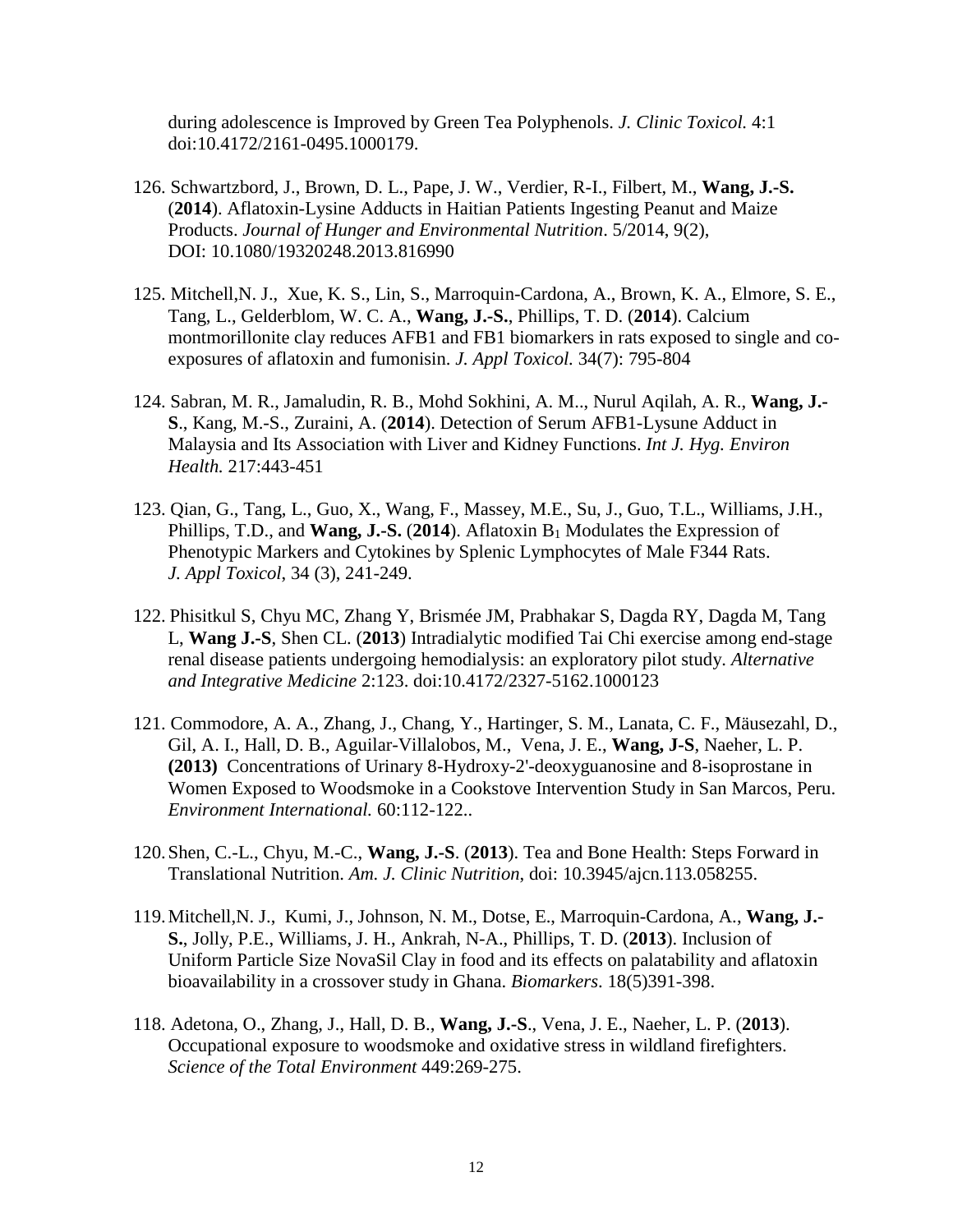during adolescence is Improved by Green Tea Polyphenols. *J. Clinic Toxicol.* 4:1 doi:10.4172/2161-0495.1000179.

126. Schwartzbord, J., Brown, D. L., Pape, J. W., Verdier, R-I., Filbert, M., **Wang, J.-S.** (**2014**). Aflatoxin-Lysine Adducts in Haitian Patients Ingesting Peanut and Maize Products. *Journal of Hunger and Environmental Nutrition*. 5/2014, 9(2), DOI: 10.1080/19320248.2013.816990

125. Mitchell,N. J., Xue, K. S., Lin, S., Marroquin-Cardona, A., Brown, K. A., Elmore, S. E., Tang, L., Gelderblom, W. C. A., **Wang, J.-S.**, Phillips, T. D. (**2014**). Calcium montmorillonite clay reduces AFB1 and FB1 biomarkers in rats exposed to single and co-exposures of aflatoxin and fumonisin. *J. Appl Toxicol.* 34(7): 795-804

124. Sabran, M. R., Jamaludin, R. B., Mohd Sokhini, A. M.., Nurul Aqilah, A. R., **Wang, J.-S**., Kang, M.-S., Zuraini, A. (**2014**). Detection of Serum AFB1-Lysune Adduct in Malaysia and Its Association with Liver and Kidney Functions. *Int J. Hyg. Environ Health.* 217:443-451

123. Qian, G., Tang, L., Guo, X., Wang, F., Massey, M.E., Su, J., Guo, T.L., Williams, J.H., Phillips, T.D., and **Wang, J.-S.** (**2014**). Aflatoxin $B_1$ Modulates the Expression of Phenotypic Markers and Cytokines by Splenic Lymphocytes of Male F344 Rats. *J. Appl Toxicol*, 34 (3), 241-249.

122. Phisitkul S, Chyu MC, Zhang Y, Brismée JM, Prabhakar S, Dagda RY, Dagda M, Tang L, **Wang J.-S**, Shen CL. (**2013**) Intradialytic modified Tai Chi exercise among end-stage renal disease patients undergoing hemodialysis: an exploratory pilot study. *Alternative and Integrative Medicine* 2:123. doi:10.4172/2327-5162.1000123

121. Commodore, A. A., Zhang, J., Chang, Y., Hartinger, S. M., Lanata, C. F., Mäusezahl, D., Gil, A. I., Hall, D. B., Aguilar-Villalobos, M., Vena, J. E., **Wang, J-S**, Naeher, L. P. **(2013)** Concentrations of Urinary 8-Hydroxy-2'-deoxyguanosine and 8-isoprostane in Women Exposed to Woodsmoke in a Cookstove Intervention Study in San Marcos, Peru. *Environment International.* 60:112-122..

120. Shen, C.-L., Chyu, M.-C., **Wang, J.-S**. (**2013**). Tea and Bone Health: Steps Forward in Translational Nutrition. *Am. J. Clinic Nutrition*, doi: 10.3945/ajcn.113.058255.

119. Mitchell,N. J., Kumi, J., Johnson, N. M., Dotse, E., Marroquin-Cardona, A., **Wang, J.-S.**, Jolly, P.E., Williams, J. H., Ankrah, N-A., Phillips, T. D. (**2013**). Inclusion of Uniform Particle Size NovaSil Clay in food and its effects on palatability and aflatoxin bioavailability in a crossover study in Ghana. *Biomarkers*. 18(5)391-398.

118. Adetona, O., Zhang, J., Hall, D. B., **Wang, J.-S**., Vena, J. E., Naeher, L. P. (**2013**). Occupational exposure to woodsmoke and oxidative stress in wildland firefighters. *Science of the Total Environment* 449:269-275.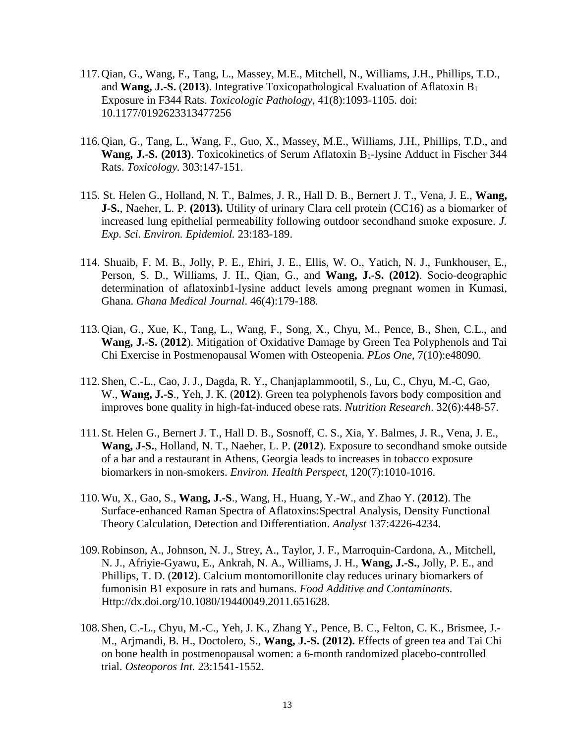117. Qian, G., Wang, F., Tang, L., Massey, M.E., Mitchell, N., Williams, J.H., Phillips, T.D., and **Wang, J.-S.** (**2013**). Integrative Toxicopathological Evaluation of Aflatoxin $B_1$ Exposure in F344 Rats. *Toxicologic Pathology*, 41(8):1093-1105. doi: 10.1177/0192623313477256

116. Qian, G., Tang, L., Wang, F., Guo, X., Massey, M.E., Williams, J.H., Phillips, T.D., and **Wang, J.-S. (2013)**. Toxicokinetics of Serum Aflatoxin $B_1$-lysine Adduct in Fischer 344 Rats. *Toxicology.* 303:147-151.

115. St. Helen G., Holland, N. T., Balmes, J. R., Hall D. B., Bernert J. T., Vena, J. E., **Wang, J-S.**, Naeher, L. P. **(2013).** Utility of urinary Clara cell protein (CC16) as a biomarker of increased lung epithelial permeability following outdoor secondhand smoke exposure. *J. Exp. Sci. Environ. Epidemiol.* 23:183-189.

114. Shuaib, F. M. B., Jolly, P. E., Ehiri, J. E., Ellis, W. O., Yatich, N. J., Funkhouser, E., Person, S. D., Williams, J. H., Qian, G., and **Wang, J.-S. (2012)**. Socio-deographic determination of aflatoxinb1-lysine adduct levels among pregnant women in Kumasi, Ghana. *Ghana Medical Journal*. 46(4):179-188.

113. Qian, G., Xue, K., Tang, L., Wang, F., Song, X., Chyu, M., Pence, B., Shen, C.L., and **Wang, J.-S.** (**2012**). Mitigation of Oxidative Damage by Green Tea Polyphenols and Tai Chi Exercise in Postmenopausal Women with Osteopenia. *PLos One*, 7(10):e48090.

112. Shen, C.-L., Cao, J. J., Dagda, R. Y., Chanjaplammootil, S., Lu, C., Chyu, M.-C, Gao, W., **Wang, J.-S**., Yeh, J. K. (**2012**). Green tea polyphenols favors body composition and improves bone quality in high-fat-induced obese rats. *Nutrition Research*. 32(6):448-57.

111. St. Helen G., Bernert J. T., Hall D. B., Sosnoff, C. S., Xia, Y. Balmes, J. R., Vena, J. E., **Wang, J-S.**, Holland, N. T., Naeher, L. P. **(2012**). Exposure to secondhand smoke outside of a bar and a restaurant in Athens, Georgia leads to increases in tobacco exposure biomarkers in non-smokers. *Environ. Health Perspect*, 120(7):1010-1016.

110. Wu, X., Gao, S., **Wang, J.-S**., Wang, H., Huang, Y.-W., and Zhao Y. (**2012**). The Surface-enhanced Raman Spectra of Aflatoxins:Spectral Analysis, Density Functional Theory Calculation, Detection and Differentiation. *Analyst* 137:4226-4234.

109. Robinson, A., Johnson, N. J., Strey, A., Taylor, J. F., Marroquin-Cardona, A., Mitchell, N. J., Afriyie-Gyawu, E., Ankrah, N. A., Williams, J. H., **Wang, J.-S.**, Jolly, P. E., and Phillips, T. D. (**2012**). Calcium montomorillonite clay reduces urinary biomarkers of fumonisin B1 exposure in rats and humans. *Food Additive and Contaminants.* Http://dx.doi.org/10.1080/19440049.2011.651628.

108. Shen, C.-L., Chyu, M.-C., Yeh, J. K., Zhang Y., Pence, B. C., Felton, C. K., Brismee, J.-M., Arjmandi, B. H., Doctolero, S., **Wang, J.-S. (2012).** Effects of green tea and Tai Chi on bone health in postmenopausal women: a 6-month randomized placebo-controlled trial. *Osteoporos Int.* 23:1541-1552.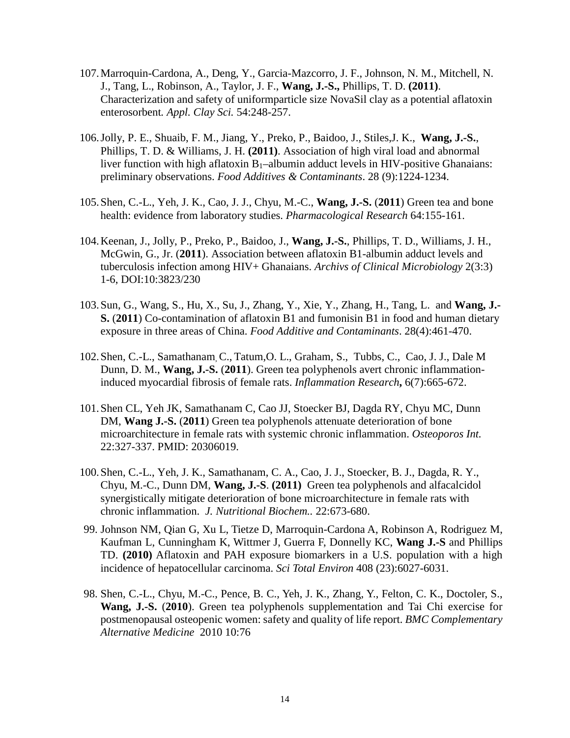107. Marroquin-Cardona, A., Deng, Y., Garcia-Mazcorro, J. F., Johnson, N. M., Mitchell, N. J., Tang, L., Robinson, A., Taylor, J. F., **Wang, J.-S.,** Phillips, T. D. **(2011)**. Characterization and safety of uniformparticle size NovaSil clay as a potential aflatoxin enterosorbent. *Appl. Clay Sci.* 54:248-257.

106. Jolly, P. E., Shuaib, F. M., Jiang, Y., Preko, P., Baidoo, J., Stiles,J. K., **Wang, J.-S.**, Phillips, T. D. & Williams, J. H. **(2011)**. Association of high viral load and abnormal liver function with high aflatoxin $B_1$–albumin adduct levels in HIV-positive Ghanaians: preliminary observations. *Food Additives & Contaminants*. 28 (9):1224-1234.

105. Shen, C.-L., Yeh, J. K., Cao, J. J., Chyu, M.-C., **Wang, J.-S.** (**2011**) Green tea and bone health: evidence from laboratory studies. *Pharmacological Research* 64:155-161.

104. Keenan, J., Jolly, P., Preko, P., Baidoo, J., **Wang, J.-S.**, Phillips, T. D., Williams, J. H., McGwin, G., Jr. (**2011**). Association between aflatoxin B1-albumin adduct levels and tuberculosis infection among HIV+ Ghanaians. *Archivs of Clinical Microbiology* 2(3:3) 1-6, DOI:10:3823/230

103. Sun, G., Wang, S., Hu, X., Su, J., Zhang, Y., Xie, Y., Zhang, H., Tang, L. and **Wang, J.-S.** (**2011**) Co-contamination of aflatoxin B1 and fumonisin B1 in food and human dietary exposure in three areas of China. *Food Additive and Contaminants*. 28(4):461-470.

102. Shen, C.-L., Samathanam, C., Tatum,O. L., Graham, S., Tubbs, C., Cao, J. J., Dale M Dunn, D. M., **Wang, J.-S.** (**2011**). Green tea polyphenols avert chronic inflammation-induced myocardial fibrosis of female rats. *Inflammation Research***,** 6(7):665-672.

101. Shen CL, Yeh JK, Samathanam C, Cao JJ, Stoecker BJ, Dagda RY, Chyu MC, Dunn DM, **Wang J.-S.** (**2011**) Green tea polyphenols attenuate deterioration of bone microarchitecture in female rats with systemic chronic inflammation. *Osteoporos Int.* 22:327-337. PMID: 20306019.

100. Shen, C.-L., Yeh, J. K., Samathanam, C. A., Cao, J. J., Stoecker, B. J., Dagda, R. Y., Chyu, M.-C., Dunn DM, **Wang, J.-S**. **(2011)** Green tea polyphenols and alfacalcidol synergistically mitigate deterioration of bone microarchitecture in female rats with chronic inflammation. *J. Nutritional Biochem.*. 22:673-680.

99. Johnson NM, Qian G, Xu L, Tietze D, Marroquin-Cardona A, Robinson A, Rodriguez M, Kaufman L, Cunningham K, Wittmer J, Guerra F, Donnelly KC, **Wang J.-S** and Phillips TD. **(2010)** Aflatoxin and PAH exposure biomarkers in a U.S. population with a high incidence of hepatocellular carcinoma. *Sci Total Environ* 408 (23):6027-6031.

98. Shen, C.-L., Chyu, M.-C., Pence, B. C., Yeh, J. K., Zhang, Y., Felton, C. K., Doctoler, S., **Wang, J.-S.** (**2010**). Green tea polyphenols supplementation and Tai Chi exercise for postmenopausal osteopenic women: safety and quality of life report. *BMC Complementary Alternative Medicine* 2010 10:76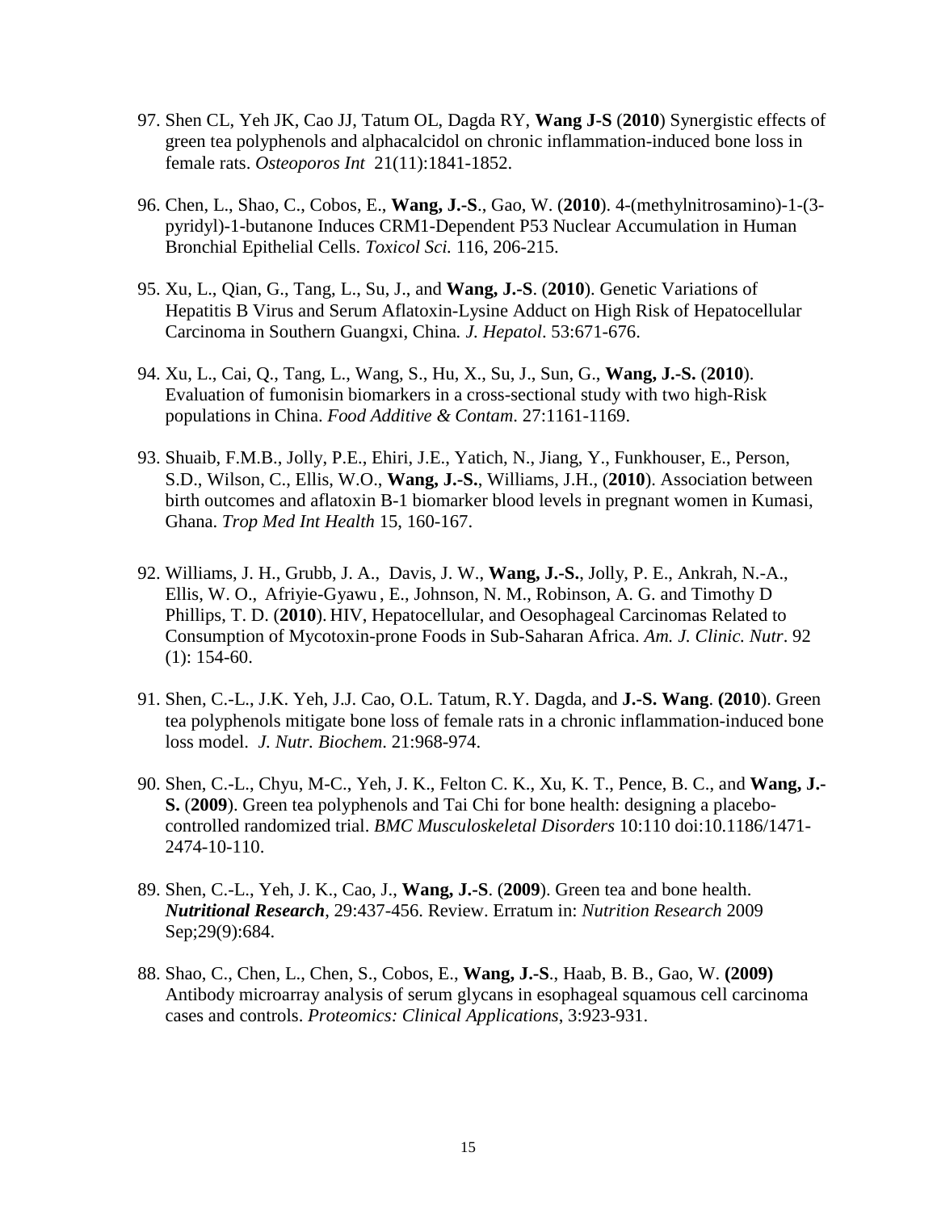97. Shen CL, Yeh JK, Cao JJ, Tatum OL, Dagda RY, **Wang J-S** (**2010**) Synergistic effects of green tea polyphenols and alphacalcidol on chronic inflammation-induced bone loss in female rats. *Osteoporos Int* 21(11):1841-1852.

96. Chen, L., Shao, C., Cobos, E., **Wang, J.-S**., Gao, W. (**2010**). 4-(methylnitrosamino)-1-(3-pyridyl)-1-butanone Induces CRM1-Dependent P53 Nuclear Accumulation in Human Bronchial Epithelial Cells. *Toxicol Sci.* 116, 206-215.

95. Xu, L., Qian, G., Tang, L., Su, J., and **Wang, J.-S**. (**2010**). Genetic Variations of Hepatitis B Virus and Serum Aflatoxin-Lysine Adduct on High Risk of Hepatocellular Carcinoma in Southern Guangxi, China*. J. Hepatol*. 53:671-676.

94. Xu, L., Cai, Q., Tang, L., Wang, S., Hu, X., Su, J., Sun, G., **Wang, J.-S.** (**2010**). Evaluation of fumonisin biomarkers in a cross-sectional study with two high-Risk populations in China. *Food Additive & Contam*. 27:1161-1169.

93. Shuaib, F.M.B., Jolly, P.E., Ehiri, J.E., Yatich, N., Jiang, Y., Funkhouser, E., Person, S.D., Wilson, C., Ellis, W.O., **Wang, J.-S.**, Williams, J.H., (**2010**). Association between birth outcomes and aflatoxin B-1 biomarker blood levels in pregnant women in Kumasi, Ghana. *Trop Med Int Health* 15, 160-167.

92. Williams, J. H., Grubb, J. A., Davis, J. W., **Wang, J.-S.**, Jolly, P. E., Ankrah, N.-A., Ellis, W. O., Afriyie-Gyawu , E., Johnson, N. M., Robinson, A. G. and Timothy D Phillips, T. D. (**2010**). HIV, Hepatocellular, and Oesophageal Carcinomas Related to Consumption of Mycotoxin-prone Foods in Sub-Saharan Africa. *Am. J. Clinic. Nutr*. 92 (1): 154-60.

91. Shen, C.-L., J.K. Yeh, J.J. Cao, O.L. Tatum, R.Y. Dagda, and **J.-S. Wang**. **(2010**). Green tea polyphenols mitigate bone loss of female rats in a chronic inflammation-induced bone loss model. *J. Nutr. Biochem.* 21:968-974.

90. Shen, C.-L., Chyu, M-C., Yeh, J. K., Felton C. K., Xu, K. T., Pence, B. C., and **Wang, J.-S.** (**2009**). Green tea polyphenols and Tai Chi for bone health: designing a placebo-controlled randomized trial. *BMC Musculoskeletal Disorders* 10:110 doi:10.1186/1471-2474-10-110.

89. Shen, C.-L., Yeh, J. K., Cao, J., **Wang, J.-S**. (**2009**). Green tea and bone health. ***Nutritional Research***, 29:437-456. Review. Erratum in: *Nutrition Research* 2009 Sep;29(9):684.

88. Shao, C., Chen, L., Chen, S., Cobos, E., **Wang, J.-S**., Haab, B. B., Gao, W. **(2009)** Antibody microarray analysis of serum glycans in esophageal squamous cell carcinoma cases and controls. *Proteomics: Clinical Applications*, 3:923-931.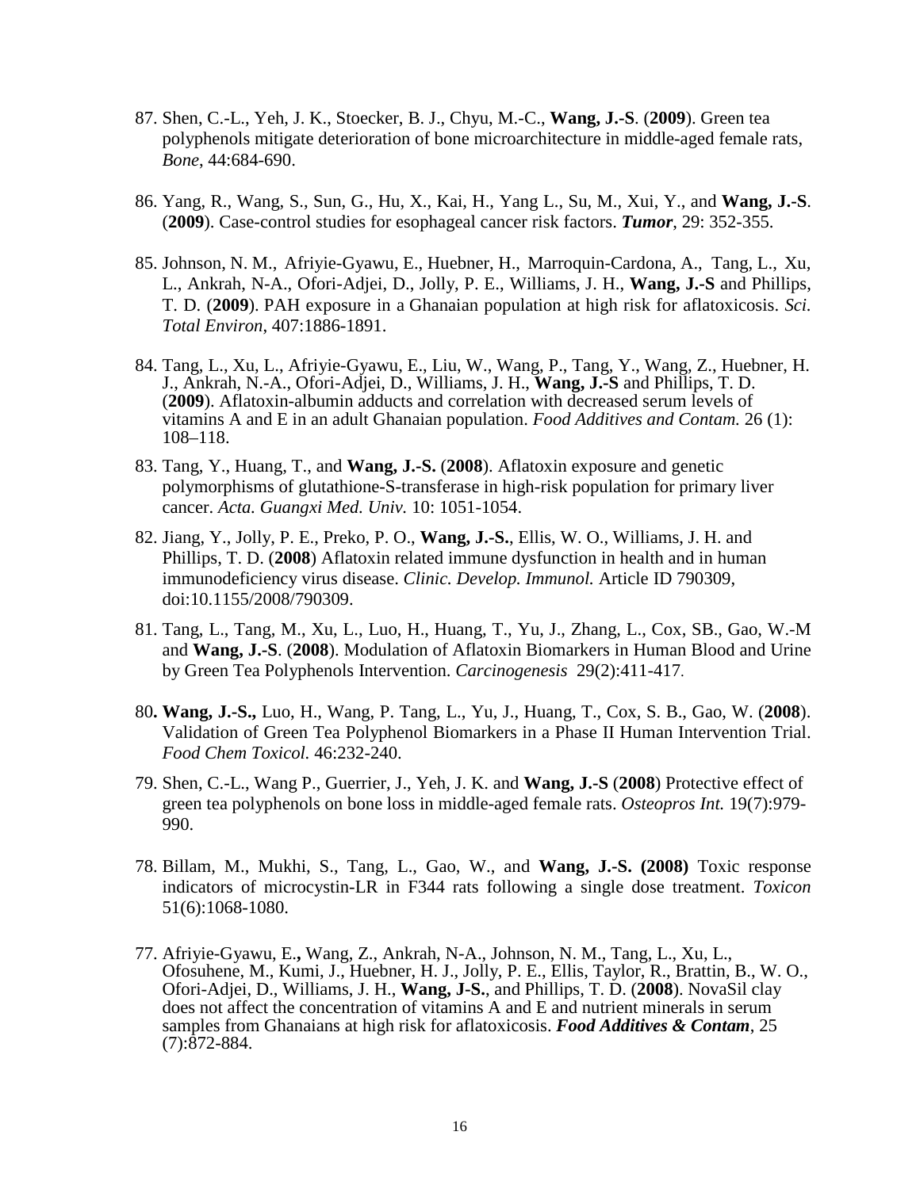87. Shen, C.-L., Yeh, J. K., Stoecker, B. J., Chyu, M.-C., **Wang, J.-S**. (**2009**). Green tea polyphenols mitigate deterioration of bone microarchitecture in middle-aged female rats, *Bone*, 44:684-690.

86. Yang, R., Wang, S., Sun, G., Hu, X., Kai, H., Yang L., Su, M., Xui, Y., and **Wang, J.-S**. (**2009**). Case-control studies for esophageal cancer risk factors. ***Tumor***, 29: 352-355.

85. Johnson, N. M., Afriyie-Gyawu, E., Huebner, H., Marroquin-Cardona, A., Tang, L., Xu, L., Ankrah, N-A., Ofori-Adjei, D., Jolly, P. E., Williams, J. H., **Wang, J.-S** and Phillips, T. D. (**2009**). PAH exposure in a Ghanaian population at high risk for aflatoxicosis. *Sci. Total Environ*, 407:1886-1891.

84. Tang, L., Xu, L., Afriyie-Gyawu, E., Liu, W., Wang, P., Tang, Y., Wang, Z., Huebner, H. J., Ankrah, N.-A., Ofori-Adjei, D., Williams, J. H., **Wang, J.-S** and Phillips, T. D. (**2009**). Aflatoxin-albumin adducts and correlation with decreased serum levels of vitamins A and E in an adult Ghanaian population. *Food Additives and Contam.* 26 (1): 108–118.

83. Tang, Y., Huang, T., and **Wang, J.-S.** (**2008**). Aflatoxin exposure and genetic polymorphisms of glutathione-S-transferase in high-risk population for primary liver cancer. *Acta. Guangxi Med. Univ.* 10: 1051-1054.

82. Jiang, Y., Jolly, P. E., Preko, P. O., **Wang, J.-S.**, Ellis, W. O., Williams, J. H. and Phillips, T. D. (**2008**) Aflatoxin related immune dysfunction in health and in human immunodeficiency virus disease. *Clinic. Develop. Immunol.* Article ID 790309, doi:10.1155/2008/790309.

81. Tang, L., Tang, M., Xu, L., Luo, H., Huang, T., Yu, J., Zhang, L., Cox, SB., Gao, W.-M and **Wang, J.-S**. (**2008**). Modulation of Aflatoxin Biomarkers in Human Blood and Urine by Green Tea Polyphenols Intervention. *Carcinogenesis* 29(2):411-417.

80**. Wang, J.-S.,** Luo, H., Wang, P. Tang, L., Yu, J., Huang, T., Cox, S. B., Gao, W. (**2008**). Validation of Green Tea Polyphenol Biomarkers in a Phase II Human Intervention Trial. *Food Chem Toxicol.* 46:232-240.

79. Shen, C.-L., Wang P., Guerrier, J., Yeh, J. K. and **Wang, J.-S** (**2008**) Protective effect of green tea polyphenols on bone loss in middle-aged female rats. *Osteopros Int.* 19(7):979-990.

78. Billam, M., Mukhi, S., Tang, L., Gao, W., and **Wang, J.-S. (2008)** Toxic response indicators of microcystin-LR in F344 rats following a single dose treatment. *Toxicon* 51(6):1068-1080.

77. Afriyie-Gyawu, E.**,** Wang, Z., Ankrah, N-A., Johnson, N. M., Tang, L., Xu, L., Ofosuhene, M., Kumi, J., Huebner, H. J., Jolly, P. E., Ellis, Taylor, R., Brattin, B., W. O., Ofori-Adjei, D., Williams, J. H., **Wang, J-S.**, and Phillips, T. D. (**2008**). NovaSil clay does not affect the concentration of vitamins A and E and nutrient minerals in serum samples from Ghanaians at high risk for aflatoxicosis. ***Food Additives & Contam***, 25 (7):872-884.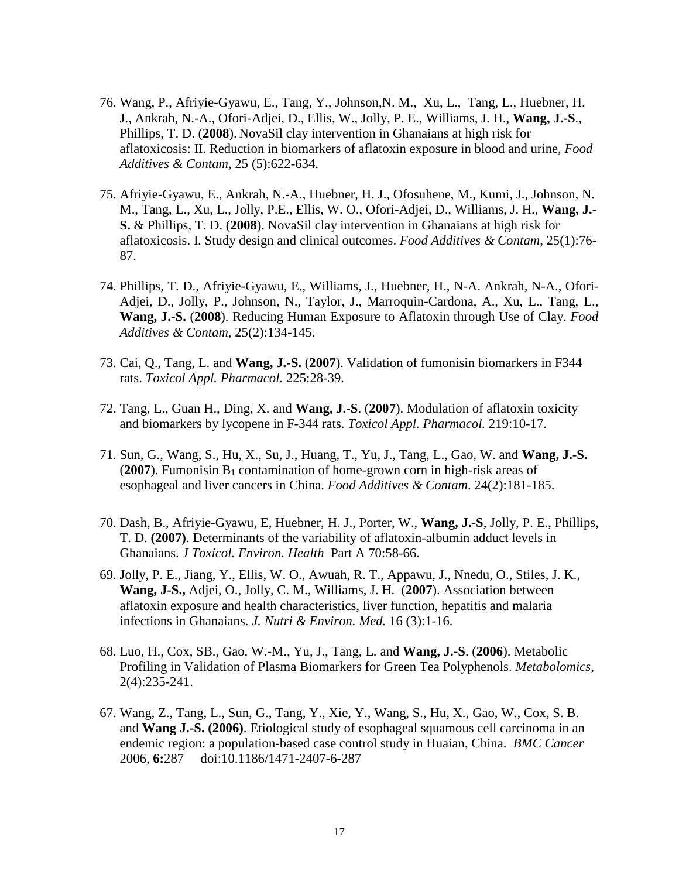76. Wang, P., Afriyie-Gyawu, E., Tang, Y., Johnson,N. M., Xu, L., Tang, L., Huebner, H. J., Ankrah, N.-A., Ofori-Adjei, D., Ellis, W., Jolly, P. E., Williams, J. H., **Wang, J.-S**., Phillips, T. D. (**2008**). NovaSil clay intervention in Ghanaians at high risk for aflatoxicosis: II. Reduction in biomarkers of aflatoxin exposure in blood and urine, *Food Additives & Contam*, 25 (5):622-634.

75. Afriyie-Gyawu, E., Ankrah, N.-A., Huebner, H. J., Ofosuhene, M., Kumi, J., Johnson, N. M., Tang, L., Xu, L., Jolly, P.E., Ellis, W. O., Ofori-Adjei, D., Williams, J. H., **Wang, J.-S.** & Phillips, T. D. (**2008**). NovaSil clay intervention in Ghanaians at high risk for aflatoxicosis. I. Study design and clinical outcomes. *Food Additives & Contam*, 25(1):76-87.

74. Phillips, T. D., Afriyie-Gyawu, E., Williams, J., Huebner, H., N-A. Ankrah, N-A., Ofori-Adjei, D., Jolly, P., Johnson, N., Taylor, J., Marroquin-Cardona, A., Xu, L., Tang, L., **Wang, J.-S.** (**2008**). Reducing Human Exposure to Aflatoxin through Use of Clay. *Food Additives & Contam*, 25(2):134-145.

73. Cai, Q., Tang, L. and **Wang, J.-S.** (**2007**). Validation of fumonisin biomarkers in F344 rats. *Toxicol Appl. Pharmacol.* 225:28-39.

72. Tang, L., Guan H., Ding, X. and **Wang, J.-S**. (**2007**). Modulation of aflatoxin toxicity and biomarkers by lycopene in F-344 rats. *Toxicol Appl. Pharmacol.* 219:10-17.

71. Sun, G., Wang, S., Hu, X., Su, J., Huang, T., Yu, J., Tang, L., Gao, W. and **Wang, J.-S.** (**2007**). Fumonisin $B_1$ contamination of home-grown corn in high-risk areas of esophageal and liver cancers in China. *Food Additives & Contam*. 24(2):181-185.

70. Dash, B., Afriyie-Gyawu, E, Huebner, H. J., Porter, W., **Wang, J.-S**, Jolly, P. E., Phillips, T. D. **(2007)**. Determinants of the variability of aflatoxin-albumin adduct levels in Ghanaians. *J Toxicol. Environ. Health* Part A 70:58-66.

69. Jolly, P. E., Jiang, Y., Ellis, W. O., Awuah, R. T., Appawu, J., Nnedu, O., Stiles, J. K., **Wang, J-S.,** Adjei, O., Jolly, C. M., Williams, J. H. (**2007**). Association between aflatoxin exposure and health characteristics, liver function, hepatitis and malaria infections in Ghanaians. *J. Nutri & Environ. Med.* 16 (3):1-16.

68. Luo, H., Cox, SB., Gao, W.-M., Yu, J., Tang, L. and **Wang, J.-S**. (**2006**). Metabolic Profiling in Validation of Plasma Biomarkers for Green Tea Polyphenols. *Metabolomics*, 2(4):235-241.

67. Wang, Z., Tang, L., Sun, G., Tang, Y., Xie, Y., Wang, S., Hu, X., Gao, W., Cox, S. B. and **Wang J.-S. (2006)**. Etiological study of esophageal squamous cell carcinoma in an endemic region: a population-based case control study in Huaian, China. *BMC Cancer* 2006, **6:**287 doi:10.1186/1471-2407-6-287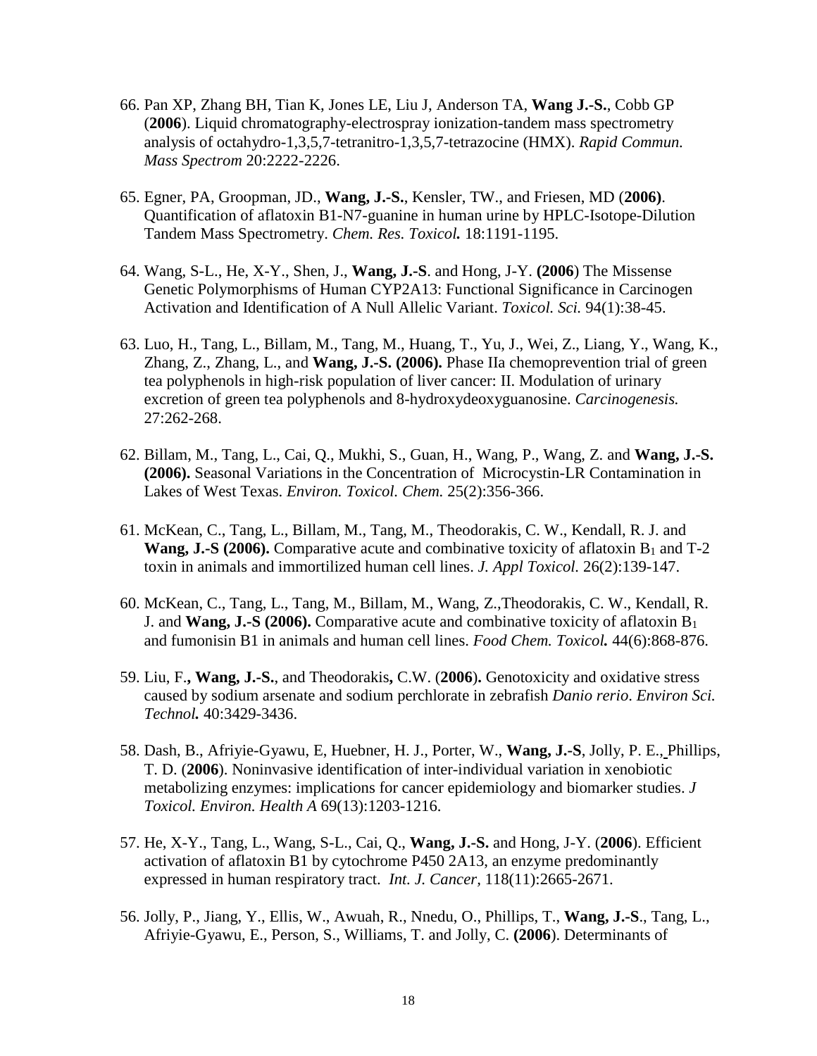66. Pan XP, Zhang BH, Tian K, Jones LE, Liu J, Anderson TA, **Wang J.-S.**, Cobb GP (**2006**). Liquid chromatography-electrospray ionization-tandem mass spectrometry analysis of octahydro-1,3,5,7-tetranitro-1,3,5,7-tetrazocine (HMX). *Rapid Commun. Mass Spectrom* 20:2222-2226.

65. Egner, PA, Groopman, JD., **Wang, J.-S.**, Kensler, TW., and Friesen, MD (**2006)**. Quantification of aflatoxin B1-N7-guanine in human urine by HPLC-Isotope-Dilution Tandem Mass Spectrometry. *Chem. Res. Toxicol.* 18:1191-1195.

64. Wang, S-L., He, X-Y., Shen, J., **Wang, J.-S**. and Hong, J-Y. **(2006**) The Missense Genetic Polymorphisms of Human CYP2A13: Functional Significance in Carcinogen Activation and Identification of A Null Allelic Variant. *Toxicol. Sci.* 94(1):38-45.

63. Luo, H., Tang, L., Billam, M., Tang, M., Huang, T., Yu, J., Wei, Z., Liang, Y., Wang, K., Zhang, Z., Zhang, L., and **Wang, J.-S. (2006).** Phase IIa chemoprevention trial of green tea polyphenols in high-risk population of liver cancer: II. Modulation of urinary excretion of green tea polyphenols and 8-hydroxydeoxyguanosine. *Carcinogenesis.* 27:262-268.

62. Billam, M., Tang, L., Cai, Q., Mukhi, S., Guan, H., Wang, P., Wang, Z. and **Wang, J.-S. (2006).** Seasonal Variations in the Concentration of Microcystin-LR Contamination in Lakes of West Texas. *Environ. Toxicol. Chem.* 25(2):356-366.

61. McKean, C., Tang, L., Billam, M., Tang, M., Theodorakis, C. W., Kendall, R. J. and **Wang, J.-S (2006).** Comparative acute and combinative toxicity of aflatoxin $B_1$ and T-2 toxin in animals and immortilized human cell lines. *J. Appl Toxicol.* 26(2):139-147.

60. McKean, C., Tang, L., Tang, M., Billam, M., Wang, Z.,Theodorakis, C. W., Kendall, R. J. and **Wang, J.-S (2006).** Comparative acute and combinative toxicity of aflatoxin $B_1$ and fumonisin B1 in animals and human cell lines. *Food Chem. Toxicol.* 44(6):868-876.

59. Liu, F.**, Wang, J.-S.**, and Theodorakis**,** C.W. (**2006**)**.** Genotoxicity and oxidative stress caused by sodium arsenate and sodium perchlorate in zebrafish *Danio rerio*. *Environ Sci. Technol.* 40:3429-3436.

58. Dash, B., Afriyie-Gyawu, E, Huebner, H. J., Porter, W., **Wang, J.-S**, Jolly, P. E., Phillips, T. D. (**2006**). Noninvasive identification of inter-individual variation in xenobiotic metabolizing enzymes: implications for cancer epidemiology and biomarker studies. *J Toxicol. Environ. Health A* 69(13):1203-1216.

57. He, X-Y., Tang, L., Wang, S-L., Cai, Q., **Wang, J.-S.** and Hong, J-Y. (**2006**). Efficient activation of aflatoxin B1 by cytochrome P450 2A13, an enzyme predominantly expressed in human respiratory tract. *Int. J. Cancer,* 118(11):2665-2671.

56. Jolly, P., Jiang, Y., Ellis, W., Awuah, R., Nnedu, O., Phillips, T., **Wang, J.-S**., Tang, L., Afriyie-Gyawu, E., Person, S., Williams, T. and Jolly, C. **(2006**). Determinants of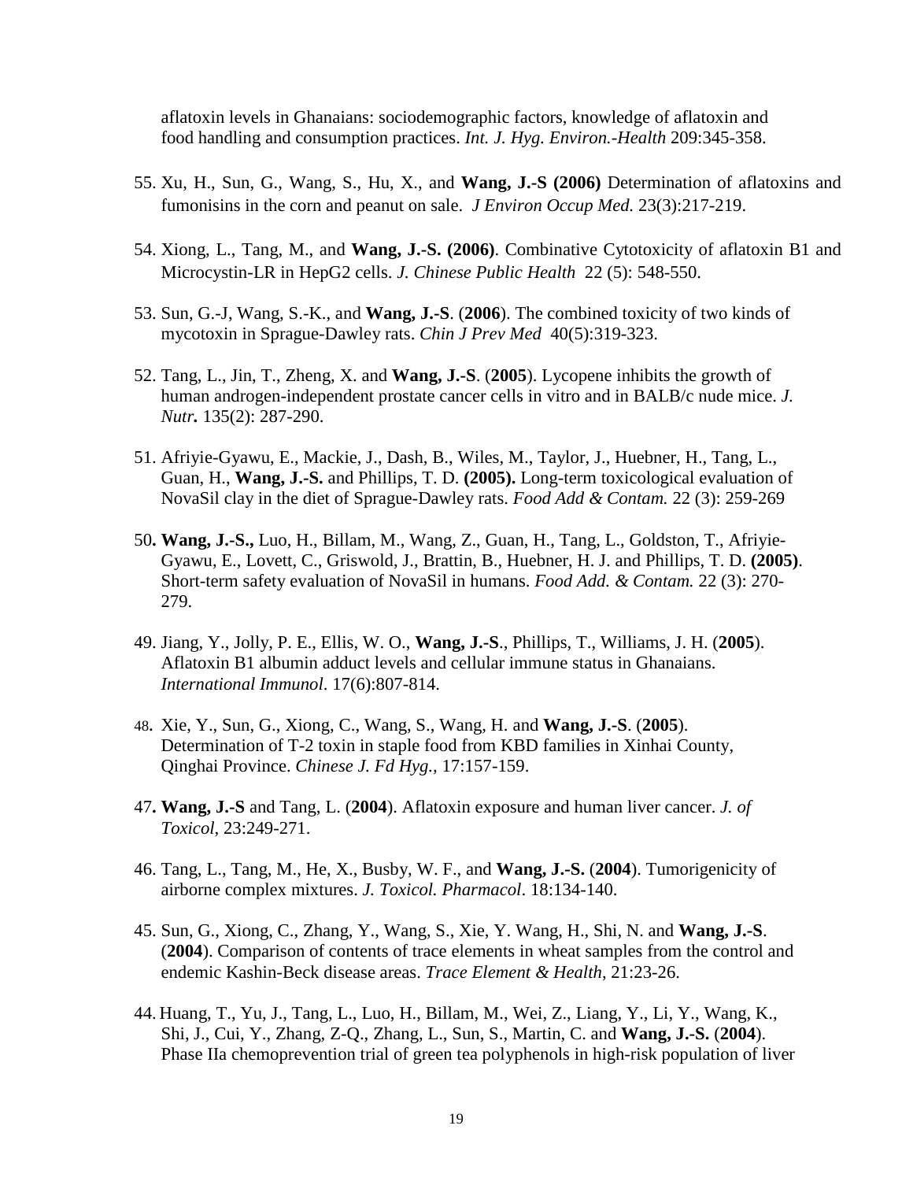aflatoxin levels in Ghanaians: sociodemographic factors, knowledge of aflatoxin and food handling and consumption practices. *Int. J. Hyg. Environ.-Health* 209:345-358.

55. Xu, H., Sun, G., Wang, S., Hu, X., and **Wang, J.-S (2006)** Determination of aflatoxins and fumonisins in the corn and peanut on sale. *J Environ Occup Med.* 23(3):217-219.

54. Xiong, L., Tang, M., and **Wang, J.-S. (2006)**. Combinative Cytotoxicity of aflatoxin B1 and Microcystin-LR in HepG2 cells. *J. Chinese Public Health* 22 (5): 548-550.

53. Sun, G.-J, Wang, S.-K., and **Wang, J.-S**. (**2006**). The combined toxicity of two kinds of mycotoxin in Sprague-Dawley rats. *Chin J Prev Med* 40(5):319-323.

52. Tang, L., Jin, T., Zheng, X. and **Wang, J.-S**. (**2005**). Lycopene inhibits the growth of human androgen-independent prostate cancer cells in vitro and in BALB/c nude mice. *J. Nutr.* 135(2): 287-290.

51. Afriyie-Gyawu, E., Mackie, J., Dash, B., Wiles, M., Taylor, J., Huebner, H., Tang, L., Guan, H., **Wang, J.-S.** and Phillips, T. D. **(2005).** Long-term toxicological evaluation of NovaSil clay in the diet of Sprague-Dawley rats. *Food Add & Contam.* 22 (3): 259-269

50. **Wang, J.-S.,** Luo, H., Billam, M., Wang, Z., Guan, H., Tang, L., Goldston, T., Afriyie-Gyawu, E., Lovett, C., Griswold, J., Brattin, B., Huebner, H. J. and Phillips, T. D. **(2005)**. Short-term safety evaluation of NovaSil in humans. *Food Add. & Contam.* 22 (3): 270-279.

49. Jiang, Y., Jolly, P. E., Ellis, W. O., **Wang, J.-S**., Phillips, T., Williams, J. H. (**2005**). Aflatoxin B1 albumin adduct levels and cellular immune status in Ghanaians. *International Immunol*. 17(6):807-814.

48. Xie, Y., Sun, G., Xiong, C., Wang, S., Wang, H. and **Wang, J.-S**. (**2005**). Determination of T-2 toxin in staple food from KBD families in Xinhai County, Qinghai Province. *Chinese J. Fd Hyg.,* 17:157-159.

47. **Wang, J.-S** and Tang, L. (**2004**). Aflatoxin exposure and human liver cancer. *J. of Toxicol*, 23:249-271.

46. Tang, L., Tang, M., He, X., Busby, W. F., and **Wang, J.-S.** (**2004**). Tumorigenicity of airborne complex mixtures. *J. Toxicol. Pharmacol*. 18:134-140.

45. Sun, G., Xiong, C., Zhang, Y., Wang, S., Xie, Y. Wang, H., Shi, N. and **Wang, J.-S**. (**2004**). Comparison of contents of trace elements in wheat samples from the control and endemic Kashin-Beck disease areas. *Trace Element & Health*, 21:23-26.

44. Huang, T., Yu, J., Tang, L., Luo, H., Billam, M., Wei, Z., Liang, Y., Li, Y., Wang, K., Shi, J., Cui, Y., Zhang, Z-Q., Zhang, L., Sun, S., Martin, C. and **Wang, J.-S.** (**2004**). Phase IIa chemoprevention trial of green tea polyphenols in high-risk population of liver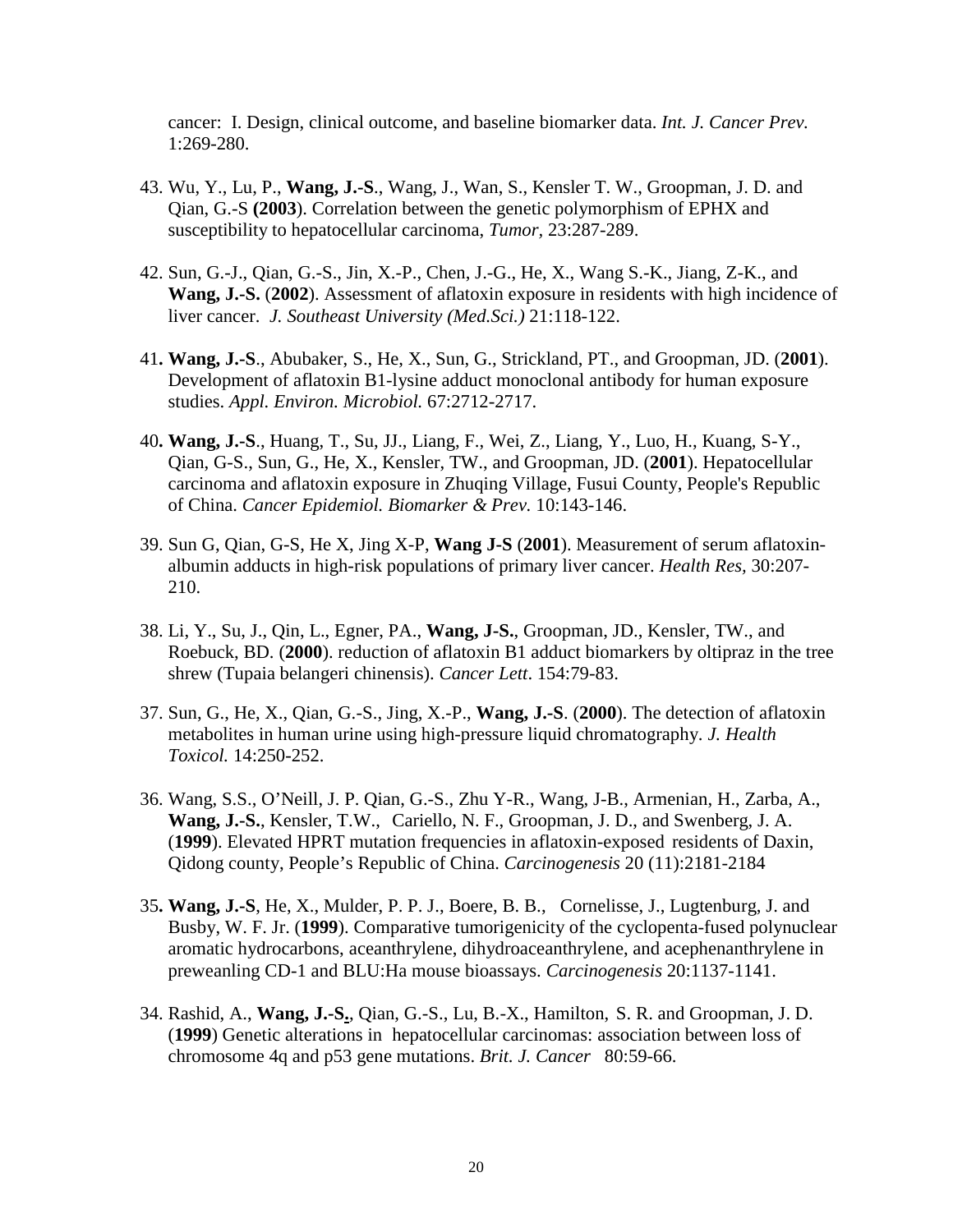cancer: I. Design, clinical outcome, and baseline biomarker data. *Int. J. Cancer Prev.* 1:269-280.

43. Wu, Y., Lu, P., **Wang, J.-S**., Wang, J., Wan, S., Kensler T. W., Groopman, J. D. and Qian, G.-S **(2003**). Correlation between the genetic polymorphism of EPHX and susceptibility to hepatocellular carcinoma, *Tumor,* 23:287-289.

42. Sun, G.-J., Qian, G.-S., Jin, X.-P., Chen, J.-G., He, X., Wang S.-K., Jiang, Z-K., and **Wang, J.-S.** (**2002**). Assessment of aflatoxin exposure in residents with high incidence of liver cancer. *J. Southeast University (Med.Sci.)* 21:118-122.

41**. Wang, J.-S**., Abubaker, S., He, X., Sun, G., Strickland, PT., and Groopman, JD. (**2001**). Development of aflatoxin B1-lysine adduct monoclonal antibody for human exposure studies. *Appl. Environ. Microbiol.* 67:2712-2717.

40**. Wang, J.-S**., Huang, T., Su, JJ., Liang, F., Wei, Z., Liang, Y., Luo, H., Kuang, S-Y., Qian, G-S., Sun, G., He, X., Kensler, TW., and Groopman, JD. (**2001**). Hepatocellular carcinoma and aflatoxin exposure in Zhuqing Village, Fusui County, People's Republic of China. *Cancer Epidemiol. Biomarker & Prev.* 10:143-146.

39. Sun G, Qian, G-S, He X, Jing X-P, **Wang J-S** (**2001**). Measurement of serum aflatoxin-albumin adducts in high-risk populations of primary liver cancer. *Health Res,* 30:207-210.

38. Li, Y., Su, J., Qin, L., Egner, PA., **Wang, J-S.**, Groopman, JD., Kensler, TW., and Roebuck, BD. (**2000**). reduction of aflatoxin B1 adduct biomarkers by oltipraz in the tree shrew (Tupaia belangeri chinensis). *Cancer Lett*. 154:79-83.

37. Sun, G., He, X., Qian, G.-S., Jing, X.-P., **Wang, J.-S**. (**2000**). The detection of aflatoxin metabolites in human urine using high-pressure liquid chromatography. *J. Health Toxicol.* 14:250-252.

36. Wang, S.S., O'Neill, J. P. Qian, G.-S., Zhu Y-R., Wang, J-B., Armenian, H., Zarba, A., **Wang, J.-S.**, Kensler, T.W., Cariello, N. F., Groopman, J. D., and Swenberg, J. A. (**1999**). Elevated HPRT mutation frequencies in aflatoxin-exposed residents of Daxin, Qidong county, People's Republic of China. *Carcinogenesis* 20 (11):2181-2184

35**. Wang, J.-S**, He, X., Mulder, P. P. J., Boere, B. B., Cornelisse, J., Lugtenburg, J. and Busby, W. F. Jr. (**1999**). Comparative tumorigenicity of the cyclopenta-fused polynuclear aromatic hydrocarbons, aceanthrylene, dihydroaceanthrylene, and acephenanthrylene in preweanling CD-1 and BLU:Ha mouse bioassays. *Carcinogenesis* 20:1137-1141.

34. Rashid, A., **Wang, J.-S.**, Qian, G.-S., Lu, B.-X., Hamilton, S. R. and Groopman, J. D. (**1999**) Genetic alterations in hepatocellular carcinomas: association between loss of chromosome 4q and p53 gene mutations. *Brit. J. Cancer* 80:59-66.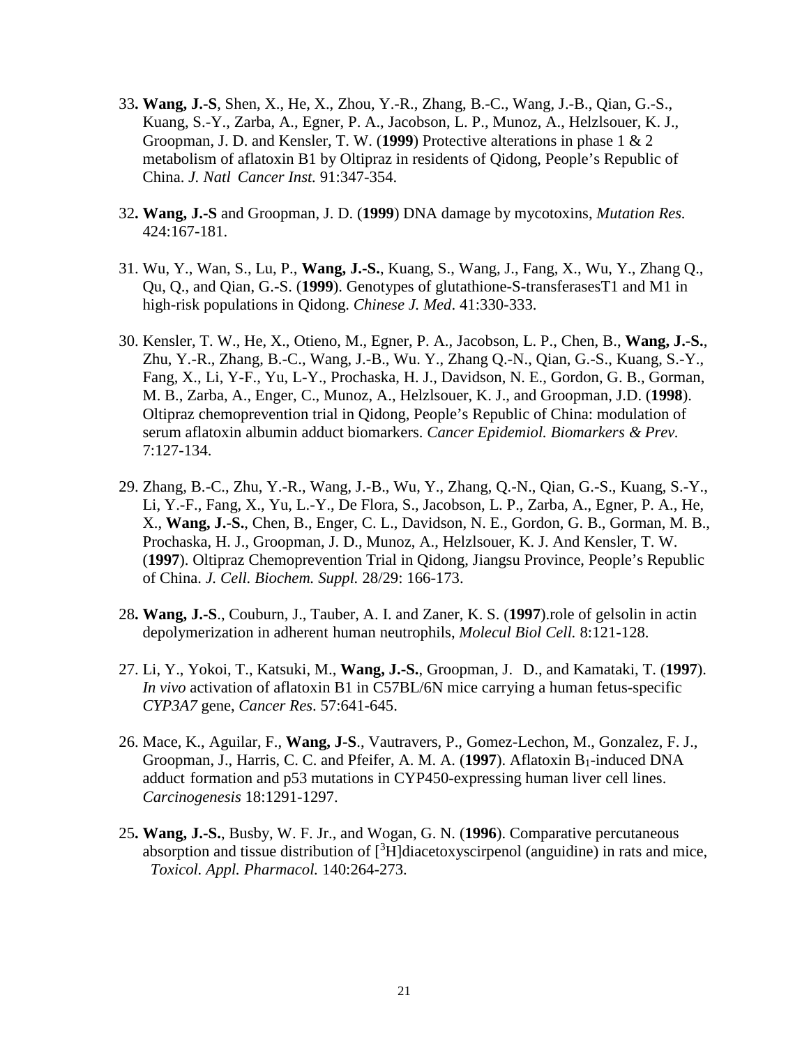33**. Wang, J.-S**, Shen, X., He, X., Zhou, Y.-R., Zhang, B.-C., Wang, J.-B., Qian, G.-S., Kuang, S.-Y., Zarba, A., Egner, P. A., Jacobson, L. P., Munoz, A., Helzlsouer, K. J., Groopman, J. D. and Kensler, T. W. (**1999**) Protective alterations in phase 1 & 2 metabolism of aflatoxin B1 by Oltipraz in residents of Qidong, People's Republic of China. *J. Natl Cancer Inst.* 91:347-354.

32**. Wang, J.-S** and Groopman, J. D. (**1999**) DNA damage by mycotoxins, *Mutation Res.* 424:167-181.

31. Wu, Y., Wan, S., Lu, P., **Wang, J.-S.**, Kuang, S., Wang, J., Fang, X., Wu, Y., Zhang Q., Qu, Q., and Qian, G.-S. (**1999**). Genotypes of glutathione-S-transferasesT1 and M1 in high-risk populations in Qidong. *Chinese J. Med*. 41:330-333.

30. Kensler, T. W., He, X., Otieno, M., Egner, P. A., Jacobson, L. P., Chen, B., **Wang, J.-S.**, Zhu, Y.-R., Zhang, B.-C., Wang, J.-B., Wu. Y., Zhang Q.-N., Qian, G.-S., Kuang, S.-Y., Fang, X., Li, Y-F., Yu, L-Y., Prochaska, H. J., Davidson, N. E., Gordon, G. B., Gorman, M. B., Zarba, A., Enger, C., Munoz, A., Helzlsouer, K. J., and Groopman, J.D. (**1998**). Oltipraz chemoprevention trial in Qidong, People's Republic of China: modulation of serum aflatoxin albumin adduct biomarkers. *Cancer Epidemiol. Biomarkers & Prev.* 7:127-134.

29. Zhang, B.-C., Zhu, Y.-R., Wang, J.-B., Wu, Y., Zhang, Q.-N., Qian, G.-S., Kuang, S.-Y., Li, Y.-F., Fang, X., Yu, L.-Y., De Flora, S., Jacobson, L. P., Zarba, A., Egner, P. A., He, X., **Wang, J.-S.**, Chen, B., Enger, C. L., Davidson, N. E., Gordon, G. B., Gorman, M. B., Prochaska, H. J., Groopman, J. D., Munoz, A., Helzlsouer, K. J. And Kensler, T. W. (**1997**). Oltipraz Chemoprevention Trial in Qidong, Jiangsu Province, People's Republic of China. *J. Cell. Biochem. Suppl.* 28/29: 166-173.

28**. Wang, J.-S**., Couburn, J., Tauber, A. I. and Zaner, K. S. (**1997**).role of gelsolin in actin depolymerization in adherent human neutrophils, *Molecul Biol Cell.* 8:121-128.

27. Li, Y., Yokoi, T., Katsuki, M., **Wang, J.-S.**, Groopman, J. D., and Kamataki, T. (**1997**). *In vivo* activation of aflatoxin B1 in C57BL/6N mice carrying a human fetus-specific *CYP3A7* gene, *Cancer Res*. 57:641-645.

26. Mace, K., Aguilar, F., **Wang, J-S**., Vautravers, P., Gomez-Lechon, M., Gonzalez, F. J., Groopman, J., Harris, C. C. and Pfeifer, A. M. A. (**1997**). Aflatoxin $B_1$-induced DNA adduct formation and p53 mutations in CYP450-expressing human liver cell lines. *Carcinogenesis* 18:1291-1297.

25**. Wang, J.-S.**, Busby, W. F. Jr., and Wogan, G. N. (**1996**). Comparative percutaneous absorption and tissue distribution of [$^3$H]diacetoxyscirpenol (anguidine) in rats and mice, *Toxicol. Appl. Pharmacol.* 140:264-273.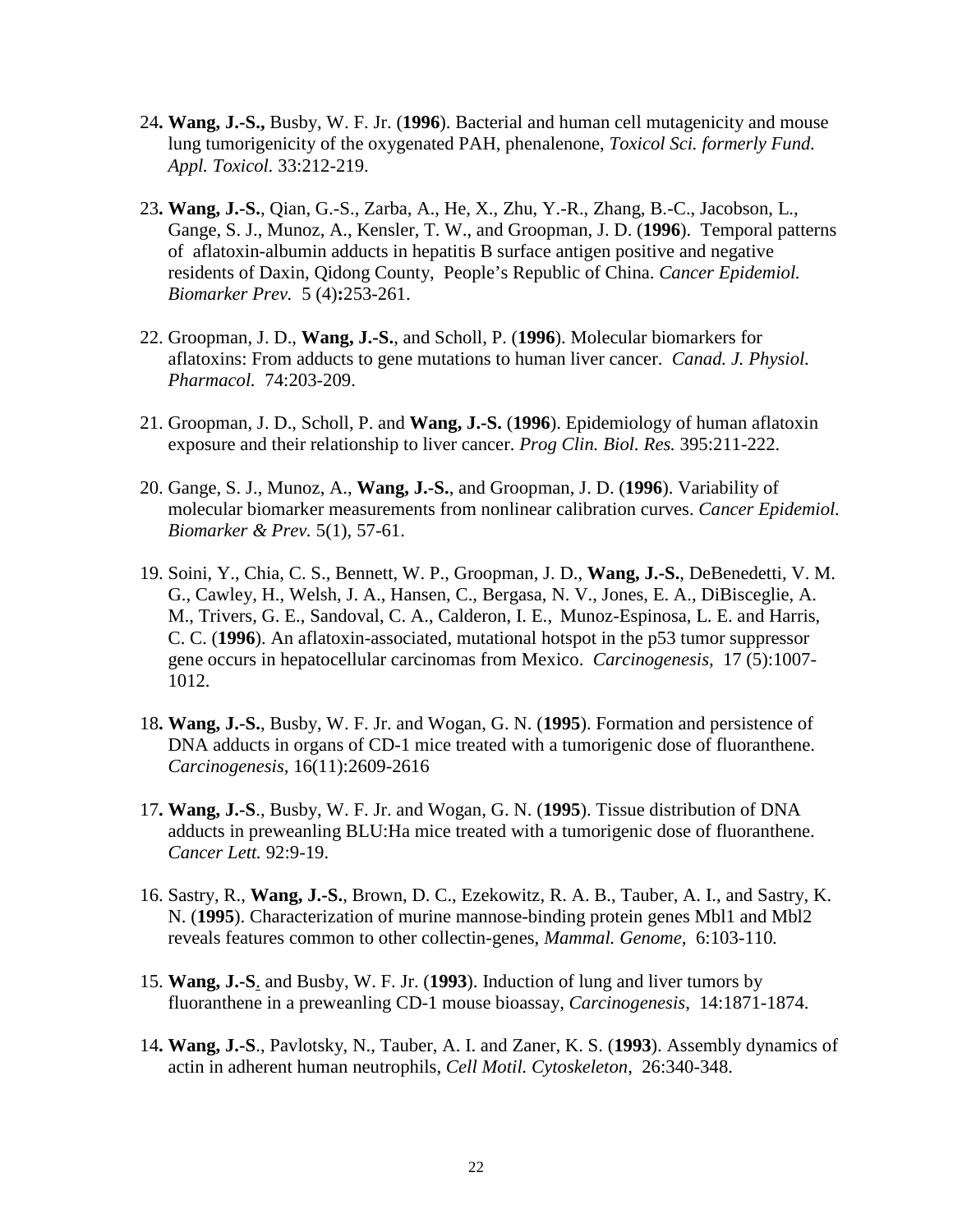24**. Wang, J.-S.,** Busby, W. F. Jr. (**1996**). Bacterial and human cell mutagenicity and mouse lung tumorigenicity of the oxygenated PAH, phenalenone, *Toxicol Sci. formerly Fund. Appl. Toxicol.* 33:212-219.

23**. Wang, J.-S.**, Qian, G.-S., Zarba, A., He, X., Zhu, Y.-R., Zhang, B.-C., Jacobson, L., Gange, S. J., Munoz, A., Kensler, T. W., and Groopman, J. D. (**1996**). Temporal patterns of aflatoxin-albumin adducts in hepatitis B surface antigen positive and negative residents of Daxin, Qidong County, People's Republic of China. *Cancer Epidemiol. Biomarker Prev.* 5 (4)**:**253-261.

22. Groopman, J. D., **Wang, J.-S.**, and Scholl, P. (**1996**). Molecular biomarkers for aflatoxins: From adducts to gene mutations to human liver cancer. *Canad. J. Physiol. Pharmacol.* 74:203-209.

21. Groopman, J. D., Scholl, P. and **Wang, J.-S.** (**1996**). Epidemiology of human aflatoxin exposure and their relationship to liver cancer. *Prog Clin. Biol. Res.* 395:211-222.

20. Gange, S. J., Munoz, A., **Wang, J.-S.**, and Groopman, J. D. (**1996**). Variability of molecular biomarker measurements from nonlinear calibration curves. *Cancer Epidemiol. Biomarker & Prev.* 5(1), 57-61.

19. Soini, Y., Chia, C. S., Bennett, W. P., Groopman, J. D., **Wang, J.-S.**, DeBenedetti, V. M. G., Cawley, H., Welsh, J. A., Hansen, C., Bergasa, N. V., Jones, E. A., DiBisceglie, A. M., Trivers, G. E., Sandoval, C. A., Calderon, I. E., Munoz-Espinosa, L. E. and Harris, C. C. (**1996**). An aflatoxin-associated, mutational hotspot in the p53 tumor suppressor gene occurs in hepatocellular carcinomas from Mexico. *Carcinogenesis*, 17 (5):1007-1012.

18**. Wang, J.-S.**, Busby, W. F. Jr. and Wogan, G. N. (**1995**). Formation and persistence of DNA adducts in organs of CD-1 mice treated with a tumorigenic dose of fluoranthene. *Carcinogenesis*, 16(11):2609-2616

17**. Wang, J.-S**., Busby, W. F. Jr. and Wogan, G. N. (**1995**). Tissue distribution of DNA adducts in preweanling BLU:Ha mice treated with a tumorigenic dose of fluoranthene. *Cancer Lett.* 92:9-19.

16. Sastry, R., **Wang, J.-S.**, Brown, D. C., Ezekowitz, R. A. B., Tauber, A. I., and Sastry, K. N. (**1995**). Characterization of murine mannose-binding protein genes Mbl1 and Mbl2 reveals features common to other collectin-genes, *Mammal. Genome,* 6:103-110*.*

15. **Wang, J.-S**. and Busby, W. F. Jr. (**1993**). Induction of lung and liver tumors by fluoranthene in a preweanling CD-1 mouse bioassay, *Carcinogenesis*, 14:1871-1874.

14**. Wang, J.-S**., Pavlotsky, N., Tauber, A. I. and Zaner, K. S. (**1993**). Assembly dynamics of actin in adherent human neutrophils, *Cell Motil. Cytoskeleton*, 26:340-348.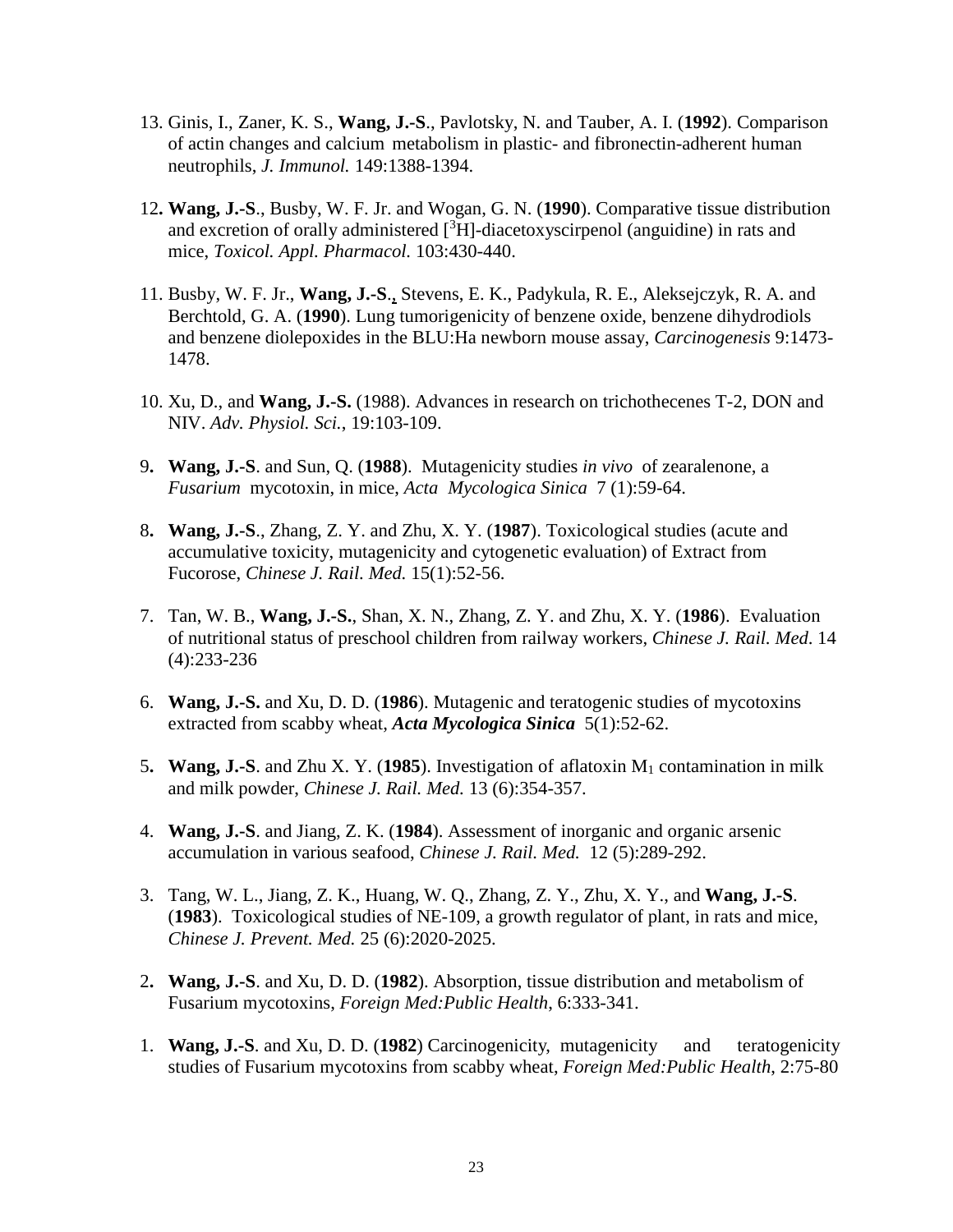13. Ginis, I., Zaner, K. S., **Wang, J.-S**., Pavlotsky, N. and Tauber, A. I. (**1992**). Comparison of actin changes and calcium metabolism in plastic- and fibronectin-adherent human neutrophils, *J. Immunol.* 149:1388-1394.

12. **Wang, J.-S**., Busby, W. F. Jr. and Wogan, G. N. (**1990**). Comparative tissue distribution and excretion of orally administered [$^{3}$H]-diacetoxyscirpenol (anguidine) in rats and mice, *Toxicol. Appl. Pharmacol.* 103:430-440.

11. Busby, W. F. Jr., **Wang, J.-S**., Stevens, E. K., Padykula, R. E., Aleksejczyk, R. A. and Berchtold, G. A. (**1990**). Lung tumorigenicity of benzene oxide, benzene dihydrodiols and benzene diolepoxides in the BLU:Ha newborn mouse assay, *Carcinogenesis* 9:1473-1478.

10. Xu, D., and **Wang, J.-S.** (1988). Advances in research on trichothecenes T-2, DON and NIV. *Adv. Physiol. Sci.*, 19:103-109.

9. **Wang, J.-S**. and Sun, Q. (**1988**). Mutagenicity studies *in vivo* of zearalenone, a *Fusarium* mycotoxin, in mice, *Acta Mycologica Sinica* 7 (1):59-64.

8. **Wang, J.-S**., Zhang, Z. Y. and Zhu, X. Y. (**1987**). Toxicological studies (acute and accumulative toxicity, mutagenicity and cytogenetic evaluation) of Extract from Fucorose, *Chinese J. Rail. Med.* 15(1):52-56.

7. Tan, W. B., **Wang, J.-S.**, Shan, X. N., Zhang, Z. Y. and Zhu, X. Y. (**1986**). Evaluation of nutritional status of preschool children from railway workers, *Chinese J. Rail. Med.* 14 (4):233-236

6. **Wang, J.-S.** and Xu, D. D. (**1986**). Mutagenic and teratogenic studies of mycotoxins extracted from scabby wheat, ***Acta Mycologica Sinica*** 5(1):52-62.

5. **Wang, J.-S**. and Zhu X. Y. (**1985**). Investigation of aflatoxin $M_1$ contamination in milk and milk powder, *Chinese J. Rail. Med.* 13 (6):354-357.

4. **Wang, J.-S**. and Jiang, Z. K. (**1984**). Assessment of inorganic and organic arsenic accumulation in various seafood, *Chinese J. Rail. Med.* 12 (5):289-292.

3. Tang, W. L., Jiang, Z. K., Huang, W. Q., Zhang, Z. Y., Zhu, X. Y., and **Wang, J.-S**. (**1983**). Toxicological studies of NE-109, a growth regulator of plant, in rats and mice, *Chinese J. Prevent. Med.* 25 (6):2020-2025.

2. **Wang, J.-S**. and Xu, D. D. (**1982**). Absorption, tissue distribution and metabolism of Fusarium mycotoxins, *Foreign Med:Public Health*, 6:333-341.

1. **Wang, J.-S**. and Xu, D. D. (**1982**) Carcinogenicity, mutagenicity and teratogenicity studies of Fusarium mycotoxins from scabby wheat, *Foreign Med:Public Health*, 2:75-80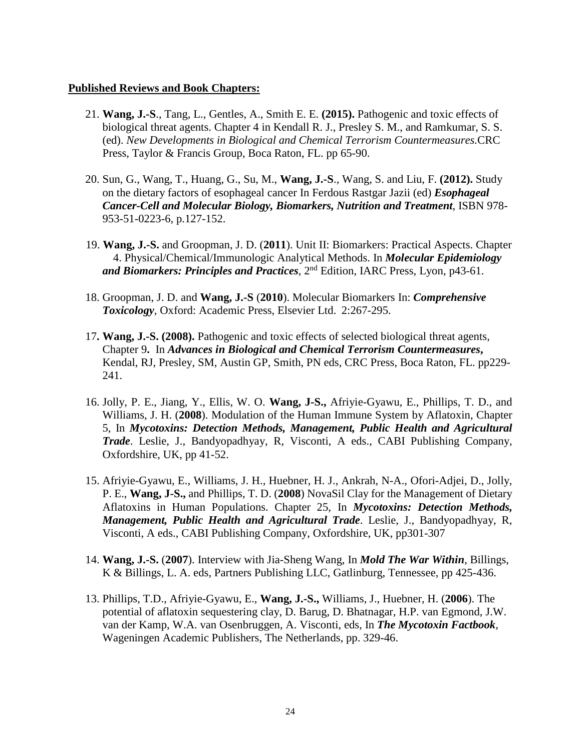**Published Reviews and Book Chapters:**

21. **Wang, J.-S**., Tang, L., Gentles, A., Smith E. E. **(2015).** Pathogenic and toxic effects of biological threat agents. Chapter 4 in Kendall R. J., Presley S. M., and Ramkumar, S. S. (ed). *New Developments in Biological and Chemical Terrorism Countermeasures.*CRC Press, Taylor & Francis Group, Boca Raton, FL. pp 65-90.

20. Sun, G., Wang, T., Huang, G., Su, M., **Wang, J.-S**., Wang, S. and Liu, F. **(2012).** Study on the dietary factors of esophageal cancer In Ferdous Rastgar Jazii (ed) ***Esophageal Cancer-Cell and Molecular Biology, Biomarkers, Nutrition and Treatment***, ISBN 978-953-51-0223-6, p.127-152.

19. **Wang, J.-S.** and Groopman, J. D. (**2011**). Unit II: Biomarkers: Practical Aspects. Chapter 4. Physical/Chemical/Immunologic Analytical Methods. In ***Molecular Epidemiology and Biomarkers: Principles and Practices***, 2nd Edition, IARC Press, Lyon, p43-61.

18. Groopman, J. D. and **Wang, J.-S** (**2010**). Molecular Biomarkers In: ***Comprehensive Toxicology***, Oxford: Academic Press, Elsevier Ltd. 2:267-295.

17**. Wang, J.-S. (2008).** Pathogenic and toxic effects of selected biological threat agents, Chapter 9**.** In ***Advances in Biological and Chemical Terrorism Countermeasures*****,** Kendal, RJ, Presley, SM, Austin GP, Smith, PN eds, CRC Press, Boca Raton, FL. pp229-241.

16. Jolly, P. E., Jiang, Y., Ellis, W. O. **Wang, J-S.,** Afriyie-Gyawu, E., Phillips, T. D., and Williams, J. H. (**2008**). Modulation of the Human Immune System by Aflatoxin, Chapter 5, In ***Mycotoxins: Detection Methods, Management, Public Health and Agricultural Trade***. Leslie, J., Bandyopadhyay, R, Visconti, A eds., CABI Publishing Company, Oxfordshire, UK, pp 41-52.

15. Afriyie-Gyawu, E., Williams, J. H., Huebner, H. J., Ankrah, N-A., Ofori-Adjei, D., Jolly, P. E., **Wang, J-S.,** and Phillips, T. D. (**2008**) NovaSil Clay for the Management of Dietary Aflatoxins in Human Populations. Chapter 25, In ***Mycotoxins: Detection Methods, Management, Public Health and Agricultural Trade***. Leslie, J., Bandyopadhyay, R, Visconti, A eds., CABI Publishing Company, Oxfordshire, UK, pp301-307

14. **Wang, J.-S.** (**2007**). Interview with Jia-Sheng Wang, In ***Mold The War Within***, Billings, K & Billings, L. A. eds, Partners Publishing LLC, Gatlinburg, Tennessee, pp 425-436.

13. Phillips, T.D., Afriyie-Gyawu, E., **Wang, J.-S.,** Williams, J., Huebner, H. (**2006**). The potential of aflatoxin sequestering clay, D. Barug, D. Bhatnagar, H.P. van Egmond, J.W. van der Kamp, W.A. van Osenbruggen, A. Visconti, eds, In ***The Mycotoxin Factbook***, Wageningen Academic Publishers, The Netherlands, pp. 329-46.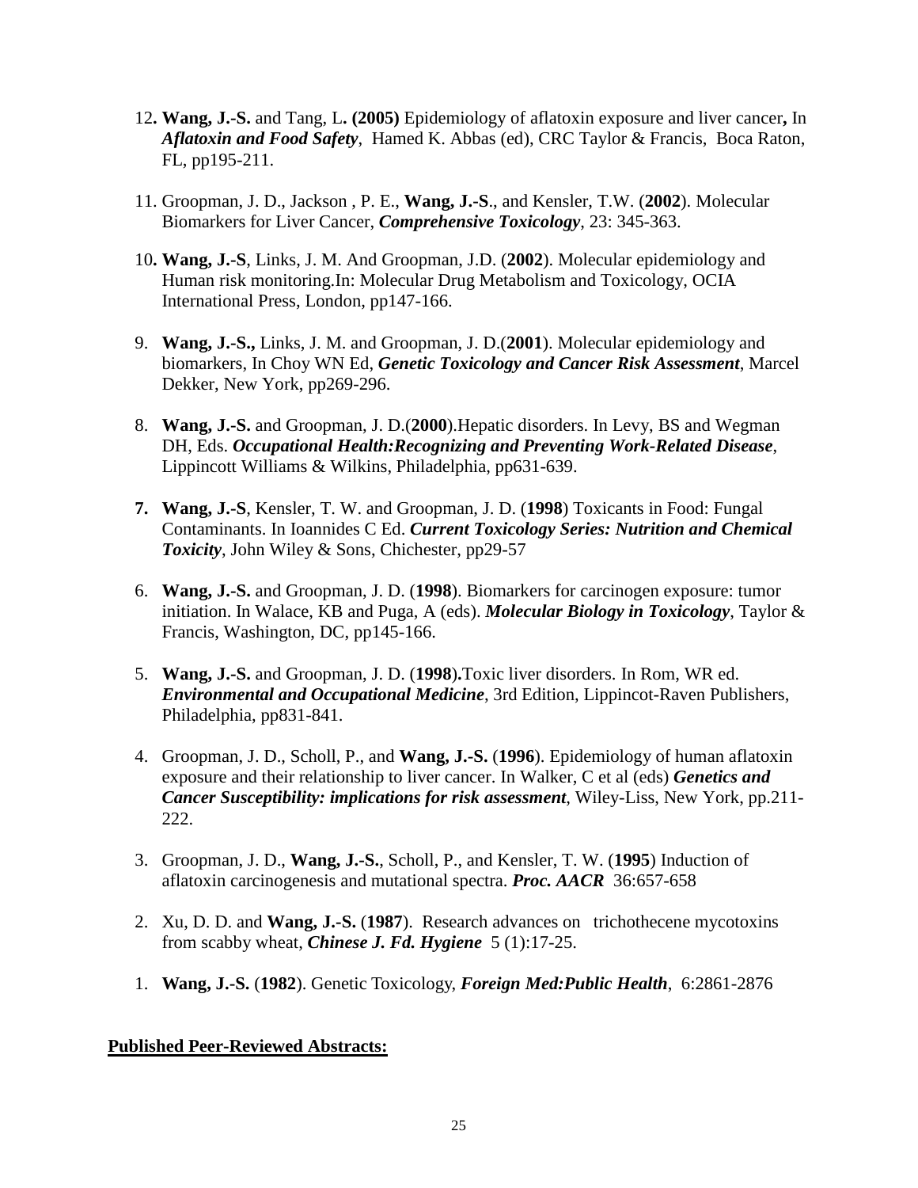12. **Wang, J.-S.** and Tang, L**. (2005)** Epidemiology of aflatoxin exposure and liver cancer**,** In ***Aflatoxin and Food Safety***, Hamed K. Abbas (ed), CRC Taylor & Francis, Boca Raton, FL, pp195-211.

11. Groopman, J. D., Jackson , P. E., **Wang, J.-S**., and Kensler, T.W. (**2002**). Molecular Biomarkers for Liver Cancer, ***Comprehensive Toxicology***, 23: 345-363.

10**. Wang, J.-S**, Links, J. M. And Groopman, J.D. (**2002**). Molecular epidemiology and Human risk monitoring.In: Molecular Drug Metabolism and Toxicology, OCIA International Press, London, pp147-166.

9. **Wang, J.-S.,** Links, J. M. and Groopman, J. D.(**2001**). Molecular epidemiology and biomarkers, In Choy WN Ed, ***Genetic Toxicology and Cancer Risk Assessment***, Marcel Dekker, New York, pp269-296.

8. **Wang, J.-S.** and Groopman, J. D.(**2000**).Hepatic disorders. In Levy, BS and Wegman DH, Eds. ***Occupational Health:Recognizing and Preventing Work-Related Disease***, Lippincott Williams & Wilkins, Philadelphia, pp631-639.

**7. Wang, J.-S**, Kensler, T. W. and Groopman, J. D. (**1998**) Toxicants in Food: Fungal Contaminants. In Ioannides C Ed. ***Current Toxicology Series: Nutrition and Chemical Toxicity***, John Wiley & Sons, Chichester, pp29-57

6. **Wang, J.-S.** and Groopman, J. D. (**1998**). Biomarkers for carcinogen exposure: tumor initiation. In Walace, KB and Puga, A (eds). ***Molecular Biology in Toxicology***, Taylor & Francis, Washington, DC, pp145-166.

5. **Wang, J.-S.** and Groopman, J. D. (**1998**)**.**Toxic liver disorders. In Rom, WR ed. ***Environmental and Occupational Medicine***, 3rd Edition, Lippincot-Raven Publishers, Philadelphia, pp831-841.

4. Groopman, J. D., Scholl, P., and **Wang, J.-S.** (**1996**). Epidemiology of human aflatoxin exposure and their relationship to liver cancer. In Walker, C et al (eds) ***Genetics and Cancer Susceptibility: implications for risk assessment***, Wiley-Liss, New York, pp.211-222.

3. Groopman, J. D., **Wang, J.-S.**, Scholl, P., and Kensler, T. W. (**1995**) Induction of aflatoxin carcinogenesis and mutational spectra. ***Proc. AACR*** 36:657-658

2. Xu, D. D. and **Wang, J.-S.** (**1987**). Research advances on trichothecene mycotoxins from scabby wheat, ***Chinese J. Fd. Hygiene*** 5 (1):17-25.

1. **Wang, J.-S.** (**1982**). Genetic Toxicology, ***Foreign Med:Public Health***, 6:2861-2876

**Published Peer-Reviewed Abstracts:**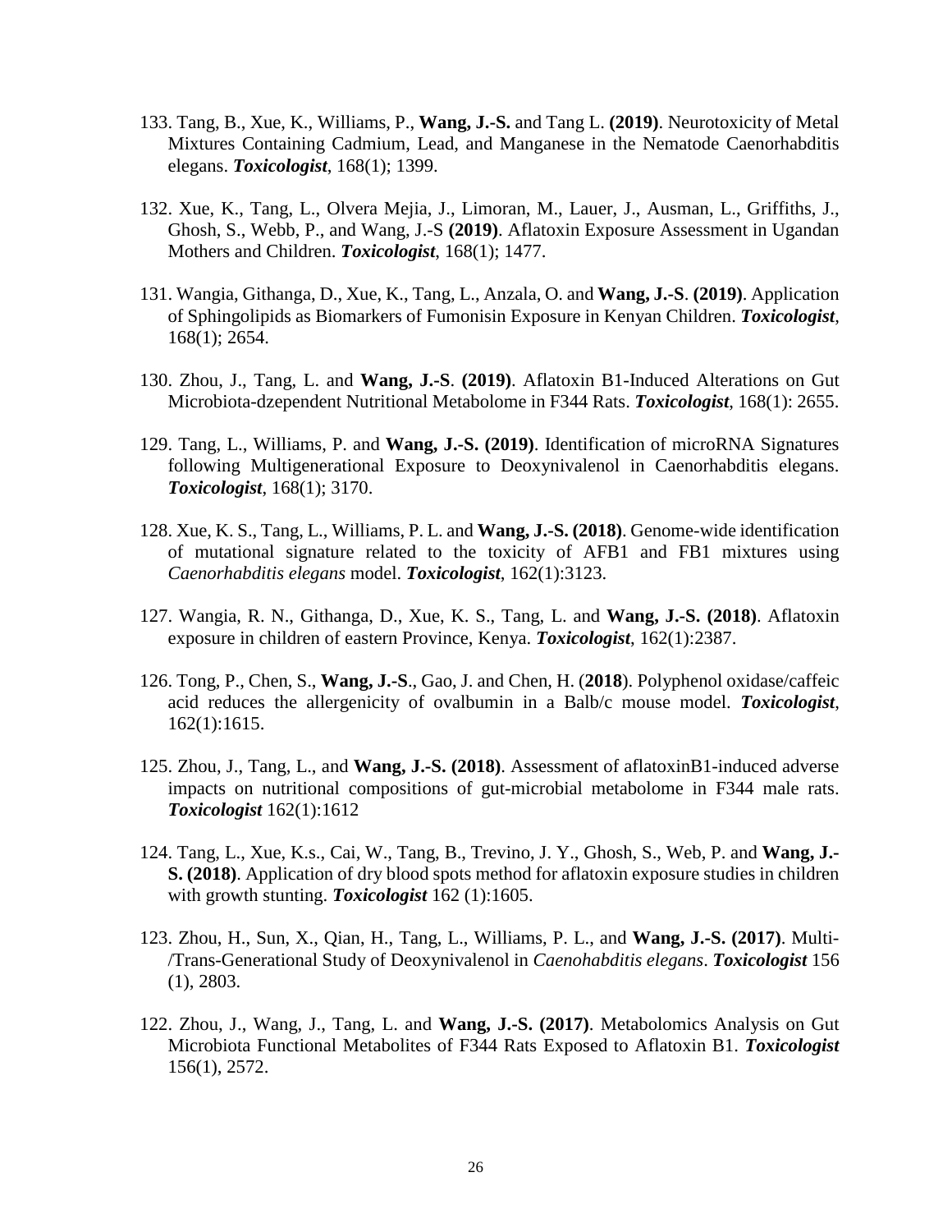133. Tang, B., Xue, K., Williams, P., **Wang, J.-S.** and Tang L. **(2019)**. Neurotoxicity of Metal Mixtures Containing Cadmium, Lead, and Manganese in the Nematode Caenorhabditis elegans. ***Toxicologist***, 168(1); 1399.

132. Xue, K., Tang, L., Olvera Mejia, J., Limoran, M., Lauer, J., Ausman, L., Griffiths, J., Ghosh, S., Webb, P., and Wang, J.-S **(2019)**. Aflatoxin Exposure Assessment in Ugandan Mothers and Children. ***Toxicologist***, 168(1); 1477.

131. Wangia, Githanga, D., Xue, K., Tang, L., Anzala, O. and **Wang, J.-S**. **(2019)**. Application of Sphingolipids as Biomarkers of Fumonisin Exposure in Kenyan Children. ***Toxicologist***, 168(1); 2654.

130. Zhou, J., Tang, L. and **Wang, J.-S**. **(2019)**. Aflatoxin B1-Induced Alterations on Gut Microbiota-dzependent Nutritional Metabolome in F344 Rats. ***Toxicologist***, 168(1): 2655.

129. Tang, L., Williams, P. and **Wang, J.-S. (2019)**. Identification of microRNA Signatures following Multigenerational Exposure to Deoxynivalenol in Caenorhabditis elegans. ***Toxicologist***, 168(1); 3170.

128. Xue, K. S., Tang, L., Williams, P. L. and **Wang, J.-S. (2018)**. Genome-wide identification of mutational signature related to the toxicity of AFB1 and FB1 mixtures using *Caenorhabditis elegans* model. ***Toxicologist***, 162(1):3123.

127. Wangia, R. N., Githanga, D., Xue, K. S., Tang, L. and **Wang, J.-S. (2018)**. Aflatoxin exposure in children of eastern Province, Kenya. ***Toxicologist***, 162(1):2387.

126. Tong, P., Chen, S., **Wang, J.-S**., Gao, J. and Chen, H. (**2018**). Polyphenol oxidase/caffeic acid reduces the allergenicity of ovalbumin in a Balb/c mouse model. ***Toxicologist***, 162(1):1615.

125. Zhou, J., Tang, L., and **Wang, J.-S. (2018)**. Assessment of aflatoxinB1-induced adverse impacts on nutritional compositions of gut-microbial metabolome in F344 male rats. ***Toxicologist*** 162(1):1612

124. Tang, L., Xue, K.s., Cai, W., Tang, B., Trevino, J. Y., Ghosh, S., Web, P. and **Wang, J.-S. (2018)**. Application of dry blood spots method for aflatoxin exposure studies in children with growth stunting. ***Toxicologist*** 162 (1):1605.

123. Zhou, H., Sun, X., Qian, H., Tang, L., Williams, P. L., and **Wang, J.-S. (2017)**. Multi-/Trans-Generational Study of Deoxynivalenol in *Caenohabditis elegans*. ***Toxicologist*** 156 (1), 2803.

122. Zhou, J., Wang, J., Tang, L. and **Wang, J.-S. (2017)**. Metabolomics Analysis on Gut Microbiota Functional Metabolites of F344 Rats Exposed to Aflatoxin B1. ***Toxicologist*** 156(1), 2572.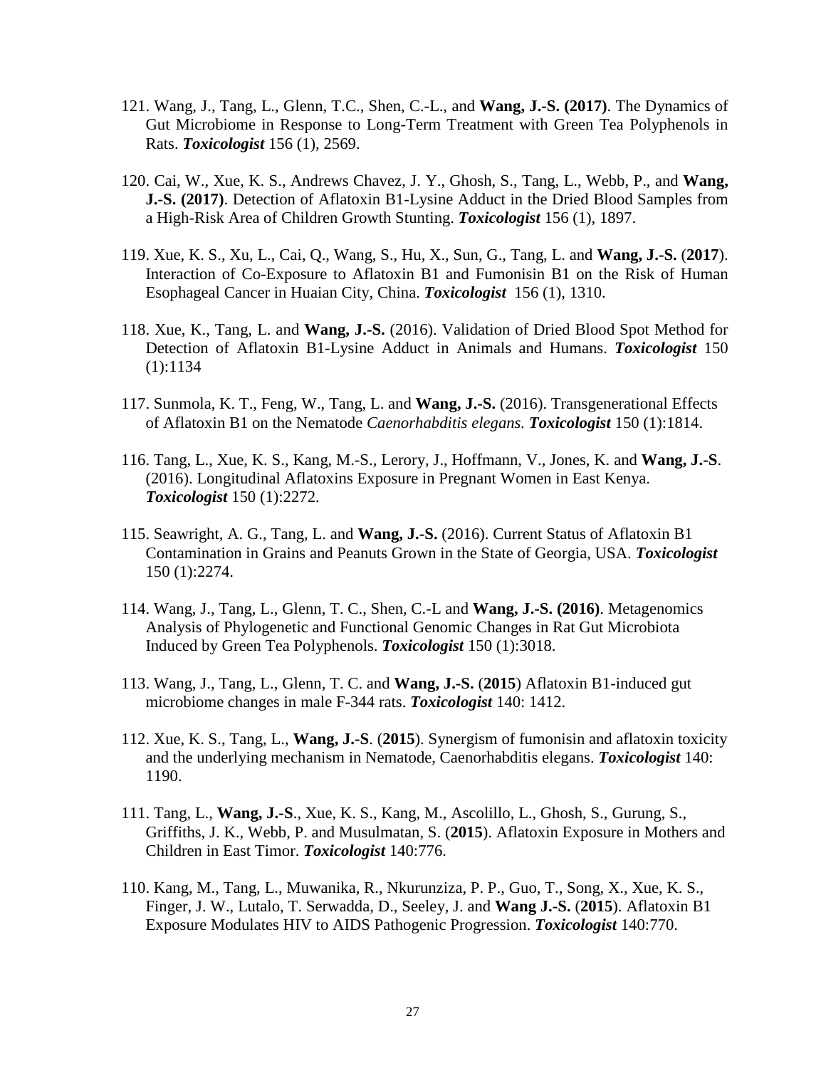121. Wang, J., Tang, L., Glenn, T.C., Shen, C.-L., and **Wang, J.-S. (2017)**. The Dynamics of Gut Microbiome in Response to Long-Term Treatment with Green Tea Polyphenols in Rats. ***Toxicologist*** 156 (1), 2569.

120. Cai, W., Xue, K. S., Andrews Chavez, J. Y., Ghosh, S., Tang, L., Webb, P., and **Wang, J.-S. (2017)**. Detection of Aflatoxin B1-Lysine Adduct in the Dried Blood Samples from a High-Risk Area of Children Growth Stunting. ***Toxicologist*** 156 (1), 1897.

119. Xue, K. S., Xu, L., Cai, Q., Wang, S., Hu, X., Sun, G., Tang, L. and **Wang, J.-S.** (**2017**). Interaction of Co-Exposure to Aflatoxin B1 and Fumonisin B1 on the Risk of Human Esophageal Cancer in Huaian City, China. ***Toxicologist*** 156 (1), 1310.

118. Xue, K., Tang, L. and **Wang, J.-S.** (2016). Validation of Dried Blood Spot Method for Detection of Aflatoxin B1-Lysine Adduct in Animals and Humans. ***Toxicologist*** 150 (1):1134

117. Sunmola, K. T., Feng, W., Tang, L. and **Wang, J.-S.** (2016). Transgenerational Effects of Aflatoxin B1 on the Nematode *Caenorhabditis elegans.* ***Toxicologist*** 150 (1):1814.

116. Tang, L., Xue, K. S., Kang, M.-S., Lerory, J., Hoffmann, V., Jones, K. and **Wang, J.-S**. (2016). Longitudinal Aflatoxins Exposure in Pregnant Women in East Kenya. ***Toxicologist*** 150 (1):2272.

115. Seawright, A. G., Tang, L. and **Wang, J.-S.** (2016). Current Status of Aflatoxin B1 Contamination in Grains and Peanuts Grown in the State of Georgia, USA. ***Toxicologist*** 150 (1):2274.

114. Wang, J., Tang, L., Glenn, T. C., Shen, C.-L and **Wang, J.-S. (2016)**. Metagenomics Analysis of Phylogenetic and Functional Genomic Changes in Rat Gut Microbiota Induced by Green Tea Polyphenols. ***Toxicologist*** 150 (1):3018.

113. Wang, J., Tang, L., Glenn, T. C. and **Wang, J.-S.** (**2015**) Aflatoxin B1-induced gut microbiome changes in male F-344 rats. ***Toxicologist*** 140: 1412.

112. Xue, K. S., Tang, L., **Wang, J.-S**. (**2015**). Synergism of fumonisin and aflatoxin toxicity and the underlying mechanism in Nematode, Caenorhabditis elegans. ***Toxicologist*** 140: 1190.

111. Tang, L., **Wang, J.-S**., Xue, K. S., Kang, M., Ascolillo, L., Ghosh, S., Gurung, S., Griffiths, J. K., Webb, P. and Musulmatan, S. (**2015**). Aflatoxin Exposure in Mothers and Children in East Timor. ***Toxicologist*** 140:776.

110. Kang, M., Tang, L., Muwanika, R., Nkurunziza, P. P., Guo, T., Song, X., Xue, K. S., Finger, J. W., Lutalo, T. Serwadda, D., Seeley, J. and **Wang J.-S.** (**2015**). Aflatoxin B1 Exposure Modulates HIV to AIDS Pathogenic Progression. ***Toxicologist*** 140:770.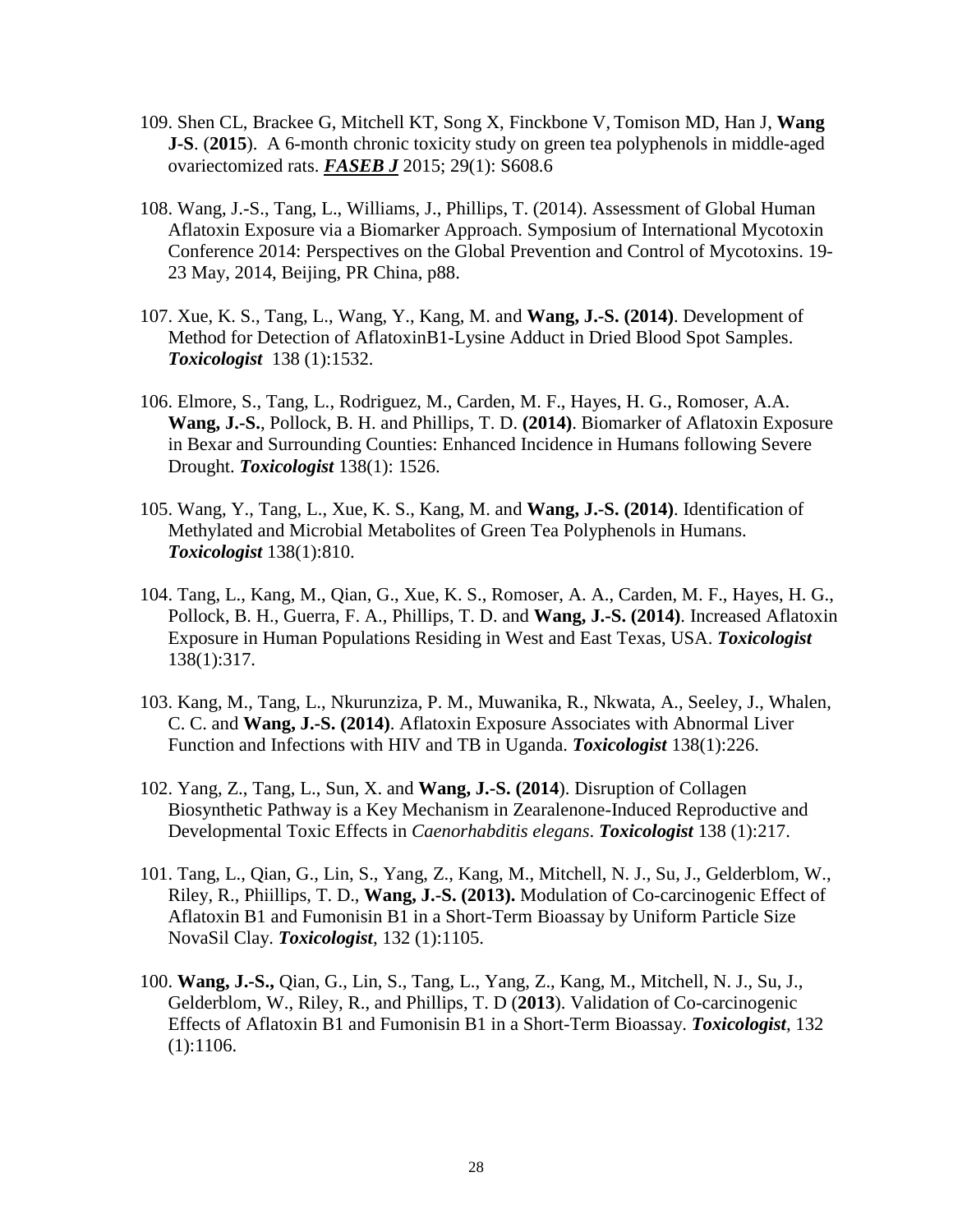109. Shen CL, Brackee G, Mitchell KT, Song X, Finckbone V, Tomison MD, Han J, **Wang J-S**. (**2015**). A 6-month chronic toxicity study on green tea polyphenols in middle-aged ovariectomized rats. ***FASEB J*** 2015; 29(1): S608.6

108. Wang, J.-S., Tang, L., Williams, J., Phillips, T. (2014). Assessment of Global Human Aflatoxin Exposure via a Biomarker Approach. Symposium of International Mycotoxin Conference 2014: Perspectives on the Global Prevention and Control of Mycotoxins. 19-23 May, 2014, Beijing, PR China, p88.

107. Xue, K. S., Tang, L., Wang, Y., Kang, M. and **Wang, J.-S. (2014)**. Development of Method for Detection of AflatoxinB1-Lysine Adduct in Dried Blood Spot Samples. ***Toxicologist*** 138 (1):1532.

106. Elmore, S., Tang, L., Rodriguez, M., Carden, M. F., Hayes, H. G., Romoser, A.A. **Wang, J.-S.**, Pollock, B. H. and Phillips, T. D. **(2014)**. Biomarker of Aflatoxin Exposure in Bexar and Surrounding Counties: Enhanced Incidence in Humans following Severe Drought. ***Toxicologist*** 138(1): 1526.

105. Wang, Y., Tang, L., Xue, K. S., Kang, M. and **Wang, J.-S. (2014)**. Identification of Methylated and Microbial Metabolites of Green Tea Polyphenols in Humans. ***Toxicologist*** 138(1):810.

104. Tang, L., Kang, M., Qian, G., Xue, K. S., Romoser, A. A., Carden, M. F., Hayes, H. G., Pollock, B. H., Guerra, F. A., Phillips, T. D. and **Wang, J.-S. (2014)**. Increased Aflatoxin Exposure in Human Populations Residing in West and East Texas, USA. ***Toxicologist*** 138(1):317.

103. Kang, M., Tang, L., Nkurunziza, P. M., Muwanika, R., Nkwata, A., Seeley, J., Whalen, C. C. and **Wang, J.-S. (2014)**. Aflatoxin Exposure Associates with Abnormal Liver Function and Infections with HIV and TB in Uganda. ***Toxicologist*** 138(1):226.

102. Yang, Z., Tang, L., Sun, X. and **Wang, J.-S. (2014**). Disruption of Collagen Biosynthetic Pathway is a Key Mechanism in Zearalenone-Induced Reproductive and Developmental Toxic Effects in *Caenorhabditis elegans*. ***Toxicologist*** 138 (1):217.

101. Tang, L., Qian, G., Lin, S., Yang, Z., Kang, M., Mitchell, N. J., Su, J., Gelderblom, W., Riley, R., Phiillips, T. D., **Wang, J.-S. (2013).** Modulation of Co-carcinogenic Effect of Aflatoxin B1 and Fumonisin B1 in a Short-Term Bioassay by Uniform Particle Size NovaSil Clay. ***Toxicologist***, 132 (1):1105.

100. **Wang, J.-S.,** Qian, G., Lin, S., Tang, L., Yang, Z., Kang, M., Mitchell, N. J., Su, J., Gelderblom, W., Riley, R., and Phillips, T. D (**2013**). Validation of Co-carcinogenic Effects of Aflatoxin B1 and Fumonisin B1 in a Short-Term Bioassay. ***Toxicologist***, 132 (1):1106.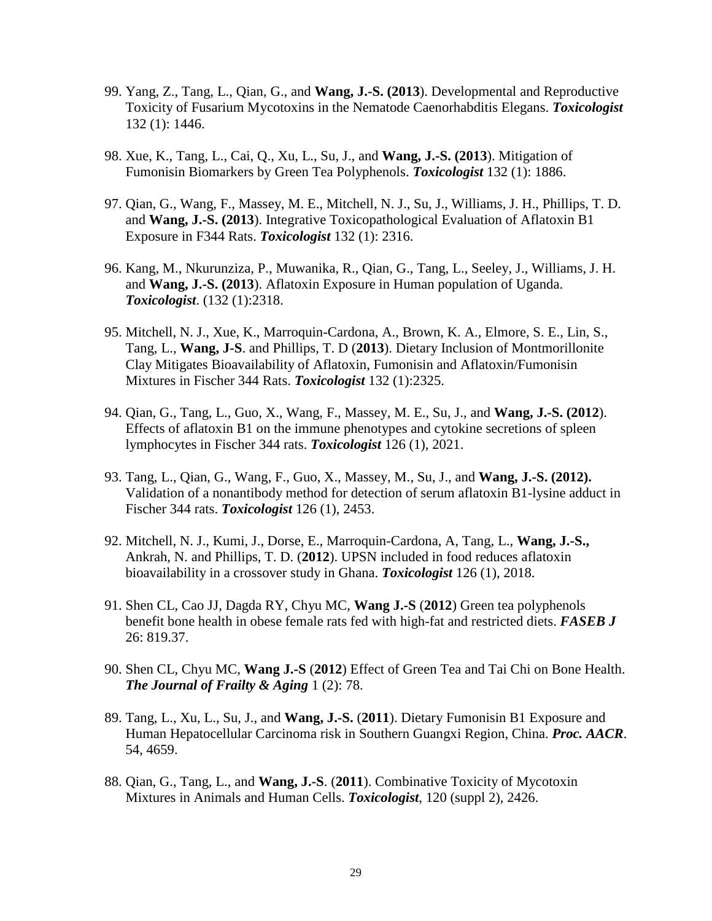99. Yang, Z., Tang, L., Qian, G., and **Wang, J.-S. (2013**). Developmental and Reproductive Toxicity of Fusarium Mycotoxins in the Nematode Caenorhabditis Elegans. ***Toxicologist*** 132 (1): 1446.

98. Xue, K., Tang, L., Cai, Q., Xu, L., Su, J., and **Wang, J.-S. (2013**). Mitigation of Fumonisin Biomarkers by Green Tea Polyphenols. ***Toxicologist*** 132 (1): 1886.

97. Qian, G., Wang, F., Massey, M. E., Mitchell, N. J., Su, J., Williams, J. H., Phillips, T. D. and **Wang, J.-S. (2013**). Integrative Toxicopathological Evaluation of Aflatoxin B1 Exposure in F344 Rats. ***Toxicologist*** 132 (1): 2316.

96. Kang, M., Nkurunziza, P., Muwanika, R., Qian, G., Tang, L., Seeley, J., Williams, J. H. and **Wang, J.-S. (2013**). Aflatoxin Exposure in Human population of Uganda. ***Toxicologist***. (132 (1):2318.

95. Mitchell, N. J., Xue, K., Marroquin-Cardona, A., Brown, K. A., Elmore, S. E., Lin, S., Tang, L., **Wang, J-S**. and Phillips, T. D (**2013**). Dietary Inclusion of Montmorillonite Clay Mitigates Bioavailability of Aflatoxin, Fumonisin and Aflatoxin/Fumonisin Mixtures in Fischer 344 Rats. ***Toxicologist*** 132 (1):2325.

94. Qian, G., Tang, L., Guo, X., Wang, F., Massey, M. E., Su, J., and **Wang, J.-S. (2012**). Effects of aflatoxin B1 on the immune phenotypes and cytokine secretions of spleen lymphocytes in Fischer 344 rats. ***Toxicologist*** 126 (1), 2021.

93. Tang, L., Qian, G., Wang, F., Guo, X., Massey, M., Su, J., and **Wang, J.-S. (2012).** Validation of a nonantibody method for detection of serum aflatoxin B1-lysine adduct in Fischer 344 rats. ***Toxicologist*** 126 (1), 2453.

92. Mitchell, N. J., Kumi, J., Dorse, E., Marroquin-Cardona, A, Tang, L., **Wang, J.-S.,** Ankrah, N. and Phillips, T. D. (**2012**). UPSN included in food reduces aflatoxin bioavailability in a crossover study in Ghana. ***Toxicologist*** 126 (1), 2018.

91. Shen CL, Cao JJ, Dagda RY, Chyu MC, **Wang J.-S** (**2012**) Green tea polyphenols benefit bone health in obese female rats fed with high-fat and restricted diets. ***FASEB J*** 26: 819.37.

90. Shen CL, Chyu MC, **Wang J.-S** (**2012**) Effect of Green Tea and Tai Chi on Bone Health. ***The Journal of Frailty & Aging*** 1 (2): 78.

89. Tang, L., Xu, L., Su, J., and **Wang, J.-S.** (**2011**). Dietary Fumonisin B1 Exposure and Human Hepatocellular Carcinoma risk in Southern Guangxi Region, China. ***Proc. AACR***. 54, 4659.

88. Qian, G., Tang, L., and **Wang, J.-S**. (**2011**). Combinative Toxicity of Mycotoxin Mixtures in Animals and Human Cells. ***Toxicologist***, 120 (suppl 2), 2426.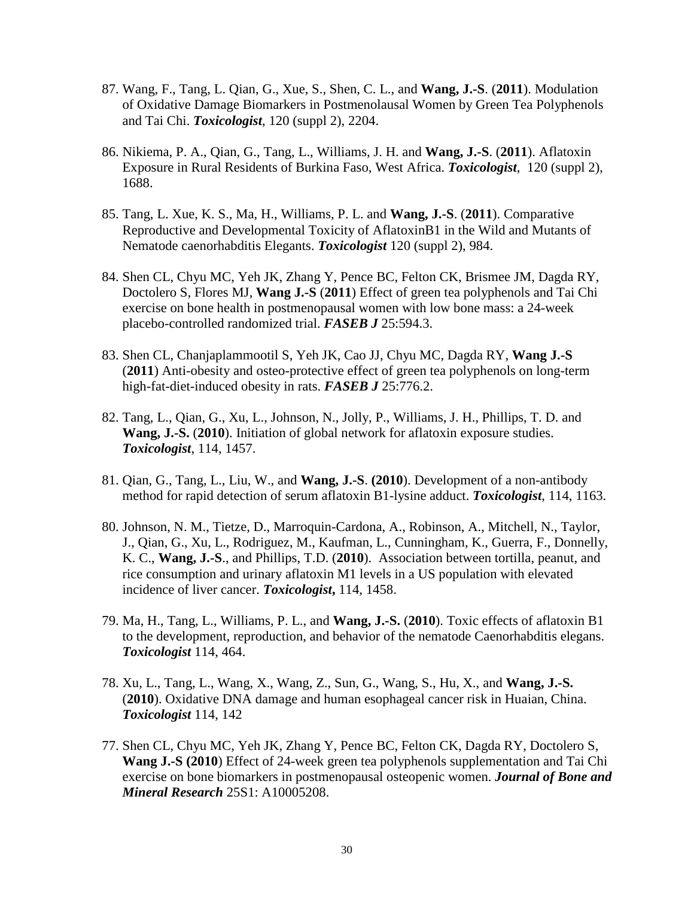87. Wang, F., Tang, L. Qian, G., Xue, S., Shen, C. L., and **Wang, J.-S**. (**2011**). Modulation of Oxidative Damage Biomarkers in Postmenolausal Women by Green Tea Polyphenols and Tai Chi. ***Toxicologist***, 120 (suppl 2), 2204.

86. Nikiema, P. A., Qian, G., Tang, L., Williams, J. H. and **Wang, J.-S**. (**2011**). Aflatoxin Exposure in Rural Residents of Burkina Faso, West Africa. ***Toxicologist***, 120 (suppl 2), 1688.

85. Tang, L. Xue, K. S., Ma, H., Williams, P. L. and **Wang, J.-S**. (**2011**). Comparative Reproductive and Developmental Toxicity of AflatoxinB1 in the Wild and Mutants of Nematode caenorhabditis Elegants. ***Toxicologist*** 120 (suppl 2), 984.

84. Shen CL, Chyu MC, Yeh JK, Zhang Y, Pence BC, Felton CK, Brismee JM, Dagda RY, Doctolero S, Flores MJ, **Wang J.-S** (**2011**) Effect of green tea polyphenols and Tai Chi exercise on bone health in postmenopausal women with low bone mass: a 24-week placebo-controlled randomized trial. ***FASEB J*** 25:594.3.

83. Shen CL, Chanjaplammootil S, Yeh JK, Cao JJ, Chyu MC, Dagda RY, **Wang J.-S** (**2011**) Anti-obesity and osteo-protective effect of green tea polyphenols on long-term high-fat-diet-induced obesity in rats. ***FASEB J*** 25:776.2.

82. Tang, L., Qian, G., Xu, L., Johnson, N., Jolly, P., Williams, J. H., Phillips, T. D. and **Wang, J.-S.** (**2010**). Initiation of global network for aflatoxin exposure studies. ***Toxicologist***, 114, 1457.

81. Qian, G., Tang, L., Liu, W., and **Wang, J.-S**. **(2010**). Development of a non-antibody method for rapid detection of serum aflatoxin B1-lysine adduct. ***Toxicologist***, 114, 1163.

80. Johnson, N. M., Tietze, D., Marroquin-Cardona, A., Robinson, A., Mitchell, N., Taylor, J., Qian, G., Xu, L., Rodriguez, M., Kaufman, L., Cunningham, K., Guerra, F., Donnelly, K. C., **Wang, J.-S**., and Phillips, T.D. (**2010**). Association between tortilla, peanut, and rice consumption and urinary aflatoxin M1 levels in a US population with elevated incidence of liver cancer. ***Toxicologist*****,** 114, 1458.

79. Ma, H., Tang, L., Williams, P. L., and **Wang, J.-S.** (**2010**). Toxic effects of aflatoxin B1 to the development, reproduction, and behavior of the nematode Caenorhabditis elegans. ***Toxicologist*** 114, 464.

78. Xu, L., Tang, L., Wang, X., Wang, Z., Sun, G., Wang, S., Hu, X., and **Wang, J.-S.** (**2010**). Oxidative DNA damage and human esophageal cancer risk in Huaian, China. ***Toxicologist*** 114, 142

77. Shen CL, Chyu MC, Yeh JK, Zhang Y, Pence BC, Felton CK, Dagda RY, Doctolero S, **Wang J.-S (2010**) Effect of 24-week green tea polyphenols supplementation and Tai Chi exercise on bone biomarkers in postmenopausal osteopenic women. ***Journal of Bone and Mineral Research*** 25S1: A10005208.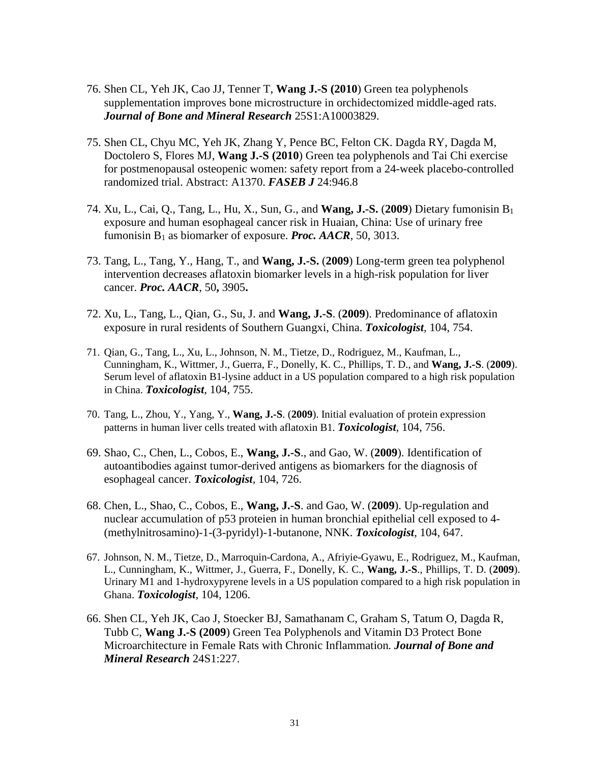76. Shen CL, Yeh JK, Cao JJ, Tenner T, **Wang J.-S (2010**) Green tea polyphenols supplementation improves bone microstructure in orchidectomized middle-aged rats. ***Journal of Bone and Mineral Research*** 25S1:A10003829.

75. Shen CL, Chyu MC, Yeh JK, Zhang Y, Pence BC, Felton CK. Dagda RY, Dagda M, Doctolero S, Flores MJ, **Wang J.-S (2010**) Green tea polyphenols and Tai Chi exercise for postmenopausal osteopenic women: safety report from a 24-week placebo-controlled randomized trial. Abstract: A1370. ***FASEB J*** 24:946.8

74. Xu, L., Cai, Q., Tang, L., Hu, X., Sun, G., and **Wang, J.-S.** (**2009**) Dietary fumonisin $B_1$ exposure and human esophageal cancer risk in Huaian, China: Use of urinary free fumonisin $B_1$ as biomarker of exposure. ***Proc. AACR***, 50, 3013.

73. Tang, L., Tang, Y., Hang, T., and **Wang, J.-S.** (**2009**) Long-term green tea polyphenol intervention decreases aflatoxin biomarker levels in a high-risk population for liver cancer. ***Proc. AACR***, 50**,** 3905**.**

72. Xu, L., Tang, L., Qian, G., Su, J. and **Wang, J.-S**. (**2009**). Predominance of aflatoxin exposure in rural residents of Southern Guangxi, China. ***Toxicologist***, 104, 754.

71. Qian, G., Tang, L., Xu, L., Johnson, N. M., Tietze, D., Rodriguez, M., Kaufman, L., Cunningham, K., Wittmer, J., Guerra, F., Donelly, K. C., Phillips, T. D., and **Wang, J.-S**. (**2009**). Serum level of aflatoxin B1-lysine adduct in a US population compared to a high risk population in China. ***Toxicologist***, 104, 755.

70. Tang, L., Zhou, Y., Yang, Y., **Wang, J.-S**. (**2009**). Initial evaluation of protein expression patterns in human liver cells treated with aflatoxin B1. ***Toxicologist***, 104, 756.

69. Shao, C., Chen, L., Cobos, E., **Wang, J.-S**., and Gao, W. (**2009**). Identification of autoantibodies against tumor-derived antigens as biomarkers for the diagnosis of esophageal cancer. ***Toxicologist***, 104, 726.

68. Chen, L., Shao, C., Cobos, E., **Wang, J.-S**. and Gao, W. (**2009**). Up-regulation and nuclear accumulation of p53 proteien in human bronchial epithelial cell exposed to 4-(methylnitrosamino)-1-(3-pyridyl)-1-butanone, NNK. ***Toxicologist***, 104, 647.

67. Johnson, N. M., Tietze, D., Marroquin-Cardona, A., Afriyie-Gyawu, E., Rodriguez, M., Kaufman, L., Cunningham, K., Wittmer, J., Guerra, F., Donelly, K. C., **Wang, J.-S**., Phillips, T. D. (**2009**). Urinary M1 and 1-hydroxypyrene levels in a US population compared to a high risk population in Ghana. ***Toxicologist***, 104, 1206.

66. Shen CL, Yeh JK, Cao J, Stoecker BJ, Samathanam C, Graham S, Tatum O, Dagda R, Tubb C, **Wang J.-S (2009**) Green Tea Polyphenols and Vitamin D3 Protect Bone Microarchitecture in Female Rats with Chronic Inflammation*.* ***Journal of Bone and Mineral Research*** 24S1:227.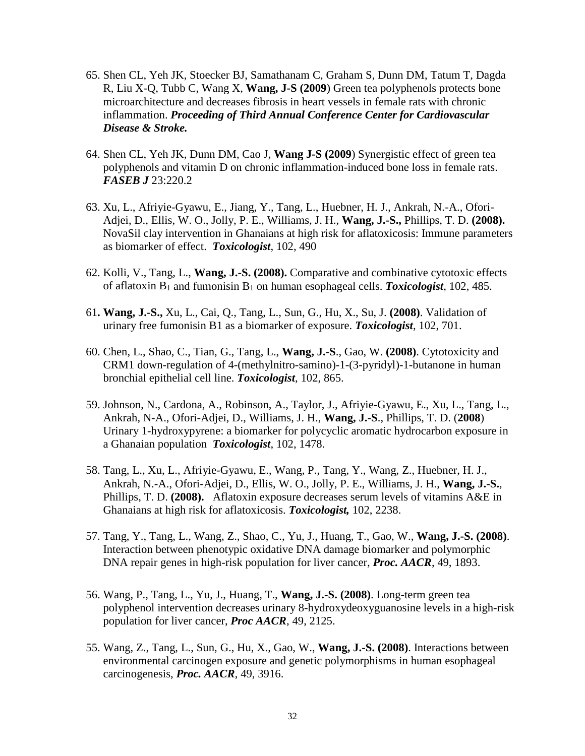65. Shen CL, Yeh JK, Stoecker BJ, Samathanam C, Graham S, Dunn DM, Tatum T, Dagda R, Liu X-Q, Tubb C, Wang X, **Wang, J-S (2009**) Green tea polyphenols protects bone microarchitecture and decreases fibrosis in heart vessels in female rats with chronic inflammation. ***Proceeding of Third Annual Conference Center for Cardiovascular Disease & Stroke.***

64. Shen CL, Yeh JK, Dunn DM, Cao J, **Wang J-S (2009**) Synergistic effect of green tea polyphenols and vitamin D on chronic inflammation-induced bone loss in female rats. ***FASEB J*** 23:220.2

63. Xu, L., Afriyie-Gyawu, E., Jiang, Y., Tang, L., Huebner, H. J., Ankrah, N.-A., Ofori-Adjei, D., Ellis, W. O., Jolly, P. E., Williams, J. H., **Wang, J.-S.,** Phillips, T. D. **(2008).** NovaSil clay intervention in Ghanaians at high risk for aflatoxicosis: Immune parameters as biomarker of effect. ***Toxicologist***, 102, 490

62. Kolli, V., Tang, L., **Wang, J.-S. (2008).** Comparative and combinative cytotoxic effects of aflatoxin $B_1$ and fumonisin $B_1$ on human esophageal cells. ***Toxicologist***, 102, 485.

61**. Wang, J.-S.,** Xu, L., Cai, Q., Tang, L., Sun, G., Hu, X., Su, J. **(2008)**. Validation of urinary free fumonisin B1 as a biomarker of exposure. ***Toxicologist***, 102, 701.

60. Chen, L., Shao, C., Tian, G., Tang, L., **Wang, J.-S**., Gao, W. **(2008)**. Cytotoxicity and CRM1 down-regulation of 4-(methylnitro-samino)-1-(3-pyridyl)-1-butanone in human bronchial epithelial cell line. ***Toxicologist***, 102, 865.

59. Johnson, N., Cardona, A., Robinson, A., Taylor, J., Afriyie-Gyawu, E., Xu, L., Tang, L., Ankrah, N-A., Ofori-Adjei, D., Williams, J. H., **Wang, J.-S**., Phillips, T. D. (**2008**) Urinary 1-hydroxypyrene: a biomarker for polycyclic aromatic hydrocarbon exposure in a Ghanaian population ***Toxicologist***, 102, 1478.

58. Tang, L., Xu, L., Afriyie-Gyawu, E., Wang, P., Tang, Y., Wang, Z., Huebner, H. J., Ankrah, N.-A., Ofori-Adjei, D., Ellis, W. O., Jolly, P. E., Williams, J. H., **Wang, J.-S.**, Phillips, T. D. **(2008).** Aflatoxin exposure decreases serum levels of vitamins A&E in Ghanaians at high risk for aflatoxicosis. ***Toxicologist,*** 102, 2238.

57. Tang, Y., Tang, L., Wang, Z., Shao, C., Yu, J., Huang, T., Gao, W., **Wang, J.-S. (2008)**. Interaction between phenotypic oxidative DNA damage biomarker and polymorphic DNA repair genes in high-risk population for liver cancer, ***Proc. AACR***, 49, 1893.

56. Wang, P., Tang, L., Yu, J., Huang, T., **Wang, J.-S. (2008)**. Long-term green tea polyphenol intervention decreases urinary 8-hydroxydeoxyguanosine levels in a high-risk population for liver cancer, ***Proc AACR***, 49, 2125.

55. Wang, Z., Tang, L., Sun, G., Hu, X., Gao, W., **Wang, J.-S. (2008)**. Interactions between environmental carcinogen exposure and genetic polymorphisms in human esophageal carcinogenesis, ***Proc. AACR***, 49, 3916.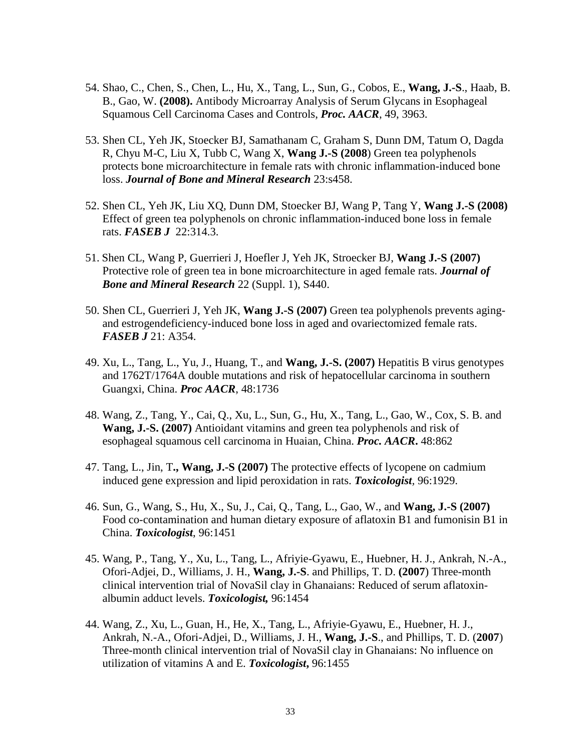54. Shao, C., Chen, S., Chen, L., Hu, X., Tang, L., Sun, G., Cobos, E., **Wang, J.-S**., Haab, B. B., Gao, W. **(2008).** Antibody Microarray Analysis of Serum Glycans in Esophageal Squamous Cell Carcinoma Cases and Controls, ***Proc. AACR***, 49, 3963.

53. Shen CL, Yeh JK, Stoecker BJ, Samathanam C, Graham S, Dunn DM, Tatum O, Dagda R, Chyu M-C, Liu X, Tubb C, Wang X, **Wang J.-S (2008**) Green tea polyphenols protects bone microarchitecture in female rats with chronic inflammation-induced bone loss. ***Journal of Bone and Mineral Research*** 23:s458.

52. Shen CL, Yeh JK, Liu XQ, Dunn DM, Stoecker BJ, Wang P, Tang Y, **Wang J.-S (2008)** Effect of green tea polyphenols on chronic inflammation-induced bone loss in female rats. ***FASEB J*** 22:314.3.

51. Shen CL, Wang P, Guerrieri J, Hoefler J, Yeh JK, Stroecker BJ, **Wang J.-S (2007)** Protective role of green tea in bone microarchitecture in aged female rats. ***Journal of Bone and Mineral Research*** 22 (Suppl. 1), S440.

50. Shen CL, Guerrieri J, Yeh JK, **Wang J.-S (2007)** Green tea polyphenols prevents aging- and estrogendeficiency-induced bone loss in aged and ovariectomized female rats. ***FASEB J*** 21: A354.

49. Xu, L., Tang, L., Yu, J., Huang, T., and **Wang, J.-S. (2007)** Hepatitis B virus genotypes and 1762T/1764A double mutations and risk of hepatocellular carcinoma in southern Guangxi, China. ***Proc AACR***, 48:1736

48. Wang, Z., Tang, Y., Cai, Q., Xu, L., Sun, G., Hu, X., Tang, L., Gao, W., Cox, S. B. and **Wang, J.-S. (2007)** Antioidant vitamins and green tea polyphenols and risk of esophageal squamous cell carcinoma in Huaian, China. ***Proc. AACR*.** 48:862

47. Tang, L., Jin, T**., Wang, J.-S (2007)** The protective effects of lycopene on cadmium induced gene expression and lipid peroxidation in rats. ***Toxicologist***, 96:1929.

46. Sun, G., Wang, S., Hu, X., Su, J., Cai, Q., Tang, L., Gao, W., and **Wang, J.-S (2007)** Food co-contamination and human dietary exposure of aflatoxin B1 and fumonisin B1 in China. ***Toxicologist***, 96:1451

45. Wang, P., Tang, Y., Xu, L., Tang, L., Afriyie-Gyawu, E., Huebner, H. J., Ankrah, N.-A., Ofori-Adjei, D., Williams, J. H., **Wang, J.-S**. and Phillips, T. D. **(2007**) Three-month clinical intervention trial of NovaSil clay in Ghanaians: Reduced of serum aflatoxin-albumin adduct levels. ***Toxicologist,*** 96:1454

44. Wang, Z., Xu, L., Guan, H., He, X., Tang, L., Afriyie-Gyawu, E., Huebner, H. J., Ankrah, N.-A., Ofori-Adjei, D., Williams, J. H., **Wang, J.-S**., and Phillips, T. D. (**2007**) Three-month clinical intervention trial of NovaSil clay in Ghanaians: No influence on utilization of vitamins A and E. ***Toxicologist*,** 96:1455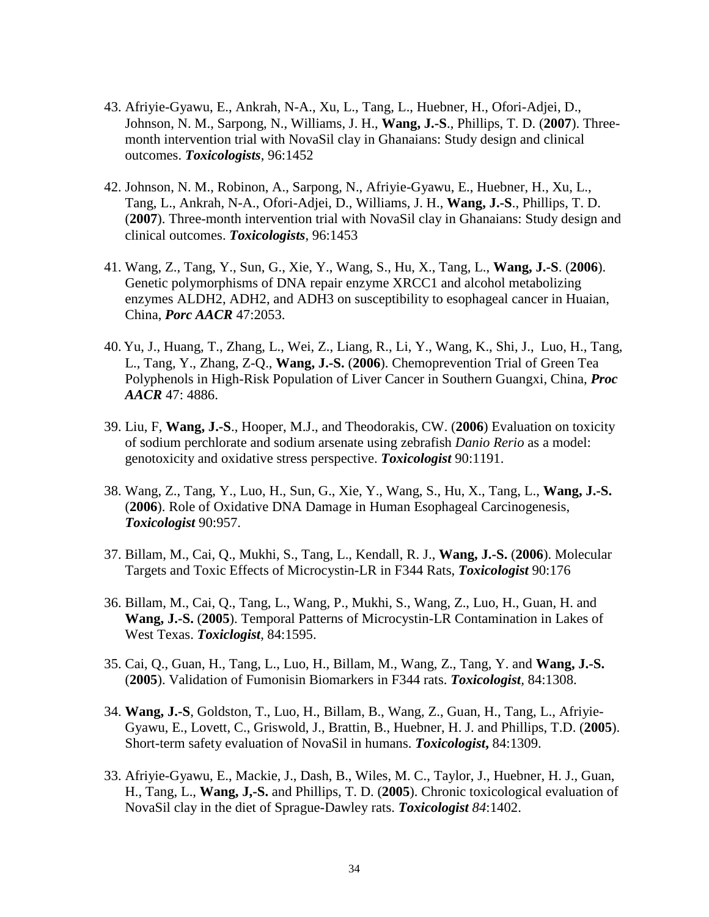43. Afriyie-Gyawu, E., Ankrah, N-A., Xu, L., Tang, L., Huebner, H., Ofori-Adjei, D., Johnson, N. M., Sarpong, N., Williams, J. H., **Wang, J.-S**., Phillips, T. D. (**2007**). Three-month intervention trial with NovaSil clay in Ghanaians: Study design and clinical outcomes. ***Toxicologists***, 96:1452

42. Johnson, N. M., Robinon, A., Sarpong, N., Afriyie-Gyawu, E., Huebner, H., Xu, L., Tang, L., Ankrah, N-A., Ofori-Adjei, D., Williams, J. H., **Wang, J.-S**., Phillips, T. D. (**2007**). Three-month intervention trial with NovaSil clay in Ghanaians: Study design and clinical outcomes. ***Toxicologists***, 96:1453

41. Wang, Z., Tang, Y., Sun, G., Xie, Y., Wang, S., Hu, X., Tang, L., **Wang, J.-S**. (**2006**). Genetic polymorphisms of DNA repair enzyme XRCC1 and alcohol metabolizing enzymes ALDH2, ADH2, and ADH3 on susceptibility to esophageal cancer in Huaian, China, ***Porc AACR*** 47:2053.

40. Yu, J., Huang, T., Zhang, L., Wei, Z., Liang, R., Li, Y., Wang, K., Shi, J., Luo, H., Tang, L., Tang, Y., Zhang, Z-Q., **Wang, J.-S.** (**2006**). Chemoprevention Trial of Green Tea Polyphenols in High-Risk Population of Liver Cancer in Southern Guangxi, China, ***Proc AACR*** 47: 4886.

39. Liu, F, **Wang, J.-S**., Hooper, M.J., and Theodorakis, CW. (**2006**) Evaluation on toxicity of sodium perchlorate and sodium arsenate using zebrafish *Danio Rerio* as a model: genotoxicity and oxidative stress perspective. ***Toxicologist*** 90:1191.

38. Wang, Z., Tang, Y., Luo, H., Sun, G., Xie, Y., Wang, S., Hu, X., Tang, L., **Wang, J.-S.** (**2006**). Role of Oxidative DNA Damage in Human Esophageal Carcinogenesis, ***Toxicologist*** 90:957.

37. Billam, M., Cai, Q., Mukhi, S., Tang, L., Kendall, R. J., **Wang, J.-S.** (**2006**). Molecular Targets and Toxic Effects of Microcystin-LR in F344 Rats, ***Toxicologist*** 90:176

36. Billam, M., Cai, Q., Tang, L., Wang, P., Mukhi, S., Wang, Z., Luo, H., Guan, H. and **Wang, J.-S.** (**2005**). Temporal Patterns of Microcystin-LR Contamination in Lakes of West Texas. ***Toxiclogist***, 84:1595.

35. Cai, Q., Guan, H., Tang, L., Luo, H., Billam, M., Wang, Z., Tang, Y. and **Wang, J.-S.** (**2005**). Validation of Fumonisin Biomarkers in F344 rats. ***Toxicologist***, 84:1308.

34. **Wang, J.-S**, Goldston, T., Luo, H., Billam, B., Wang, Z., Guan, H., Tang, L., Afriyie-Gyawu, E., Lovett, C., Griswold, J., Brattin, B., Huebner, H. J. and Phillips, T.D. (**2005**). Short-term safety evaluation of NovaSil in humans. ***Toxicologist*,** 84:1309.

33. Afriyie-Gyawu, E., Mackie, J., Dash, B., Wiles, M. C., Taylor, J., Huebner, H. J., Guan, H., Tang, L., **Wang, J,-S.** and Phillips, T. D. (**2005**). Chronic toxicological evaluation of NovaSil clay in the diet of Sprague-Dawley rats. ***Toxicologist** 84*:1402.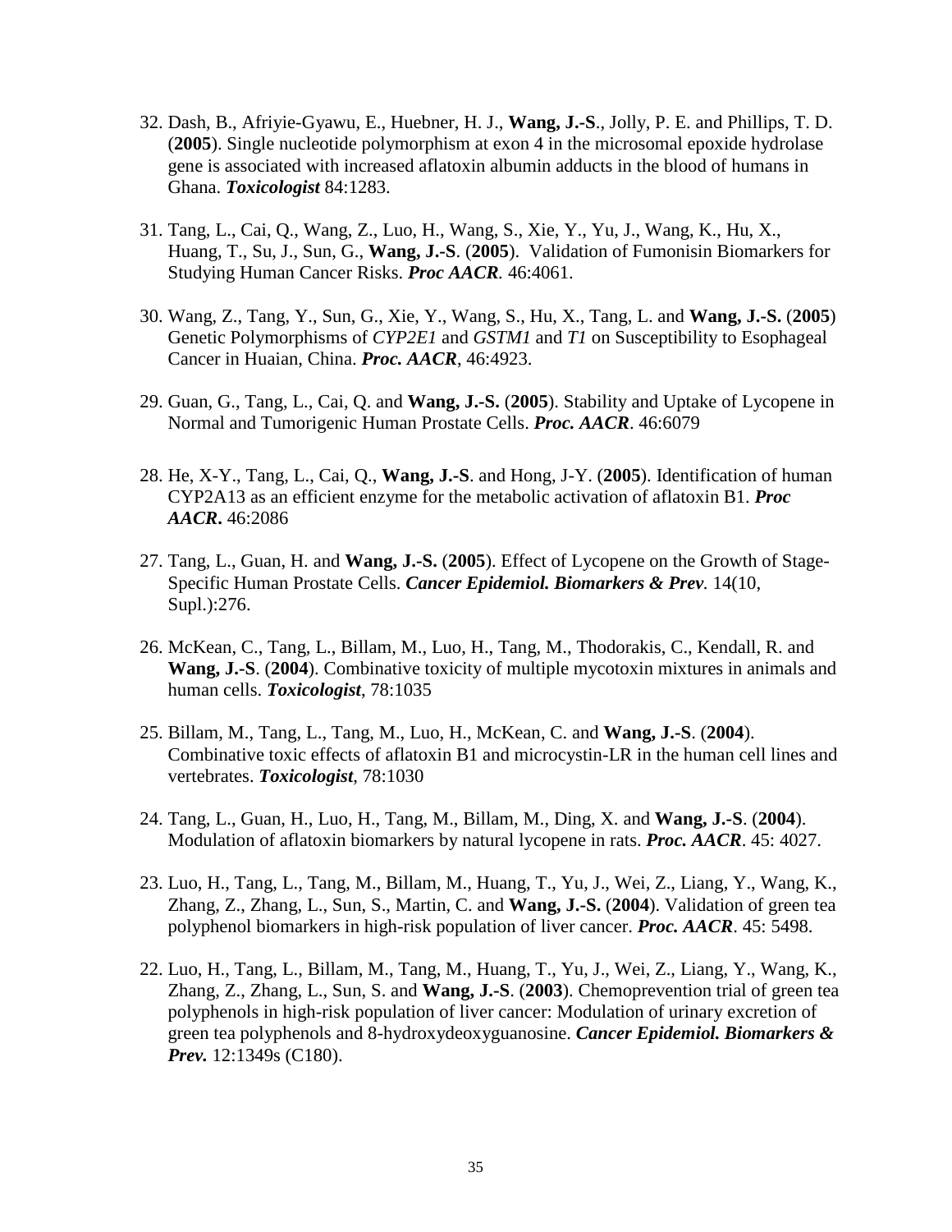32. Dash, B., Afriyie-Gyawu, E., Huebner, H. J., **Wang, J.-S**., Jolly, P. E. and Phillips, T. D. (**2005**). Single nucleotide polymorphism at exon 4 in the microsomal epoxide hydrolase gene is associated with increased aflatoxin albumin adducts in the blood of humans in Ghana. ***Toxicologist*** 84:1283.

31. Tang, L., Cai, Q., Wang, Z., Luo, H., Wang, S., Xie, Y., Yu, J., Wang, K., Hu, X., Huang, T., Su, J., Sun, G., **Wang, J.-S**. (**2005**). Validation of Fumonisin Biomarkers for Studying Human Cancer Risks. ***Proc AACR***. 46:4061.

30. Wang, Z., Tang, Y., Sun, G., Xie, Y., Wang, S., Hu, X., Tang, L. and **Wang, J.-S.** (**2005**) Genetic Polymorphisms of *CYP2E1* and *GSTM1* and *T1* on Susceptibility to Esophageal Cancer in Huaian, China. ***Proc. AACR***, 46:4923.

29. Guan, G., Tang, L., Cai, Q. and **Wang, J.-S.** (**2005**). Stability and Uptake of Lycopene in Normal and Tumorigenic Human Prostate Cells. ***Proc. AACR***. 46:6079

28. He, X-Y., Tang, L., Cai, Q., **Wang, J.-S**. and Hong, J-Y. (**2005**). Identification of human CYP2A13 as an efficient enzyme for the metabolic activation of aflatoxin B1. ***Proc AACR*****.** 46:2086

27. Tang, L., Guan, H. and **Wang, J.-S.** (**2005**). Effect of Lycopene on the Growth of Stage-Specific Human Prostate Cells. ***Cancer Epidemiol. Biomarkers & Prev***. 14(10, Supl.):276.

26. McKean, C., Tang, L., Billam, M., Luo, H., Tang, M., Thodorakis, C., Kendall, R. and **Wang, J.-S**. (**2004**). Combinative toxicity of multiple mycotoxin mixtures in animals and human cells. ***Toxicologist***, 78:1035

25. Billam, M., Tang, L., Tang, M., Luo, H., McKean, C. and **Wang, J.-S**. (**2004**). Combinative toxic effects of aflatoxin B1 and microcystin-LR in the human cell lines and vertebrates. ***Toxicologist***, 78:1030

24. Tang, L., Guan, H., Luo, H., Tang, M., Billam, M., Ding, X. and **Wang, J.-S**. (**2004**). Modulation of aflatoxin biomarkers by natural lycopene in rats. ***Proc. AACR***. 45: 4027.

23. Luo, H., Tang, L., Tang, M., Billam, M., Huang, T., Yu, J., Wei, Z., Liang, Y., Wang, K., Zhang, Z., Zhang, L., Sun, S., Martin, C. and **Wang, J.-S.** (**2004**). Validation of green tea polyphenol biomarkers in high-risk population of liver cancer. ***Proc. AACR***. 45: 5498.

22. Luo, H., Tang, L., Billam, M., Tang, M., Huang, T., Yu, J., Wei, Z., Liang, Y., Wang, K., Zhang, Z., Zhang, L., Sun, S. and **Wang, J.-S**. (**2003**). Chemoprevention trial of green tea polyphenols in high-risk population of liver cancer: Modulation of urinary excretion of green tea polyphenols and 8-hydroxydeoxyguanosine. ***Cancer Epidemiol. Biomarkers & Prev.*** 12:1349s (C180).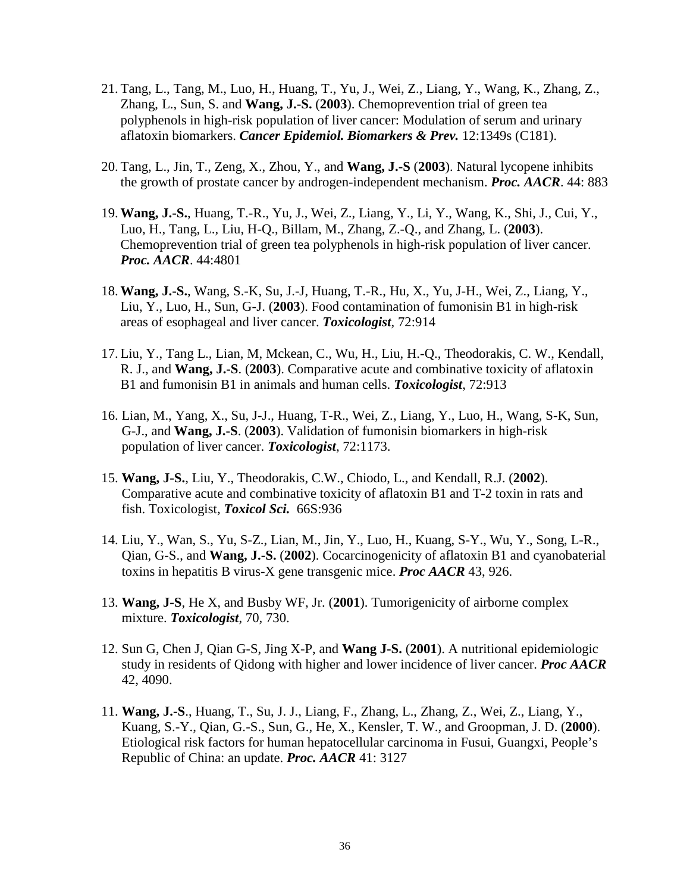21. Tang, L., Tang, M., Luo, H., Huang, T., Yu, J., Wei, Z., Liang, Y., Wang, K., Zhang, Z., Zhang, L., Sun, S. and **Wang, J.-S.** (**2003**). Chemoprevention trial of green tea polyphenols in high-risk population of liver cancer: Modulation of serum and urinary aflatoxin biomarkers. ***Cancer Epidemiol. Biomarkers & Prev.*** 12:1349s (C181).

20. Tang, L., Jin, T., Zeng, X., Zhou, Y., and **Wang, J.-S** (**2003**). Natural lycopene inhibits the growth of prostate cancer by androgen-independent mechanism. ***Proc. AACR***. 44: 883

19. **Wang, J.-S.**, Huang, T.-R., Yu, J., Wei, Z., Liang, Y., Li, Y., Wang, K., Shi, J., Cui, Y., Luo, H., Tang, L., Liu, H-Q., Billam, M., Zhang, Z.-Q., and Zhang, L. (**2003**). Chemoprevention trial of green tea polyphenols in high-risk population of liver cancer. ***Proc. AACR***. 44:4801

18. **Wang, J.-S.**, Wang, S.-K, Su, J.-J, Huang, T.-R., Hu, X., Yu, J-H., Wei, Z., Liang, Y., Liu, Y., Luo, H., Sun, G-J. (**2003**). Food contamination of fumonisin B1 in high-risk areas of esophageal and liver cancer. ***Toxicologist***, 72:914

17. Liu, Y., Tang L., Lian, M, Mckean, C., Wu, H., Liu, H.-Q., Theodorakis, C. W., Kendall, R. J., and **Wang, J.-S**. (**2003**). Comparative acute and combinative toxicity of aflatoxin B1 and fumonisin B1 in animals and human cells. ***Toxicologist***, 72:913

16. Lian, M., Yang, X., Su, J-J., Huang, T-R., Wei, Z., Liang, Y., Luo, H., Wang, S-K, Sun, G-J., and **Wang, J.-S**. (**2003**). Validation of fumonisin biomarkers in high-risk population of liver cancer. ***Toxicologist***, 72:1173.

15. **Wang, J-S.**, Liu, Y., Theodorakis, C.W., Chiodo, L., and Kendall, R.J. (**2002**). Comparative acute and combinative toxicity of aflatoxin B1 and T-2 toxin in rats and fish. Toxicologist, ***Toxicol Sci.*** 66S:936

14. Liu, Y., Wan, S., Yu, S-Z., Lian, M., Jin, Y., Luo, H., Kuang, S-Y., Wu, Y., Song, L-R., Qian, G-S., and **Wang, J.-S.** (**2002**). Cocarcinogenicity of aflatoxin B1 and cyanobaterial toxins in hepatitis B virus-X gene transgenic mice. ***Proc AACR*** 43, 926.

13. **Wang, J-S**, He X, and Busby WF, Jr. (**2001**). Tumorigenicity of airborne complex mixture. ***Toxicologist***, 70, 730.

12. Sun G, Chen J, Qian G-S, Jing X-P, and **Wang J-S.** (**2001**). A nutritional epidemiologic study in residents of Qidong with higher and lower incidence of liver cancer. ***Proc AACR*** 42, 4090.

11. **Wang, J.-S**., Huang, T., Su, J. J., Liang, F., Zhang, L., Zhang, Z., Wei, Z., Liang, Y., Kuang, S.-Y., Qian, G.-S., Sun, G., He, X., Kensler, T. W., and Groopman, J. D. (**2000**). Etiological risk factors for human hepatocellular carcinoma in Fusui, Guangxi, People's Republic of China: an update. ***Proc. AACR*** 41: 3127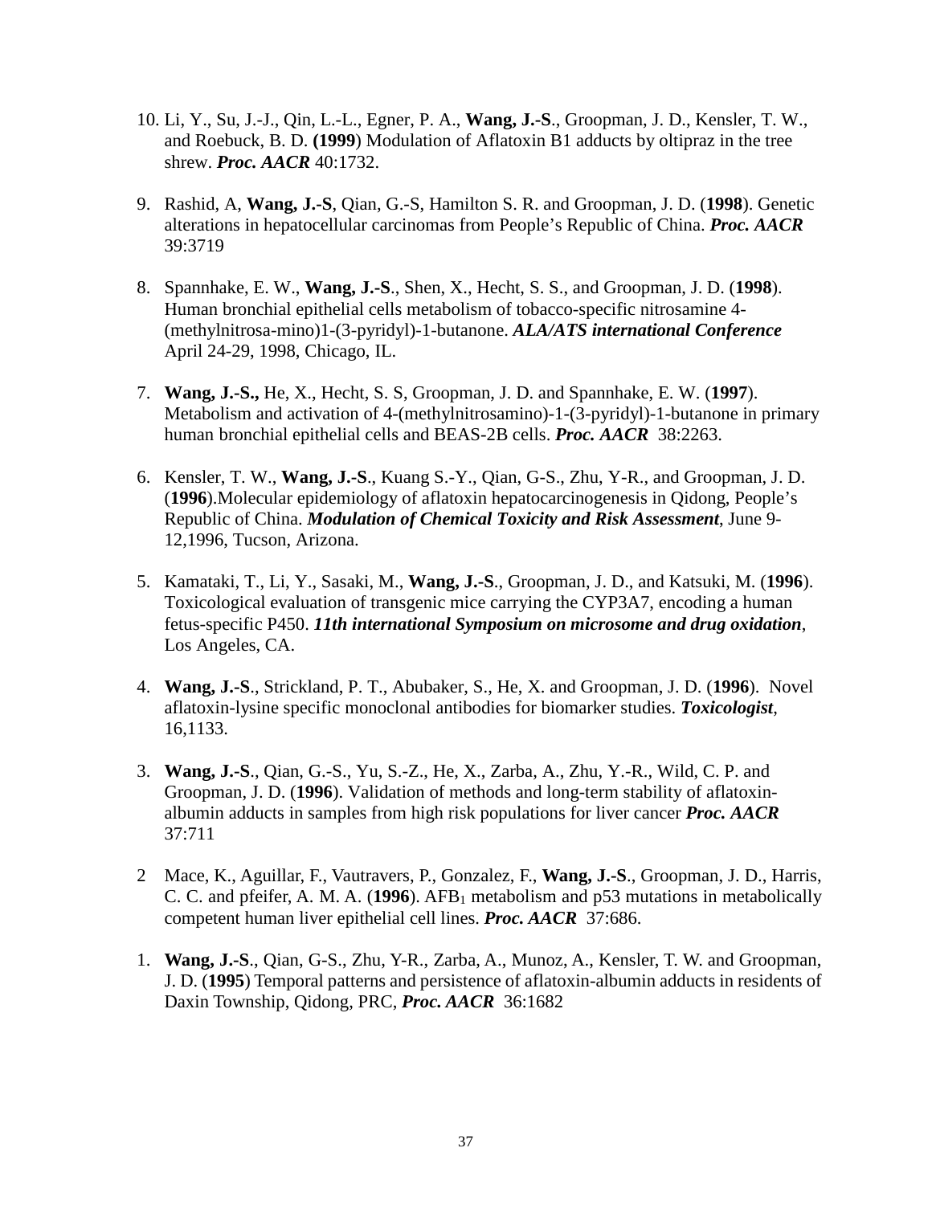10. Li, Y., Su, J.-J., Qin, L.-L., Egner, P. A., **Wang, J.-S**., Groopman, J. D., Kensler, T. W., and Roebuck, B. D. **(1999**) Modulation of Aflatoxin B1 adducts by oltipraz in the tree shrew. ***Proc. AACR*** 40:1732.

9. Rashid, A, **Wang, J.-S**, Qian, G.-S, Hamilton S. R. and Groopman, J. D. (**1998**). Genetic alterations in hepatocellular carcinomas from People's Republic of China. ***Proc. AACR*** 39:3719

8. Spannhake, E. W., **Wang, J.-S**., Shen, X., Hecht, S. S., and Groopman, J. D. (**1998**). Human bronchial epithelial cells metabolism of tobacco-specific nitrosamine 4-(methylnitrosa-mino)1-(3-pyridyl)-1-butanone. ***ALA/ATS international Conference*** April 24-29, 1998, Chicago, IL.

7. **Wang, J.-S.,** He, X., Hecht, S. S, Groopman, J. D. and Spannhake, E. W. (**1997**). Metabolism and activation of 4-(methylnitrosamino)-1-(3-pyridyl)-1-butanone in primary human bronchial epithelial cells and BEAS-2B cells. ***Proc. AACR*** 38:2263.

6. Kensler, T. W., **Wang, J.-S**., Kuang S.-Y., Qian, G-S., Zhu, Y-R., and Groopman, J. D. (**1996**).Molecular epidemiology of aflatoxin hepatocarcinogenesis in Qidong, People's Republic of China. ***Modulation of Chemical Toxicity and Risk Assessment***, June 9-12,1996, Tucson, Arizona.

5. Kamataki, T., Li, Y., Sasaki, M., **Wang, J.-S**., Groopman, J. D., and Katsuki, M. (**1996**). Toxicological evaluation of transgenic mice carrying the CYP3A7, encoding a human fetus-specific P450. ***11th international Symposium on microsome and drug oxidation***, Los Angeles, CA.

4. **Wang, J.-S**., Strickland, P. T., Abubaker, S., He, X. and Groopman, J. D. (**1996**). Novel aflatoxin-lysine specific monoclonal antibodies for biomarker studies. ***Toxicologist***, 16,1133.

3. **Wang, J.-S**., Qian, G.-S., Yu, S.-Z., He, X., Zarba, A., Zhu, Y.-R., Wild, C. P. and Groopman, J. D. (**1996**). Validation of methods and long-term stability of aflatoxin-albumin adducts in samples from high risk populations for liver cancer ***Proc. AACR*** 37:711

2 Mace, K., Aguillar, F., Vautravers, P., Gonzalez, F., **Wang, J.-S**., Groopman, J. D., Harris, C. C. and pfeifer, A. M. A. (**1996**). $AFB_1$ metabolism and p53 mutations in metabolically competent human liver epithelial cell lines. ***Proc. AACR*** 37:686.

1. **Wang, J.-S**., Qian, G-S., Zhu, Y-R., Zarba, A., Munoz, A., Kensler, T. W. and Groopman, J. D. (**1995**) Temporal patterns and persistence of aflatoxin-albumin adducts in residents of Daxin Township, Qidong, PRC, ***Proc. AACR*** 36:1682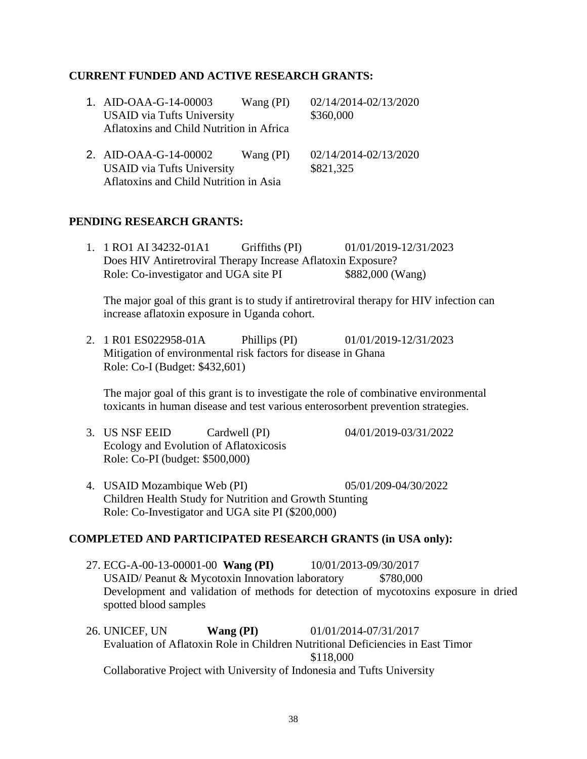**CURRENT FUNDED AND ACTIVE RESEARCH GRANTS:**

1. AID-OAA-G-14-00003 Wang (PI) 02/14/2014-02/13/2020
   USAID via Tufts University $360,000
   Aflatoxins and Child Nutrition in Africa

2. AID-OAA-G-14-00002 Wang (PI) 02/14/2014-02/13/2020
   USAID via Tufts University $821,325
   Aflatoxins and Child Nutrition in Asia

**PENDING RESEARCH GRANTS:**

1. 1 RO1 AI 34232-01A1 Griffiths (PI) 01/01/2019-12/31/2023
   Does HIV Antiretroviral Therapy Increase Aflatoxin Exposure?
   Role: Co-investigator and UGA site PI $882,000 (Wang)

   The major goal of this grant is to study if antiretroviral therapy for HIV infection can increase aflatoxin exposure in Uganda cohort.

2. 1 R01 ES022958-01A Phillips (PI) 01/01/2019-12/31/2023
   Mitigation of environmental risk factors for disease in Ghana
   Role: Co-I (Budget: $432,601)

   The major goal of this grant is to investigate the role of combinative environmental toxicants in human disease and test various enterosorbent prevention strategies.

3. US NSF EEID Cardwell (PI) 04/01/2019-03/31/2022
   Ecology and Evolution of Aflatoxicosis
   Role: Co-PI (budget: $500,000)

4. USAID Mozambique Web (PI) 05/01/209-04/30/2022
   Children Health Study for Nutrition and Growth Stunting
   Role: Co-Investigator and UGA site PI ($200,000)

**COMPLETED AND PARTICIPATED RESEARCH GRANTS (in USA only):**

27. ECG-A-00-13-00001-00 **Wang (PI)** 10/01/2013-09/30/2017
    USAID/ Peanut & Mycotoxin Innovation laboratory $780,000
    Development and validation of methods for detection of mycotoxins exposure in dried spotted blood samples

26. UNICEF, UN **Wang (PI)** 01/01/2014-07/31/2017
    Evaluation of Aflatoxin Role in Children Nutritional Deficiencies in East Timor
    $118,000
    Collaborative Project with University of Indonesia and Tufts University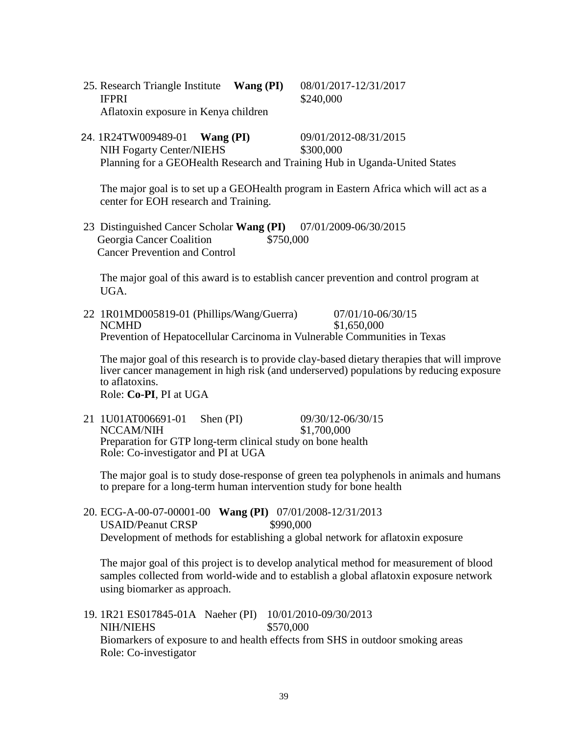25. Research Triangle Institute **Wang (PI)** 08/01/2017-12/31/2017
    IFPRI $240,000
    Aflatoxin exposure in Kenya children

24. 1R24TW009489-01 **Wang (PI)** 09/01/2012-08/31/2015
    NIH Fogarty Center/NIEHS $300,000
    Planning for a GEOHealth Research and Training Hub in Uganda-United States

    The major goal is to set up a GEOHealth program in Eastern Africa which will act as a center for EOH research and Training.

23 Distinguished Cancer Scholar **Wang (PI)** 07/01/2009-06/30/2015
   Georgia Cancer Coalition $750,000
   Cancer Prevention and Control

   The major goal of this award is to establish cancer prevention and control program at UGA.

22 1R01MD005819-01 (Phillips/Wang/Guerra) 07/01/10-06/30/15
   NCMHD $1,650,000
   Prevention of Hepatocellular Carcinoma in Vulnerable Communities in Texas

   The major goal of this research is to provide clay-based dietary therapies that will improve liver cancer management in high risk (and underserved) populations by reducing exposure to aflatoxins.
   Role: **Co-PI**, PI at UGA

21 1U01AT006691-01 Shen (PI) 09/30/12-06/30/15
   NCCAM/NIH $1,700,000
   Preparation for GTP long-term clinical study on bone health
   Role: Co-investigator and PI at UGA

   The major goal is to study dose-response of green tea polyphenols in animals and humans to prepare for a long-term human intervention study for bone health

20. ECG-A-00-07-00001-00 **Wang (PI)** 07/01/2008-12/31/2013
    USAID/Peanut CRSP $990,000
    Development of methods for establishing a global network for aflatoxin exposure

    The major goal of this project is to develop analytical method for measurement of blood samples collected from world-wide and to establish a global aflatoxin exposure network using biomarker as approach.

19. 1R21 ES017845-01A Naeher (PI) 10/01/2010-09/30/2013
    NIH/NIEHS $570,000
    Biomarkers of exposure to and health effects from SHS in outdoor smoking areas
    Role: Co-investigator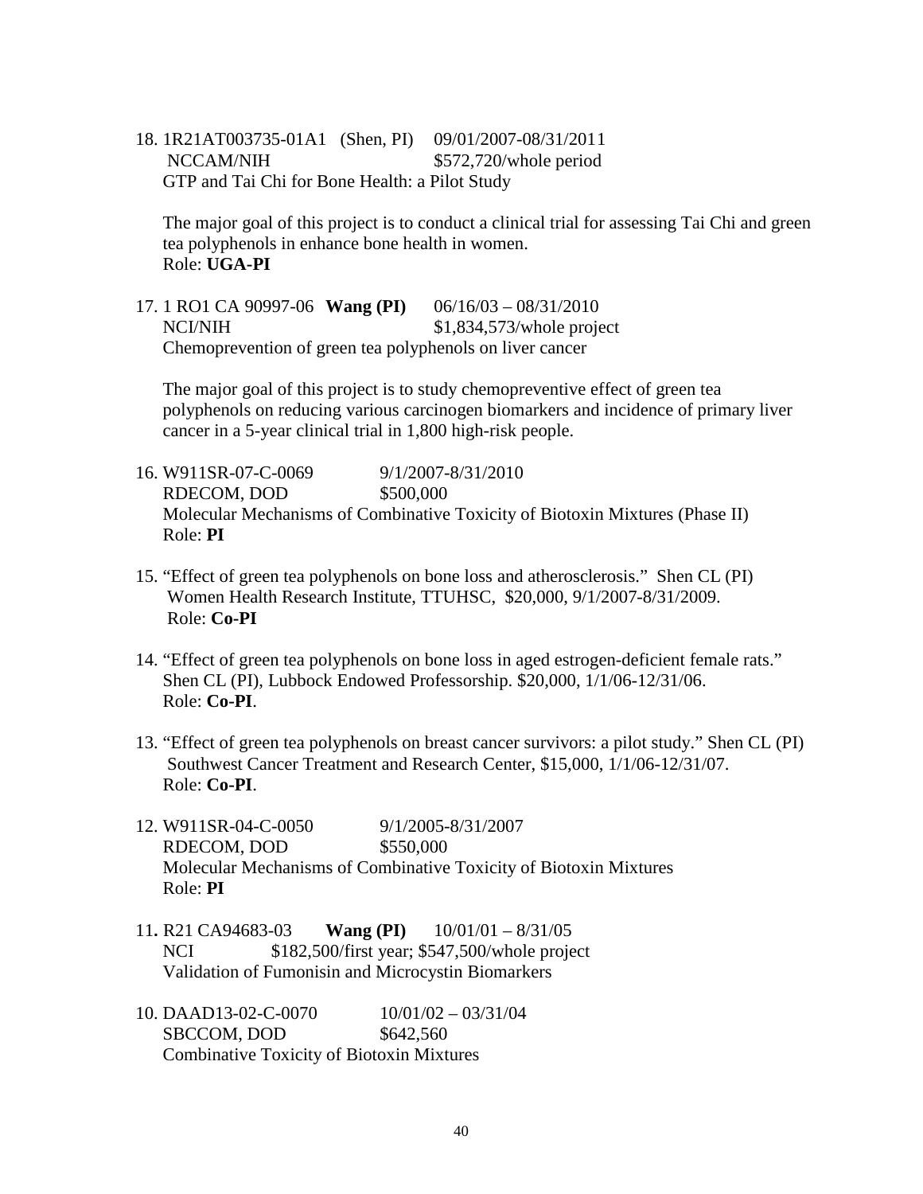18. 1R21AT003735-01A1 (Shen, PI) 09/01/2007-08/31/2011  
    NCCAM/NIH $572,720/whole period  
    GTP and Tai Chi for Bone Health: a Pilot Study

    The major goal of this project is to conduct a clinical trial for assessing Tai Chi and green tea polyphenols in enhance bone health in women.  
    Role: **UGA-PI**

17. 1 RO1 CA 90997-06 **Wang (PI)** 06/16/03 – 08/31/2010  
    NCI/NIH $1,834,573/whole project  
    Chemoprevention of green tea polyphenols on liver cancer

    The major goal of this project is to study chemopreventive effect of green tea polyphenols on reducing various carcinogen biomarkers and incidence of primary liver cancer in a 5-year clinical trial in 1,800 high-risk people.

16. W911SR-07-C-0069 9/1/2007-8/31/2010  
    RDECOM, DOD $500,000  
    Molecular Mechanisms of Combinative Toxicity of Biotoxin Mixtures (Phase II)  
    Role: **PI**

15. "Effect of green tea polyphenols on bone loss and atherosclerosis." Shen CL (PI) Women Health Research Institute, TTUHSC, $20,000, 9/1/2007-8/31/2009.  
    Role: **Co-PI**

14. "Effect of green tea polyphenols on bone loss in aged estrogen-deficient female rats." Shen CL (PI), Lubbock Endowed Professorship. $20,000, 1/1/06-12/31/06.  
    Role: **Co-PI**.

13. "Effect of green tea polyphenols on breast cancer survivors: a pilot study." Shen CL (PI) Southwest Cancer Treatment and Research Center, $15,000, 1/1/06-12/31/07.  
    Role: **Co-PI**.

12. W911SR-04-C-0050 9/1/2005-8/31/2007  
    RDECOM, DOD $550,000  
    Molecular Mechanisms of Combinative Toxicity of Biotoxin Mixtures  
    Role: **PI**

11. R21 CA94683-03 **Wang (PI)** 10/01/01 – 8/31/05  
    NCI $182,500/first year; $547,500/whole project  
    Validation of Fumonisin and Microcystin Biomarkers

10. DAAD13-02-C-0070 10/01/02 – 03/31/04  
    SBCCOM, DOD $642,560  
    Combinative Toxicity of Biotoxin Mixtures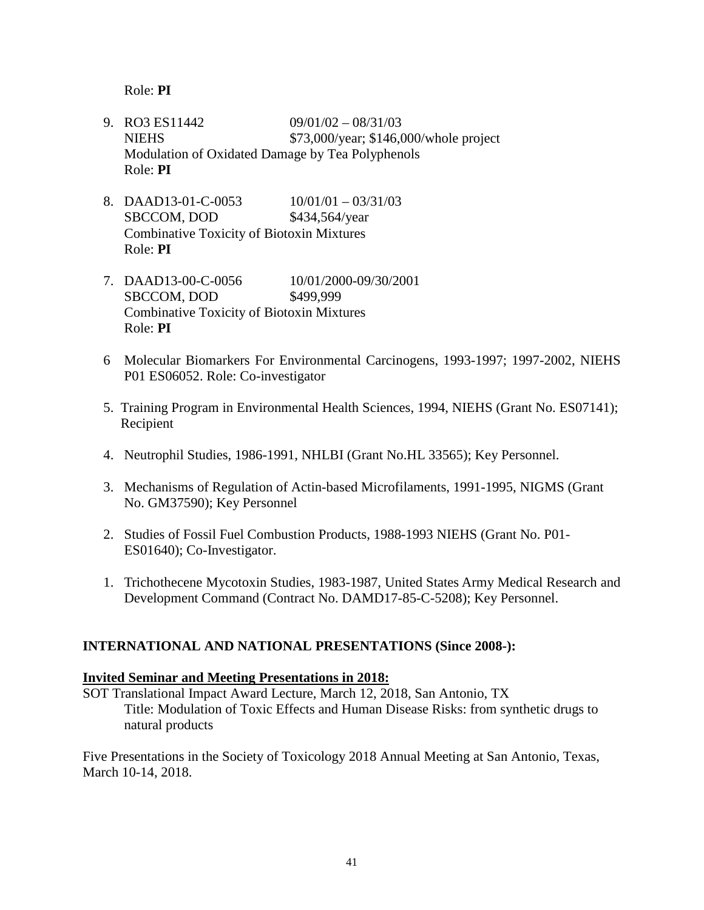Role: **PI**

9. RO3 ES11442 09/01/02 – 08/31/03
   NIEHS $73,000/year; $146,000/whole project
   Modulation of Oxidated Damage by Tea Polyphenols
   Role: **PI**

8. DAAD13-01-C-0053 10/01/01 – 03/31/03
   SBCCOM, DOD $434,564/year
   Combinative Toxicity of Biotoxin Mixtures
   Role: **PI**

7. DAAD13-00-C-0056 10/01/2000-09/30/2001
   SBCCOM, DOD $499,999
   Combinative Toxicity of Biotoxin Mixtures
   Role: **PI**

6 Molecular Biomarkers For Environmental Carcinogens, 1993-1997; 1997-2002, NIEHS P01 ES06052. Role: Co-investigator

5. Training Program in Environmental Health Sciences, 1994, NIEHS (Grant No. ES07141); Recipient

4. Neutrophil Studies, 1986-1991, NHLBI (Grant No.HL 33565); Key Personnel.

3. Mechanisms of Regulation of Actin-based Microfilaments, 1991-1995, NIGMS (Grant No. GM37590); Key Personnel

2. Studies of Fossil Fuel Combustion Products, 1988-1993 NIEHS (Grant No. P01-ES01640); Co-Investigator.

1. Trichothecene Mycotoxin Studies, 1983-1987, United States Army Medical Research and Development Command (Contract No. DAMD17-85-C-5208); Key Personnel.

## INTERNATIONAL AND NATIONAL PRESENTATIONS (Since 2008-):

**Invited Seminar and Meeting Presentations in 2018:**

SOT Translational Impact Award Lecture, March 12, 2018, San Antonio, TX
Title: Modulation of Toxic Effects and Human Disease Risks: from synthetic drugs to natural products

Five Presentations in the Society of Toxicology 2018 Annual Meeting at San Antonio, Texas, March 10-14, 2018.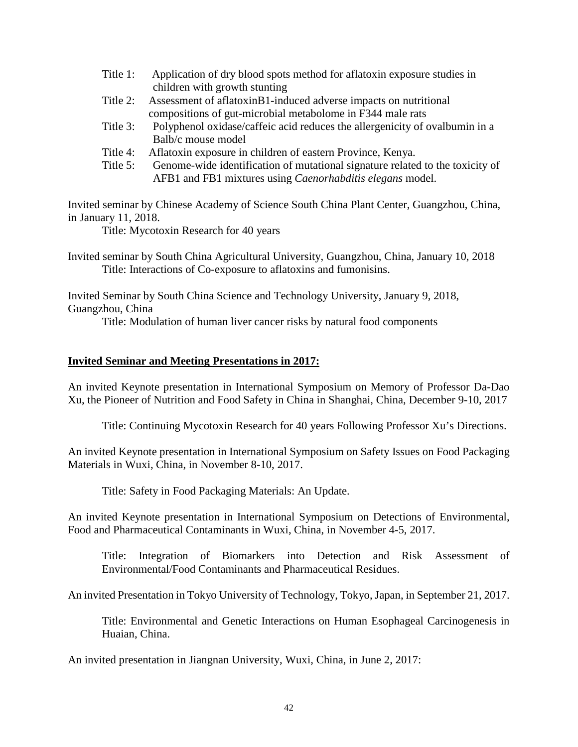Title 1: Application of dry blood spots method for aflatoxin exposure studies in children with growth stunting

Title 2: Assessment of aflatoxinB1-induced adverse impacts on nutritional compositions of gut-microbial metabolome in F344 male rats

Title 3: Polyphenol oxidase/caffeic acid reduces the allergenicity of ovalbumin in a Balb/c mouse model

Title 4: Aflatoxin exposure in children of eastern Province, Kenya.

Title 5: Genome-wide identification of mutational signature related to the toxicity of AFB1 and FB1 mixtures using *Caenorhabditis elegans* model.

Invited seminar by Chinese Academy of Science South China Plant Center, Guangzhou, China, in January 11, 2018.

Title: Mycotoxin Research for 40 years

Invited seminar by South China Agricultural University, Guangzhou, China, January 10, 2018

Title: Interactions of Co-exposure to aflatoxins and fumonisins.

Invited Seminar by South China Science and Technology University, January 9, 2018, Guangzhou, China

Title: Modulation of human liver cancer risks by natural food components

**Invited Seminar and Meeting Presentations in 2017:**

An invited Keynote presentation in International Symposium on Memory of Professor Da-Dao Xu, the Pioneer of Nutrition and Food Safety in China in Shanghai, China, December 9-10, 2017

Title: Continuing Mycotoxin Research for 40 years Following Professor Xu's Directions.

An invited Keynote presentation in International Symposium on Safety Issues on Food Packaging Materials in Wuxi, China, in November 8-10, 2017.

Title: Safety in Food Packaging Materials: An Update.

An invited Keynote presentation in International Symposium on Detections of Environmental, Food and Pharmaceutical Contaminants in Wuxi, China, in November 4-5, 2017.

Title: Integration of Biomarkers into Detection and Risk Assessment of Environmental/Food Contaminants and Pharmaceutical Residues.

An invited Presentation in Tokyo University of Technology, Tokyo, Japan, in September 21, 2017.

Title: Environmental and Genetic Interactions on Human Esophageal Carcinogenesis in Huaian, China.

An invited presentation in Jiangnan University, Wuxi, China, in June 2, 2017: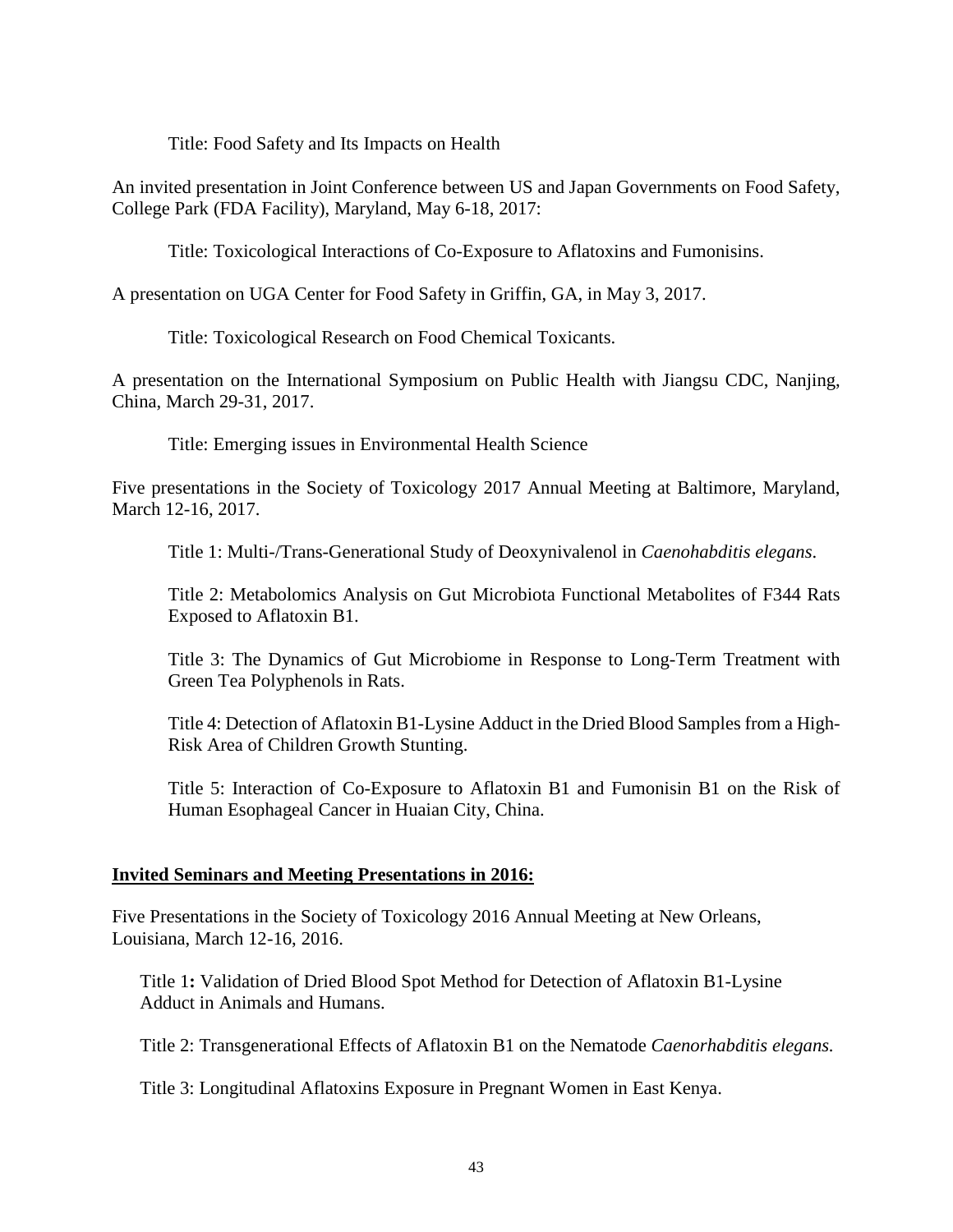Title: Food Safety and Its Impacts on Health

An invited presentation in Joint Conference between US and Japan Governments on Food Safety, College Park (FDA Facility), Maryland, May 6-18, 2017:

Title: Toxicological Interactions of Co-Exposure to Aflatoxins and Fumonisins.

A presentation on UGA Center for Food Safety in Griffin, GA, in May 3, 2017.

Title: Toxicological Research on Food Chemical Toxicants.

A presentation on the International Symposium on Public Health with Jiangsu CDC, Nanjing, China, March 29-31, 2017.

Title: Emerging issues in Environmental Health Science

Five presentations in the Society of Toxicology 2017 Annual Meeting at Baltimore, Maryland, March 12-16, 2017.

Title 1: Multi-/Trans-Generational Study of Deoxynivalenol in *Caenohabditis elegans*.

Title 2: Metabolomics Analysis on Gut Microbiota Functional Metabolites of F344 Rats Exposed to Aflatoxin B1.

Title 3: The Dynamics of Gut Microbiome in Response to Long-Term Treatment with Green Tea Polyphenols in Rats.

Title 4: Detection of Aflatoxin B1-Lysine Adduct in the Dried Blood Samples from a High-Risk Area of Children Growth Stunting.

Title 5: Interaction of Co-Exposure to Aflatoxin B1 and Fumonisin B1 on the Risk of Human Esophageal Cancer in Huaian City, China.

**Invited Seminars and Meeting Presentations in 2016:**

Five Presentations in the Society of Toxicology 2016 Annual Meeting at New Orleans, Louisiana, March 12-16, 2016.

Title 1**:** Validation of Dried Blood Spot Method for Detection of Aflatoxin B1-Lysine Adduct in Animals and Humans.

Title 2: Transgenerational Effects of Aflatoxin B1 on the Nematode *Caenorhabditis elegans.*

Title 3: Longitudinal Aflatoxins Exposure in Pregnant Women in East Kenya.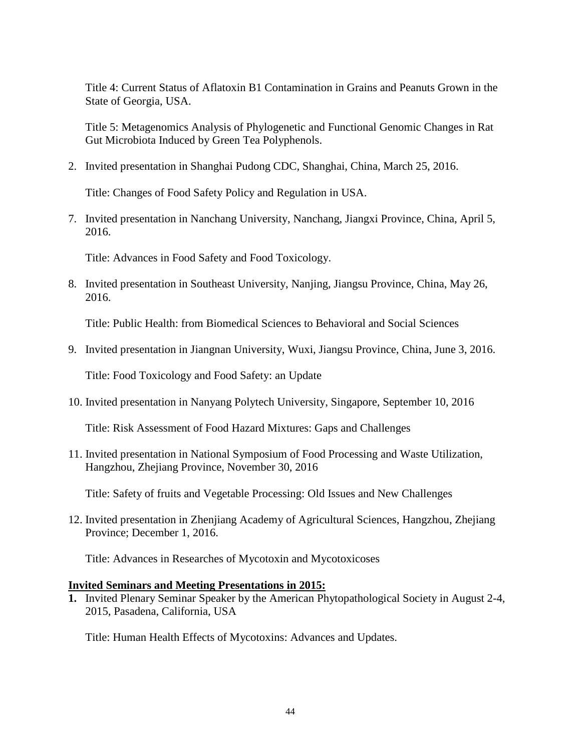Title 4: Current Status of Aflatoxin B1 Contamination in Grains and Peanuts Grown in the State of Georgia, USA.

Title 5: Metagenomics Analysis of Phylogenetic and Functional Genomic Changes in Rat Gut Microbiota Induced by Green Tea Polyphenols.

2. Invited presentation in Shanghai Pudong CDC, Shanghai, China, March 25, 2016.

   Title: Changes of Food Safety Policy and Regulation in USA.

7. Invited presentation in Nanchang University, Nanchang, Jiangxi Province, China, April 5, 2016.

   Title: Advances in Food Safety and Food Toxicology.

8. Invited presentation in Southeast University, Nanjing, Jiangsu Province, China, May 26, 2016.

   Title: Public Health: from Biomedical Sciences to Behavioral and Social Sciences

9. Invited presentation in Jiangnan University, Wuxi, Jiangsu Province, China, June 3, 2016.

   Title: Food Toxicology and Food Safety: an Update

10. Invited presentation in Nanyang Polytech University, Singapore, September 10, 2016

    Title: Risk Assessment of Food Hazard Mixtures: Gaps and Challenges

11. Invited presentation in National Symposium of Food Processing and Waste Utilization, Hangzhou, Zhejiang Province, November 30, 2016

    Title: Safety of fruits and Vegetable Processing: Old Issues and New Challenges

12. Invited presentation in Zhenjiang Academy of Agricultural Sciences, Hangzhou, Zhejiang Province; December 1, 2016.

    Title: Advances in Researches of Mycotoxin and Mycotoxicoses

**Invited Seminars and Meeting Presentations in 2015:**

**1.** Invited Plenary Seminar Speaker by the American Phytopathological Society in August 2-4, 2015, Pasadena, California, USA

   Title: Human Health Effects of Mycotoxins: Advances and Updates.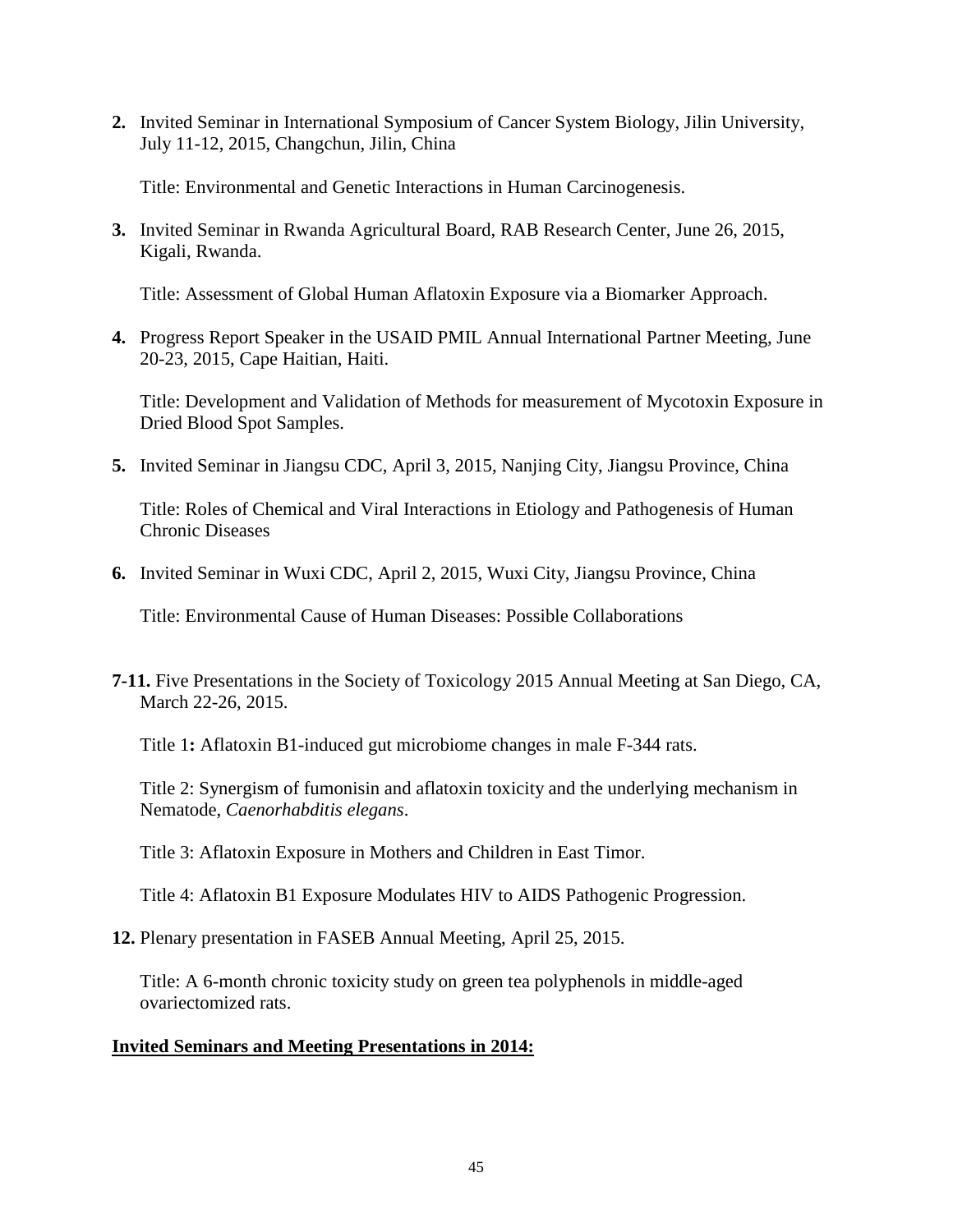**2.** Invited Seminar in International Symposium of Cancer System Biology, Jilin University, July 11-12, 2015, Changchun, Jilin, China

Title: Environmental and Genetic Interactions in Human Carcinogenesis.

**3.** Invited Seminar in Rwanda Agricultural Board, RAB Research Center, June 26, 2015, Kigali, Rwanda.

Title: Assessment of Global Human Aflatoxin Exposure via a Biomarker Approach.

**4.** Progress Report Speaker in the USAID PMIL Annual International Partner Meeting, June 20-23, 2015, Cape Haitian, Haiti.

Title: Development and Validation of Methods for measurement of Mycotoxin Exposure in Dried Blood Spot Samples.

**5.** Invited Seminar in Jiangsu CDC, April 3, 2015, Nanjing City, Jiangsu Province, China

Title: Roles of Chemical and Viral Interactions in Etiology and Pathogenesis of Human Chronic Diseases

**6.** Invited Seminar in Wuxi CDC, April 2, 2015, Wuxi City, Jiangsu Province, China

Title: Environmental Cause of Human Diseases: Possible Collaborations

**7-11.** Five Presentations in the Society of Toxicology 2015 Annual Meeting at San Diego, CA, March 22-26, 2015.

Title 1**:** Aflatoxin B1-induced gut microbiome changes in male F-344 rats.

Title 2: Synergism of fumonisin and aflatoxin toxicity and the underlying mechanism in Nematode, *Caenorhabditis elegans*.

Title 3: Aflatoxin Exposure in Mothers and Children in East Timor.

Title 4: Aflatoxin B1 Exposure Modulates HIV to AIDS Pathogenic Progression.

**12.** Plenary presentation in FASEB Annual Meeting, April 25, 2015.

Title: A 6-month chronic toxicity study on green tea polyphenols in middle-aged ovariectomized rats.

**Invited Seminars and Meeting Presentations in 2014:**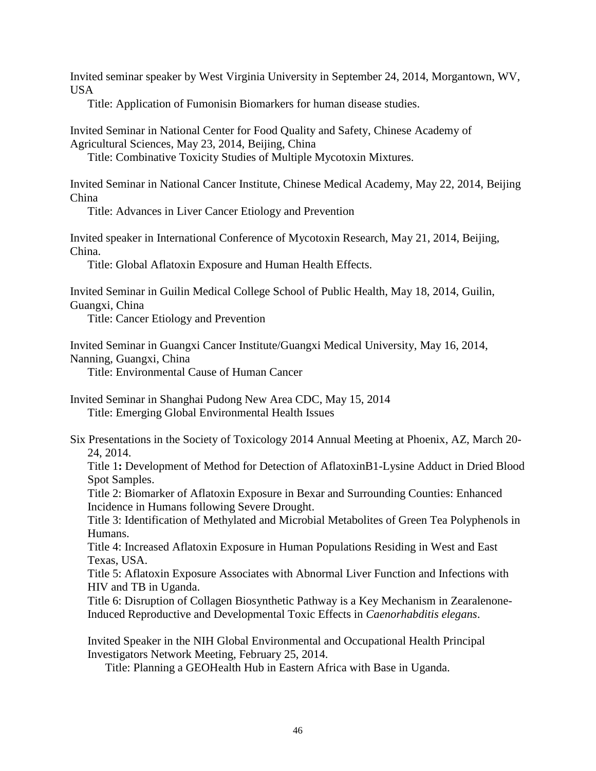Invited seminar speaker by West Virginia University in September 24, 2014, Morgantown, WV, USA

Title: Application of Fumonisin Biomarkers for human disease studies.

Invited Seminar in National Center for Food Quality and Safety, Chinese Academy of Agricultural Sciences, May 23, 2014, Beijing, China

Title: Combinative Toxicity Studies of Multiple Mycotoxin Mixtures.

Invited Seminar in National Cancer Institute, Chinese Medical Academy, May 22, 2014, Beijing China

Title: Advances in Liver Cancer Etiology and Prevention

Invited speaker in International Conference of Mycotoxin Research, May 21, 2014, Beijing, China.

Title: Global Aflatoxin Exposure and Human Health Effects.

Invited Seminar in Guilin Medical College School of Public Health, May 18, 2014, Guilin, Guangxi, China

Title: Cancer Etiology and Prevention

Invited Seminar in Guangxi Cancer Institute/Guangxi Medical University, May 16, 2014, Nanning, Guangxi, China

Title: Environmental Cause of Human Cancer

Invited Seminar in Shanghai Pudong New Area CDC, May 15, 2014

Title: Emerging Global Environmental Health Issues

Six Presentations in the Society of Toxicology 2014 Annual Meeting at Phoenix, AZ, March 20-24, 2014.

Title 1**:** Development of Method for Detection of AflatoxinB1-Lysine Adduct in Dried Blood Spot Samples.

Title 2: Biomarker of Aflatoxin Exposure in Bexar and Surrounding Counties: Enhanced Incidence in Humans following Severe Drought.

Title 3: Identification of Methylated and Microbial Metabolites of Green Tea Polyphenols in Humans.

Title 4: Increased Aflatoxin Exposure in Human Populations Residing in West and East Texas, USA.

Title 5: Aflatoxin Exposure Associates with Abnormal Liver Function and Infections with HIV and TB in Uganda.

Title 6: Disruption of Collagen Biosynthetic Pathway is a Key Mechanism in Zearalenone-Induced Reproductive and Developmental Toxic Effects in *Caenorhabditis elegans*.

Invited Speaker in the NIH Global Environmental and Occupational Health Principal Investigators Network Meeting, February 25, 2014.

Title: Planning a GEOHealth Hub in Eastern Africa with Base in Uganda.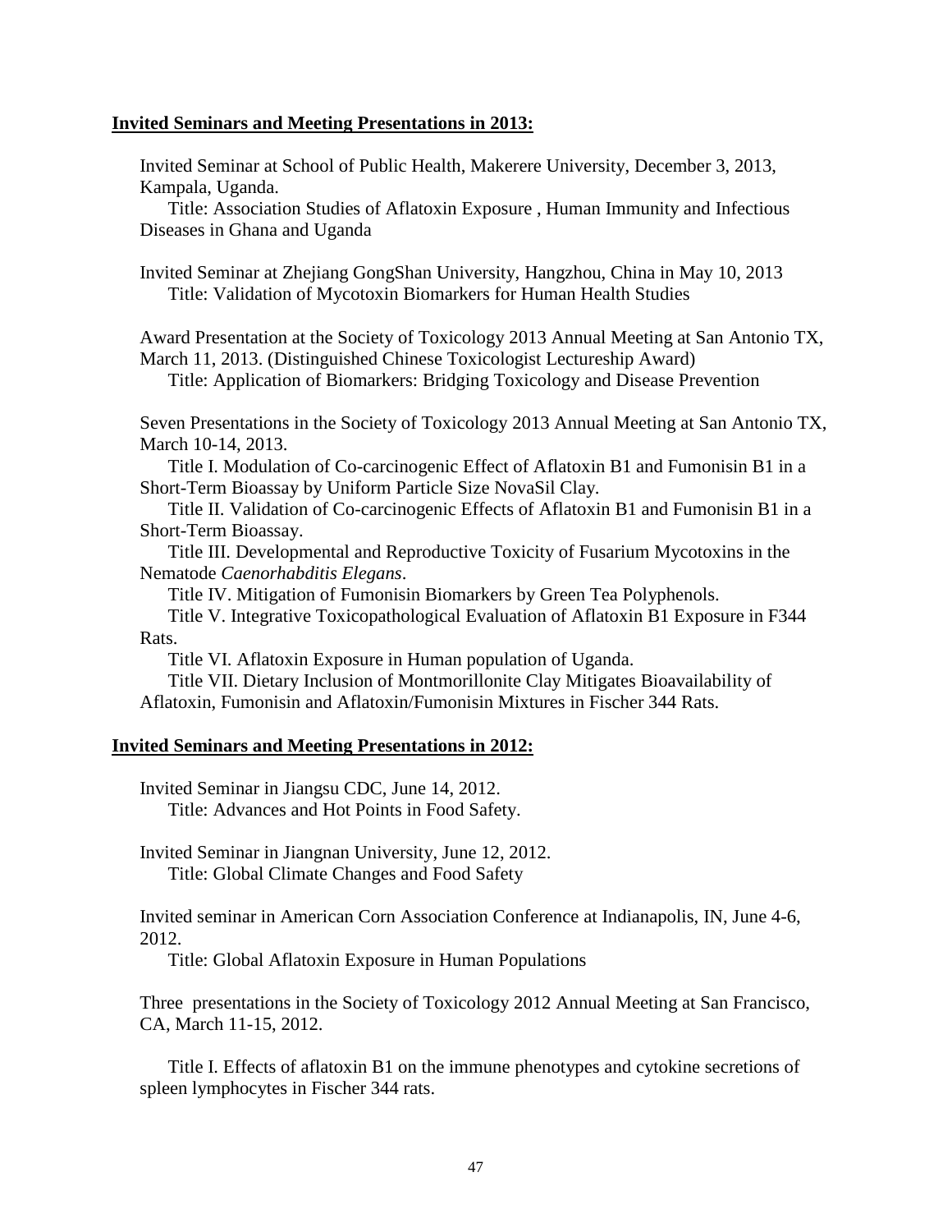**Invited Seminars and Meeting Presentations in 2013:**

Invited Seminar at School of Public Health, Makerere University, December 3, 2013, Kampala, Uganda.
Title: Association Studies of Aflatoxin Exposure , Human Immunity and Infectious Diseases in Ghana and Uganda

Invited Seminar at Zhejiang GongShan University, Hangzhou, China in May 10, 2013
Title: Validation of Mycotoxin Biomarkers for Human Health Studies

Award Presentation at the Society of Toxicology 2013 Annual Meeting at San Antonio TX, March 11, 2013. (Distinguished Chinese Toxicologist Lectureship Award)
Title: Application of Biomarkers: Bridging Toxicology and Disease Prevention

Seven Presentations in the Society of Toxicology 2013 Annual Meeting at San Antonio TX, March 10-14, 2013.
Title I. Modulation of Co-carcinogenic Effect of Aflatoxin B1 and Fumonisin B1 in a Short-Term Bioassay by Uniform Particle Size NovaSil Clay.
Title II. Validation of Co-carcinogenic Effects of Aflatoxin B1 and Fumonisin B1 in a Short-Term Bioassay.
Title III. Developmental and Reproductive Toxicity of Fusarium Mycotoxins in the Nematode *Caenorhabditis Elegans*.
Title IV. Mitigation of Fumonisin Biomarkers by Green Tea Polyphenols.
Title V. Integrative Toxicopathological Evaluation of Aflatoxin B1 Exposure in F344 Rats.
Title VI. Aflatoxin Exposure in Human population of Uganda.
Title VII. Dietary Inclusion of Montmorillonite Clay Mitigates Bioavailability of Aflatoxin, Fumonisin and Aflatoxin/Fumonisin Mixtures in Fischer 344 Rats.

**Invited Seminars and Meeting Presentations in 2012:**

Invited Seminar in Jiangsu CDC, June 14, 2012.
Title: Advances and Hot Points in Food Safety.

Invited Seminar in Jiangnan University, June 12, 2012.
Title: Global Climate Changes and Food Safety

Invited seminar in American Corn Association Conference at Indianapolis, IN, June 4-6, 2012.
Title: Global Aflatoxin Exposure in Human Populations

Three presentations in the Society of Toxicology 2012 Annual Meeting at San Francisco, CA, March 11-15, 2012.

Title I. Effects of aflatoxin B1 on the immune phenotypes and cytokine secretions of spleen lymphocytes in Fischer 344 rats.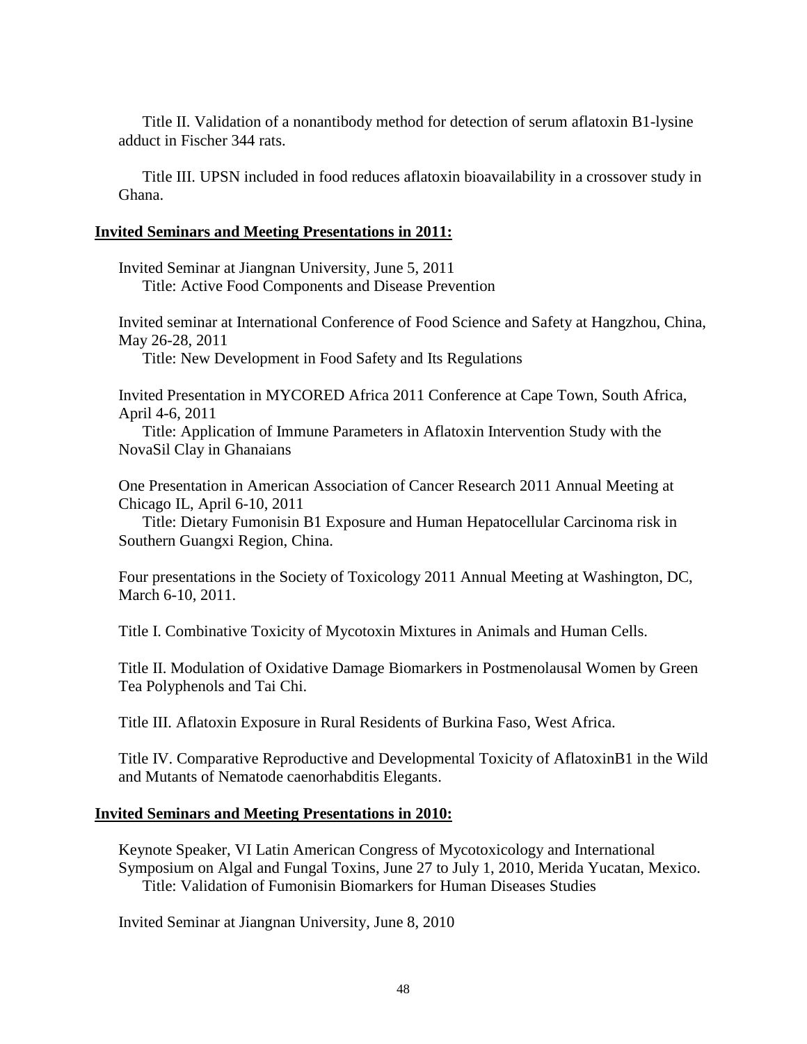Title II. Validation of a nonantibody method for detection of serum aflatoxin B1-lysine adduct in Fischer 344 rats.

Title III. UPSN included in food reduces aflatoxin bioavailability in a crossover study in Ghana.

**Invited Seminars and Meeting Presentations in 2011:**

Invited Seminar at Jiangnan University, June 5, 2011
Title: Active Food Components and Disease Prevention

Invited seminar at International Conference of Food Science and Safety at Hangzhou, China, May 26-28, 2011
Title: New Development in Food Safety and Its Regulations

Invited Presentation in MYCORED Africa 2011 Conference at Cape Town, South Africa, April 4-6, 2011
Title: Application of Immune Parameters in Aflatoxin Intervention Study with the NovaSil Clay in Ghanaians

One Presentation in American Association of Cancer Research 2011 Annual Meeting at Chicago IL, April 6-10, 2011
Title: Dietary Fumonisin B1 Exposure and Human Hepatocellular Carcinoma risk in Southern Guangxi Region, China.

Four presentations in the Society of Toxicology 2011 Annual Meeting at Washington, DC, March 6-10, 2011.

Title I. Combinative Toxicity of Mycotoxin Mixtures in Animals and Human Cells.

Title II. Modulation of Oxidative Damage Biomarkers in Postmenolausal Women by Green Tea Polyphenols and Tai Chi.

Title III. Aflatoxin Exposure in Rural Residents of Burkina Faso, West Africa.

Title IV. Comparative Reproductive and Developmental Toxicity of AflatoxinB1 in the Wild and Mutants of Nematode caenorhabditis Elegants.

**Invited Seminars and Meeting Presentations in 2010:**

Keynote Speaker, VI Latin American Congress of Mycotoxicology and International Symposium on Algal and Fungal Toxins, June 27 to July 1, 2010, Merida Yucatan, Mexico.
Title: Validation of Fumonisin Biomarkers for Human Diseases Studies

Invited Seminar at Jiangnan University, June 8, 2010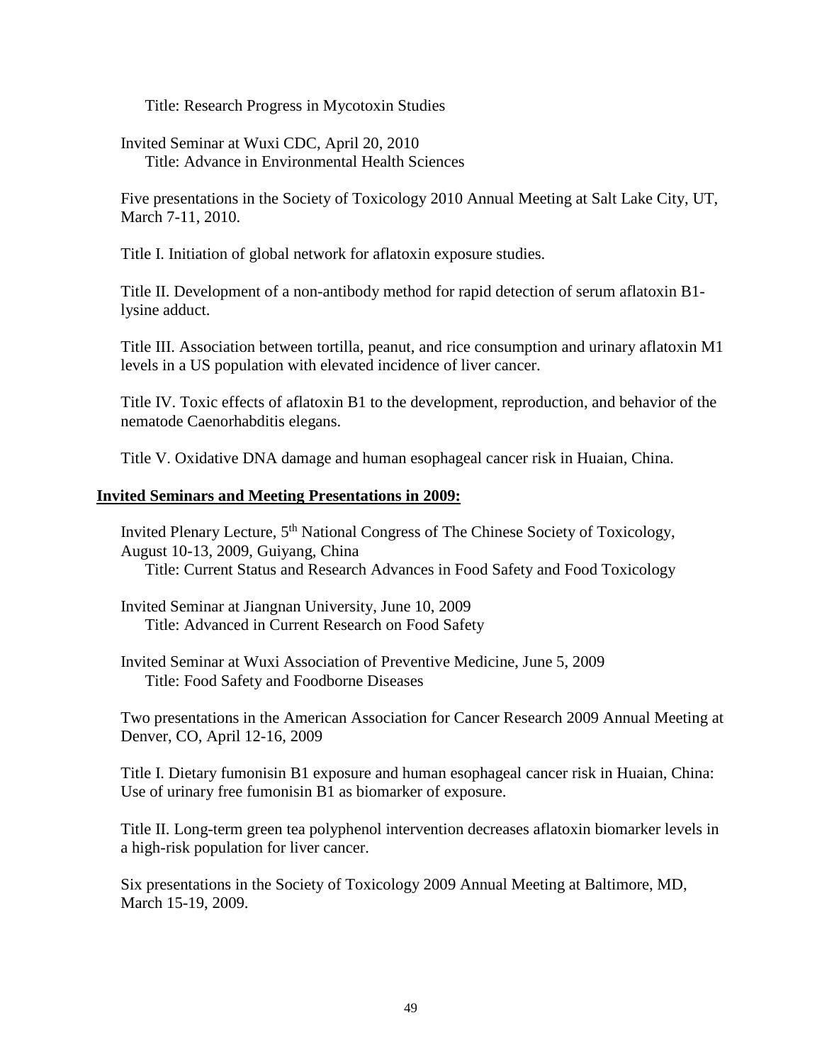Title: Research Progress in Mycotoxin Studies

Invited Seminar at Wuxi CDC, April 20, 2010
Title: Advance in Environmental Health Sciences

Five presentations in the Society of Toxicology 2010 Annual Meeting at Salt Lake City, UT, March 7-11, 2010.

Title I. Initiation of global network for aflatoxin exposure studies.

Title II. Development of a non-antibody method for rapid detection of serum aflatoxin B1-lysine adduct.

Title III. Association between tortilla, peanut, and rice consumption and urinary aflatoxin M1 levels in a US population with elevated incidence of liver cancer.

Title IV. Toxic effects of aflatoxin B1 to the development, reproduction, and behavior of the nematode Caenorhabditis elegans.

Title V. Oxidative DNA damage and human esophageal cancer risk in Huaian, China.

## **Invited Seminars and Meeting Presentations in 2009:**

Invited Plenary Lecture, 5th National Congress of The Chinese Society of Toxicology, August 10-13, 2009, Guiyang, China
Title: Current Status and Research Advances in Food Safety and Food Toxicology

Invited Seminar at Jiangnan University, June 10, 2009
Title: Advanced in Current Research on Food Safety

Invited Seminar at Wuxi Association of Preventive Medicine, June 5, 2009
Title: Food Safety and Foodborne Diseases

Two presentations in the American Association for Cancer Research 2009 Annual Meeting at Denver, CO, April 12-16, 2009

Title I. Dietary fumonisin B1 exposure and human esophageal cancer risk in Huaian, China: Use of urinary free fumonisin B1 as biomarker of exposure.

Title II. Long-term green tea polyphenol intervention decreases aflatoxin biomarker levels in a high-risk population for liver cancer.

Six presentations in the Society of Toxicology 2009 Annual Meeting at Baltimore, MD, March 15-19, 2009.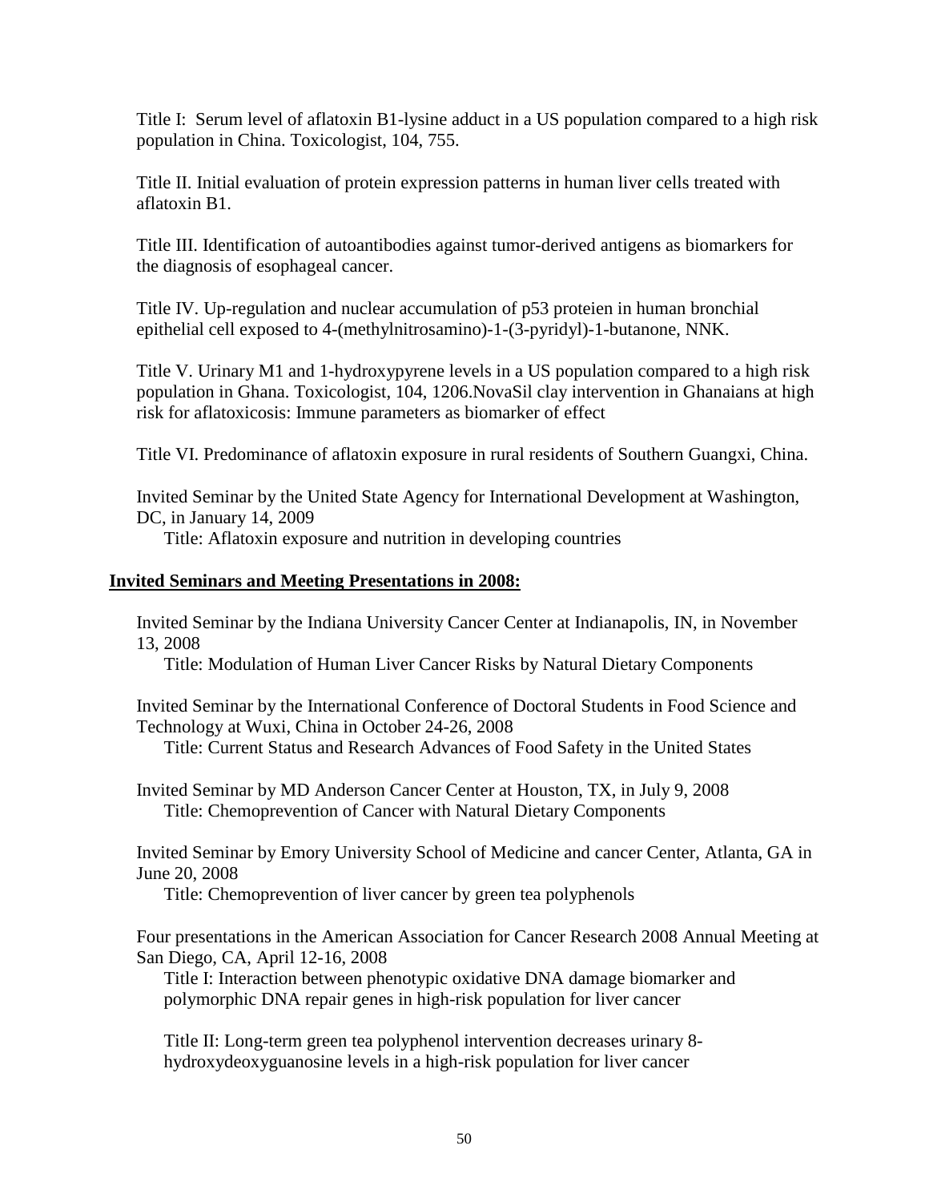Title I: Serum level of aflatoxin B1-lysine adduct in a US population compared to a high risk population in China. Toxicologist, 104, 755.

Title II. Initial evaluation of protein expression patterns in human liver cells treated with aflatoxin B1.

Title III. Identification of autoantibodies against tumor-derived antigens as biomarkers for the diagnosis of esophageal cancer.

Title IV. Up-regulation and nuclear accumulation of p53 proteien in human bronchial epithelial cell exposed to 4-(methylnitrosamino)-1-(3-pyridyl)-1-butanone, NNK.

Title V. Urinary M1 and 1-hydroxypyrene levels in a US population compared to a high risk population in Ghana. Toxicologist, 104, 1206.NovaSil clay intervention in Ghanaians at high risk for aflatoxicosis: Immune parameters as biomarker of effect

Title VI. Predominance of aflatoxin exposure in rural residents of Southern Guangxi, China.

Invited Seminar by the United State Agency for International Development at Washington, DC, in January 14, 2009

Title: Aflatoxin exposure and nutrition in developing countries

**Invited Seminars and Meeting Presentations in 2008:**

Invited Seminar by the Indiana University Cancer Center at Indianapolis, IN, in November 13, 2008

Title: Modulation of Human Liver Cancer Risks by Natural Dietary Components

Invited Seminar by the International Conference of Doctoral Students in Food Science and Technology at Wuxi, China in October 24-26, 2008

Title: Current Status and Research Advances of Food Safety in the United States

Invited Seminar by MD Anderson Cancer Center at Houston, TX, in July 9, 2008

Title: Chemoprevention of Cancer with Natural Dietary Components

Invited Seminar by Emory University School of Medicine and cancer Center, Atlanta, GA in June 20, 2008

Title: Chemoprevention of liver cancer by green tea polyphenols

Four presentations in the American Association for Cancer Research 2008 Annual Meeting at San Diego, CA, April 12-16, 2008

Title I: Interaction between phenotypic oxidative DNA damage biomarker and polymorphic DNA repair genes in high-risk population for liver cancer

Title II: Long-term green tea polyphenol intervention decreases urinary 8-hydroxydeoxyguanosine levels in a high-risk population for liver cancer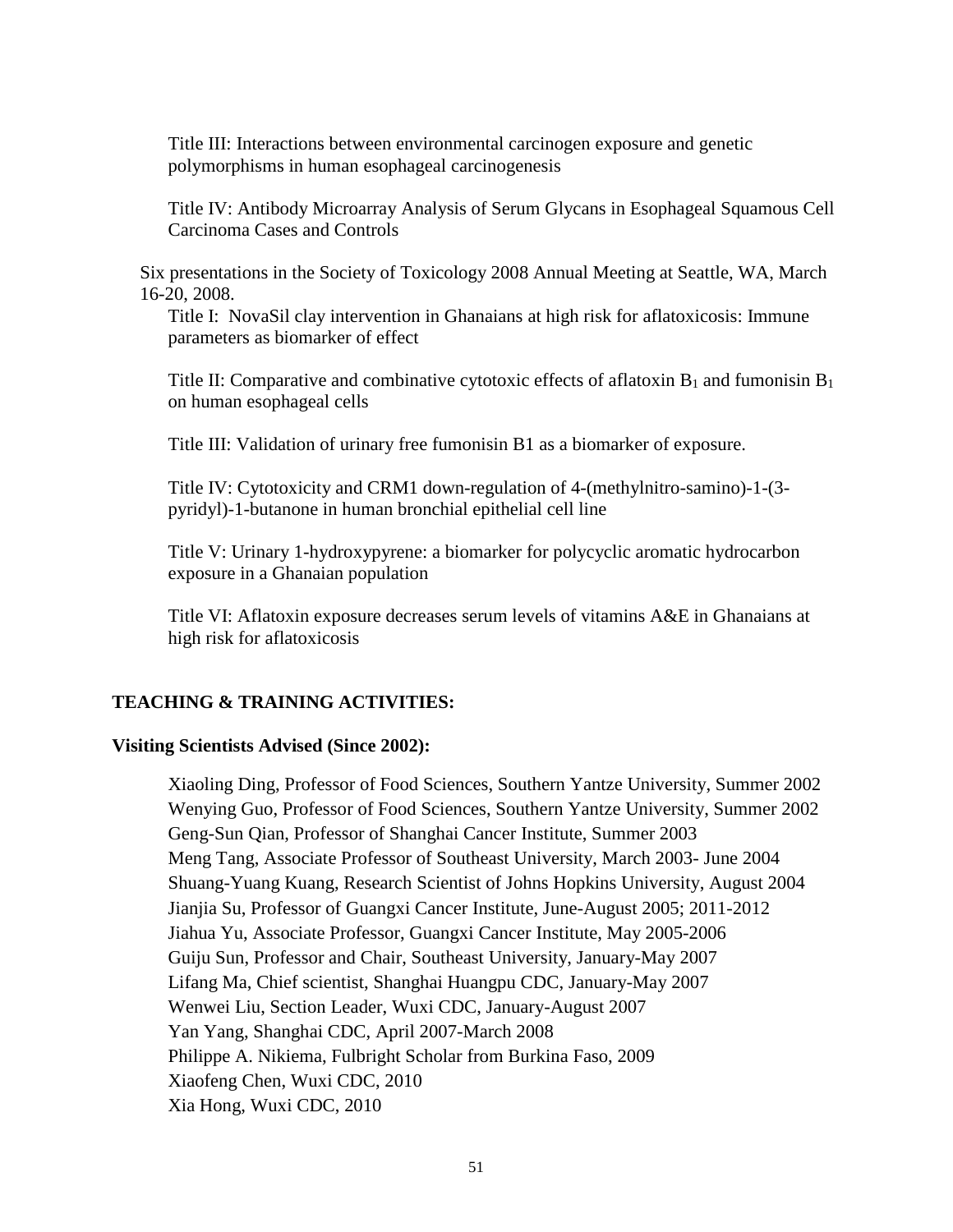Title III: Interactions between environmental carcinogen exposure and genetic polymorphisms in human esophageal carcinogenesis

Title IV: Antibody Microarray Analysis of Serum Glycans in Esophageal Squamous Cell Carcinoma Cases and Controls

Six presentations in the Society of Toxicology 2008 Annual Meeting at Seattle, WA, March 16-20, 2008.

Title I: NovaSil clay intervention in Ghanaians at high risk for aflatoxicosis: Immune parameters as biomarker of effect

Title II: Comparative and combinative cytotoxic effects of aflatoxin $B_1$ and fumonisin $B_1$ on human esophageal cells

Title III: Validation of urinary free fumonisin B1 as a biomarker of exposure.

Title IV: Cytotoxicity and CRM1 down-regulation of 4-(methylnitro-samino)-1-(3-pyridyl)-1-butanone in human bronchial epithelial cell line

Title V: Urinary 1-hydroxypyrene: a biomarker for polycyclic aromatic hydrocarbon exposure in a Ghanaian population

Title VI: Aflatoxin exposure decreases serum levels of vitamins A&E in Ghanaians at high risk for aflatoxicosis

## TEACHING & TRAINING ACTIVITIES:

### Visiting Scientists Advised (Since 2002):

Xiaoling Ding, Professor of Food Sciences, Southern Yantze University, Summer 2002
Wenying Guo, Professor of Food Sciences, Southern Yantze University, Summer 2002
Geng-Sun Qian, Professor of Shanghai Cancer Institute, Summer 2003
Meng Tang, Associate Professor of Southeast University, March 2003- June 2004
Shuang-Yuang Kuang, Research Scientist of Johns Hopkins University, August 2004
Jianjia Su, Professor of Guangxi Cancer Institute, June-August 2005; 2011-2012
Jiahua Yu, Associate Professor, Guangxi Cancer Institute, May 2005-2006
Guiju Sun, Professor and Chair, Southeast University, January-May 2007
Lifang Ma, Chief scientist, Shanghai Huangpu CDC, January-May 2007
Wenwei Liu, Section Leader, Wuxi CDC, January-August 2007
Yan Yang, Shanghai CDC, April 2007-March 2008
Philippe A. Nikiema, Fulbright Scholar from Burkina Faso, 2009
Xiaofeng Chen, Wuxi CDC, 2010
Xia Hong, Wuxi CDC, 2010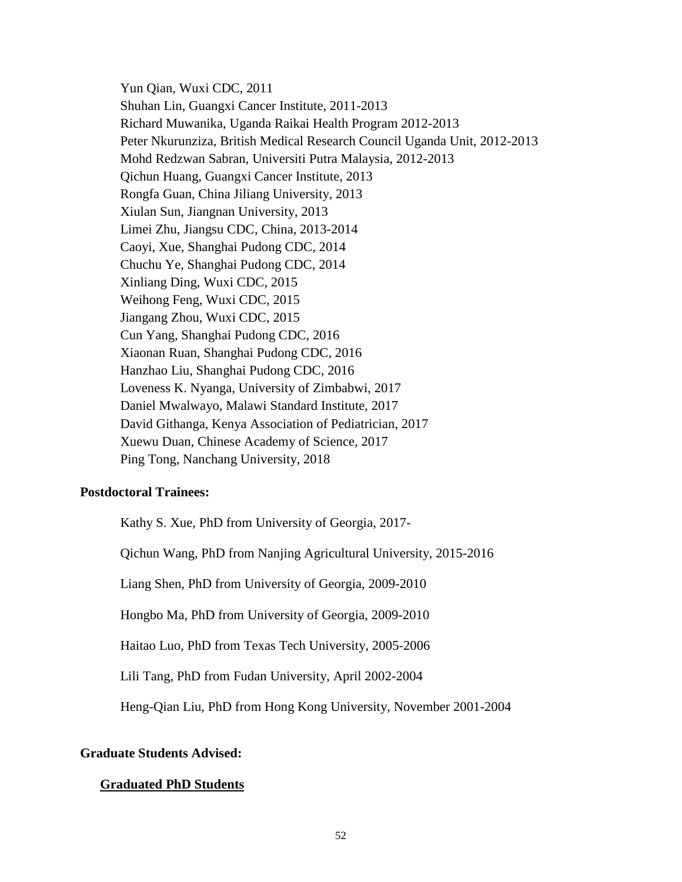Yun Qian, Wuxi CDC, 2011  
Shuhan Lin, Guangxi Cancer Institute, 2011-2013  
Richard Muwanika, Uganda Raikai Health Program 2012-2013  
Peter Nkurunziza, British Medical Research Council Uganda Unit, 2012-2013  
Mohd Redzwan Sabran, Universiti Putra Malaysia, 2012-2013  
Qichun Huang, Guangxi Cancer Institute, 2013  
Rongfa Guan, China Jiliang University, 2013  
Xiulan Sun, Jiangnan University, 2013  
Limei Zhu, Jiangsu CDC, China, 2013-2014  
Caoyi, Xue, Shanghai Pudong CDC, 2014  
Chuchu Ye, Shanghai Pudong CDC, 2014  
Xinliang Ding, Wuxi CDC, 2015  
Weihong Feng, Wuxi CDC, 2015  
Jiangang Zhou, Wuxi CDC, 2015  
Cun Yang, Shanghai Pudong CDC, 2016  
Xiaonan Ruan, Shanghai Pudong CDC, 2016  
Hanzhao Liu, Shanghai Pudong CDC, 2016  
Loveness K. Nyanga, University of Zimbabwi, 2017  
Daniel Mwalwayo, Malawi Standard Institute, 2017  
David Githanga, Kenya Association of Pediatrician, 2017  
Xuewu Duan, Chinese Academy of Science, 2017  
Ping Tong, Nanchang University, 2018

**Postdoctoral Trainees:**

Kathy S. Xue, PhD from University of Georgia, 2017-

Qichun Wang, PhD from Nanjing Agricultural University, 2015-2016

Liang Shen, PhD from University of Georgia, 2009-2010

Hongbo Ma, PhD from University of Georgia, 2009-2010

Haitao Luo, PhD from Texas Tech University, 2005-2006

Lili Tang, PhD from Fudan University, April 2002-2004

Heng-Qian Liu, PhD from Hong Kong University, November 2001-2004

**Graduate Students Advised:**

**Graduated PhD Students**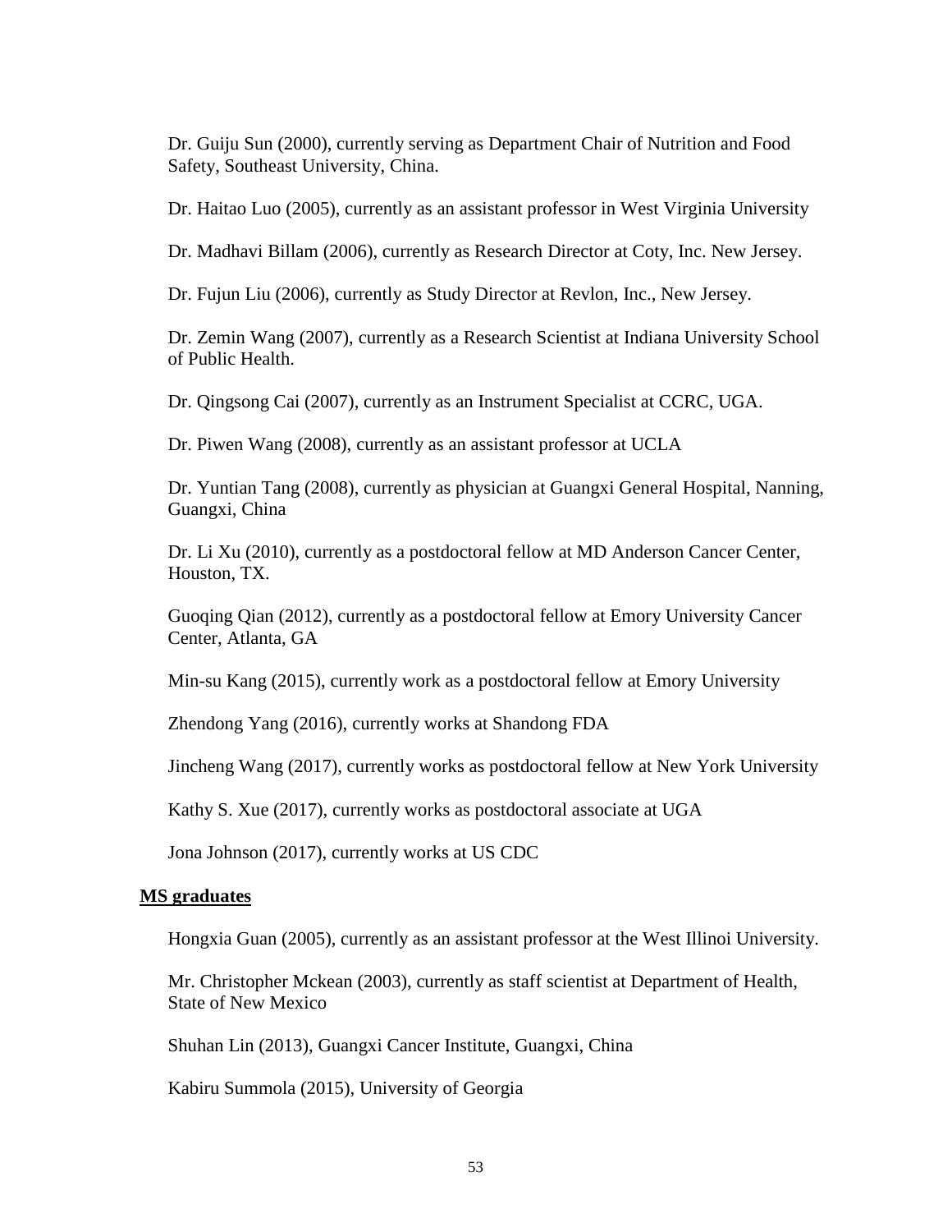Dr. Guiju Sun (2000), currently serving as Department Chair of Nutrition and Food Safety, Southeast University, China.

Dr. Haitao Luo (2005), currently as an assistant professor in West Virginia University

Dr. Madhavi Billam (2006), currently as Research Director at Coty, Inc. New Jersey.

Dr. Fujun Liu (2006), currently as Study Director at Revlon, Inc., New Jersey.

Dr. Zemin Wang (2007), currently as a Research Scientist at Indiana University School of Public Health.

Dr. Qingsong Cai (2007), currently as an Instrument Specialist at CCRC, UGA.

Dr. Piwen Wang (2008), currently as an assistant professor at UCLA

Dr. Yuntian Tang (2008), currently as physician at Guangxi General Hospital, Nanning, Guangxi, China

Dr. Li Xu (2010), currently as a postdoctoral fellow at MD Anderson Cancer Center, Houston, TX.

Guoqing Qian (2012), currently as a postdoctoral fellow at Emory University Cancer Center, Atlanta, GA

Min-su Kang (2015), currently work as a postdoctoral fellow at Emory University

Zhendong Yang (2016), currently works at Shandong FDA

Jincheng Wang (2017), currently works as postdoctoral fellow at New York University

Kathy S. Xue (2017), currently works as postdoctoral associate at UGA

Jona Johnson (2017), currently works at US CDC

**MS graduates**

Hongxia Guan (2005), currently as an assistant professor at the West Illinoi University.

Mr. Christopher Mckean (2003), currently as staff scientist at Department of Health, State of New Mexico

Shuhan Lin (2013), Guangxi Cancer Institute, Guangxi, China

Kabiru Summola (2015), University of Georgia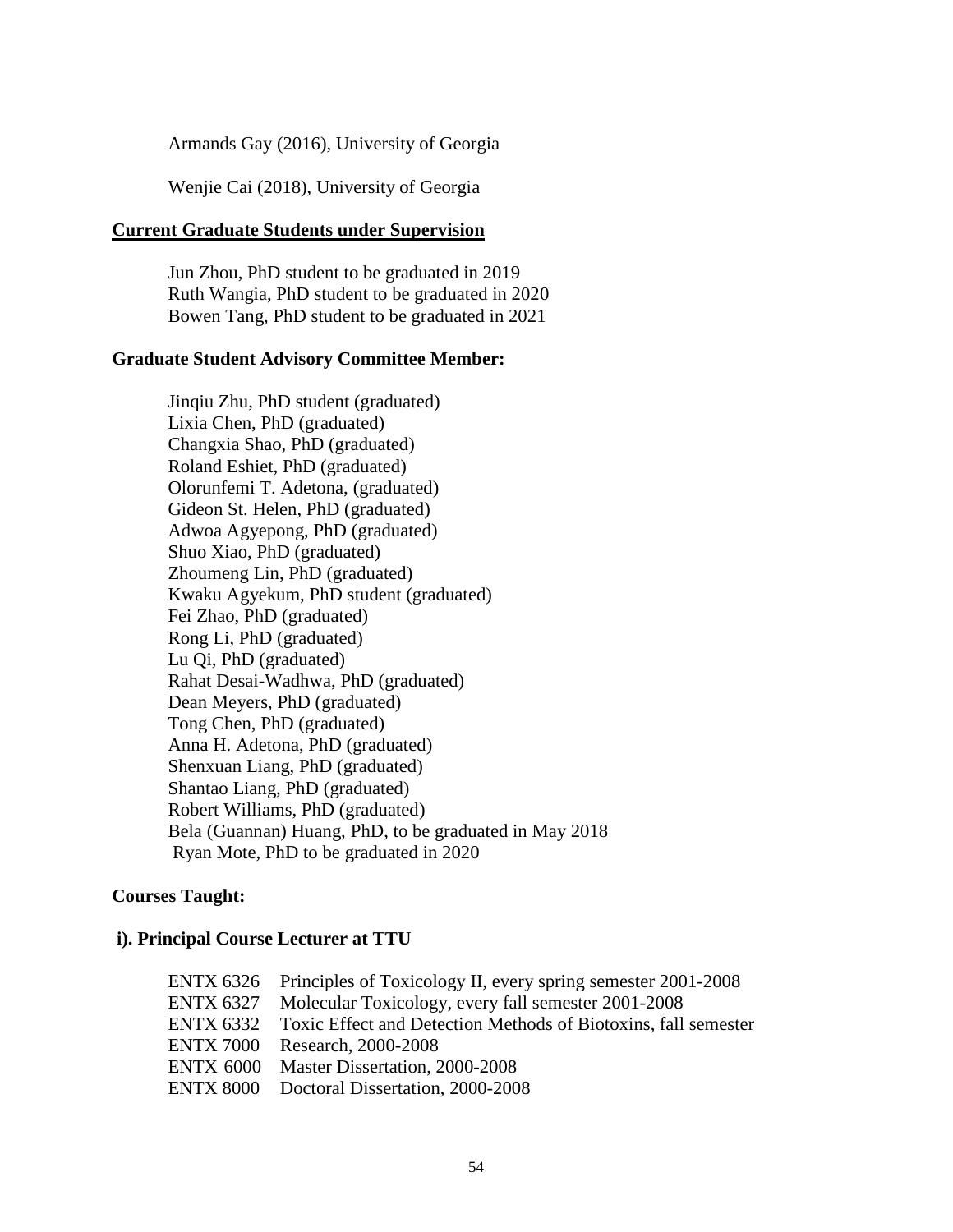Armands Gay (2016), University of Georgia

Wenjie Cai (2018), University of Georgia

## Current Graduate Students under Supervision

Jun Zhou, PhD student to be graduated in 2019
Ruth Wangia, PhD student to be graduated in 2020
Bowen Tang, PhD student to be graduated in 2021

## Graduate Student Advisory Committee Member:

Jinqiu Zhu, PhD student (graduated)
Lixia Chen, PhD (graduated)
Changxia Shao, PhD (graduated)
Roland Eshiet, PhD (graduated)
Olorunfemi T. Adetona, (graduated)
Gideon St. Helen, PhD (graduated)
Adwoa Agyepong, PhD (graduated)
Shuo Xiao, PhD (graduated)
Zhoumeng Lin, PhD (graduated)
Kwaku Agyekum, PhD student (graduated)
Fei Zhao, PhD (graduated)
Rong Li, PhD (graduated)
Lu Qi, PhD (graduated)
Rahat Desai-Wadhwa, PhD (graduated)
Dean Meyers, PhD (graduated)
Tong Chen, PhD (graduated)
Anna H. Adetona, PhD (graduated)
Shenxuan Liang, PhD (graduated)
Shantao Liang, PhD (graduated)
Robert Williams, PhD (graduated)
Bela (Guannan) Huang, PhD, to be graduated in May 2018
Ryan Mote, PhD to be graduated in 2020

## Courses Taught:

### i). Principal Course Lecturer at TTU

ENTX 6326 Principles of Toxicology II, every spring semester 2001-2008
ENTX 6327 Molecular Toxicology, every fall semester 2001-2008
ENTX 6332 Toxic Effect and Detection Methods of Biotoxins, fall semester
ENTX 7000 Research, 2000-2008
ENTX 6000 Master Dissertation, 2000-2008
ENTX 8000 Doctoral Dissertation, 2000-2008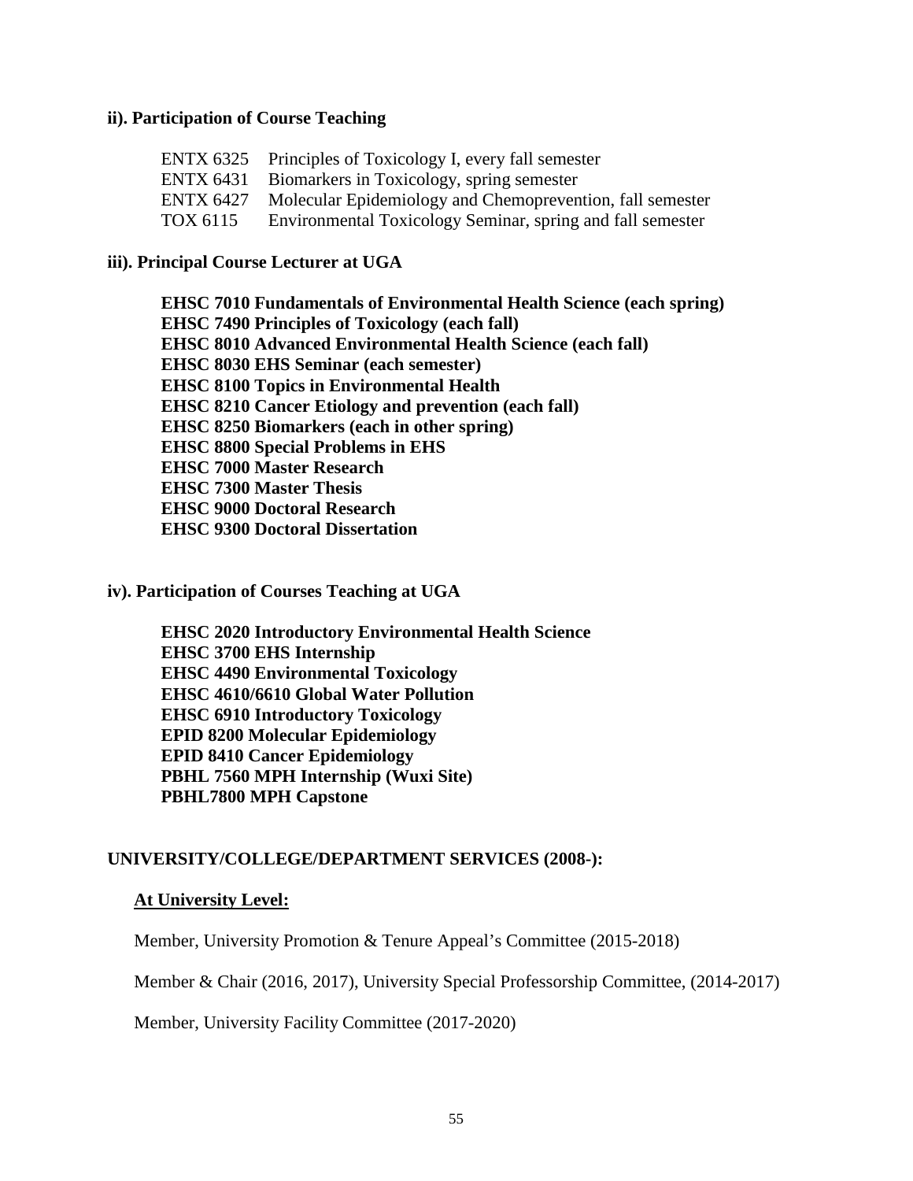**ii). Participation of Course Teaching**

ENTX 6325 Principles of Toxicology I, every fall semester
ENTX 6431 Biomarkers in Toxicology, spring semester
ENTX 6427 Molecular Epidemiology and Chemoprevention, fall semester
TOX 6115 Environmental Toxicology Seminar, spring and fall semester

**iii). Principal Course Lecturer at UGA**

**EHSC 7010 Fundamentals of Environmental Health Science (each spring)**
**EHSC 7490 Principles of Toxicology (each fall)**
**EHSC 8010 Advanced Environmental Health Science (each fall)**
**EHSC 8030 EHS Seminar (each semester)**
**EHSC 8100 Topics in Environmental Health**
**EHSC 8210 Cancer Etiology and prevention (each fall)**
**EHSC 8250 Biomarkers (each in other spring)**
**EHSC 8800 Special Problems in EHS**
**EHSC 7000 Master Research**
**EHSC 7300 Master Thesis**
**EHSC 9000 Doctoral Research**
**EHSC 9300 Doctoral Dissertation**

**iv). Participation of Courses Teaching at UGA**

**EHSC 2020 Introductory Environmental Health Science**
**EHSC 3700 EHS Internship**
**EHSC 4490 Environmental Toxicology**
**EHSC 4610/6610 Global Water Pollution**
**EHSC 6910 Introductory Toxicology**
**EPID 8200 Molecular Epidemiology**
**EPID 8410 Cancer Epidemiology**
**PBHL 7560 MPH Internship (Wuxi Site)**
**PBHL7800 MPH Capstone**

## UNIVERSITY/COLLEGE/DEPARTMENT SERVICES (2008-):

**At University Level:**

Member, University Promotion & Tenure Appeal's Committee (2015-2018)

Member & Chair (2016, 2017), University Special Professorship Committee, (2014-2017)

Member, University Facility Committee (2017-2020)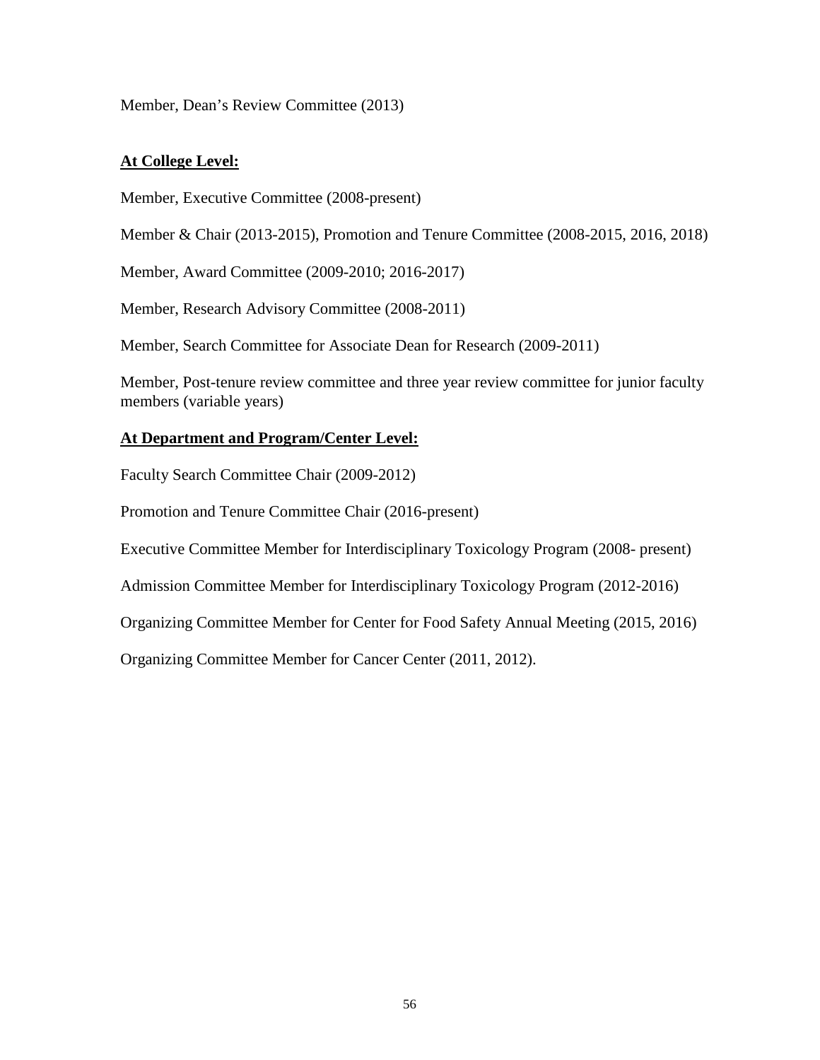Member, Dean's Review Committee (2013)

**At College Level:**

Member, Executive Committee (2008-present)

Member & Chair (2013-2015), Promotion and Tenure Committee (2008-2015, 2016, 2018)

Member, Award Committee (2009-2010; 2016-2017)

Member, Research Advisory Committee (2008-2011)

Member, Search Committee for Associate Dean for Research (2009-2011)

Member, Post-tenure review committee and three year review committee for junior faculty members (variable years)

**At Department and Program/Center Level:**

Faculty Search Committee Chair (2009-2012)

Promotion and Tenure Committee Chair (2016-present)

Executive Committee Member for Interdisciplinary Toxicology Program (2008- present)

Admission Committee Member for Interdisciplinary Toxicology Program (2012-2016)

Organizing Committee Member for Center for Food Safety Annual Meeting (2015, 2016)

Organizing Committee Member for Cancer Center (2011, 2012).